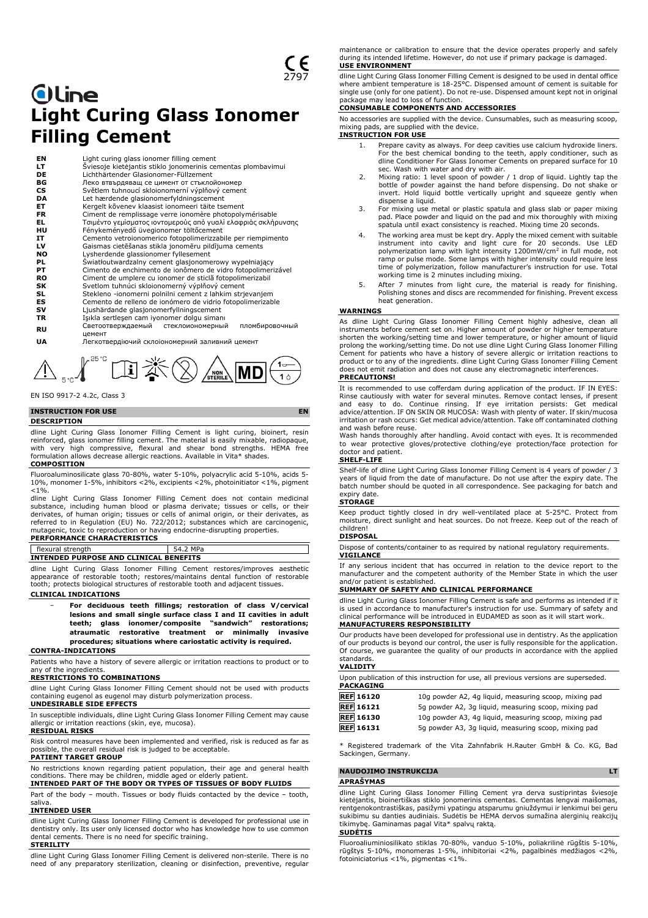CE 2797

# dline
# Light Curing Glass Ionomer Filling Cement

| | |
|---|---|
| EN | Light curing glass ionomer filling cement |
| LT | Šviesoje kietėjantis stiklo jonomerinis cementas plombavimui |
| DE | Lichthärtender Glasionomer-Füllzement |
| BG | Леко втвърдяващ се цимент от стъклойономер |
| CS | Světlem tuhnoucí skloionomerní výplňový cement |
| DA | Let hærdende glasionomerfyldningscement |
| ET | Kergelt kõvenev klaasist ionomeeri täite tsement |
| FR | Ciment de remplissage verre ionomère photopolymérisable |
| EL | Τσιμέντο γεμίσματος ιοντομερούς από γυαλί ελαφριάς σκλήρυνσης |
| HU | Fénykeményedő üvegionomer töltőcement |
| IT | Cemento vetroionomerico fotopolimerizzabile per riempimento |
| LV | Gaismas cietēšanas stikla jonomēru pildījuma cements |
| NO | Lysherdende glassionomer fyllesement |
| PL | Światłoutwardzalny cement glasjonomerowy wypełniający |
| PT | Cimento de enchimento de ionômero de vidro fotopolimerizável |
| RO | Ciment de umplere cu ionomer de sticlă fotopolimerizabil |
| SK | Svetlom tuhnúci skloionomerný výplňový cement |
| SL | Stekleno -ionomerni polnilni cement z lahkim strjevanjem |
| ES | Cemento de relleno de ionómero de vidrio fotopolimerizable |
| SV | Ljushärdande glasjonomerfyllningscement |
| TR | Işıkla sertleşen cam iyonomer dolgu simanı |
| RU | Светоотверждаемый стеклоиономерный пломбировочный цемент |
| UA | Легкотвердіючий склоіономерний заливний цемент |

5°C 25°C NON STERILE MD

EN ISO 9917-2 4.2c, Class 3

## INSTRUCTION FOR USE — EN

### DESCRIPTION

dline Light Curing Glass Ionomer Filling Cement is light curing, bioinert, resin reinforced, glass ionomer filling cement. The material is easily mixable, radiopaque, with very high compressive, flexural and shear bond strengths. HEMA free formulation allows decrease allergic reactions. Available in Vita* shades.

### COMPOSITION

Fluoroaluminosilicate glass 70-80%, water 5-10%, polyacrylic acid 5-10%, acids 5-10%, monomer 1-5%, inhibitors <2%, excipients <2%, photoinitiator <1%, pigment <1%.

dline Light Curing Glass Ionomer Filling Cement does not contain medicinal substance, including human blood or plasma derivate; tissues or cells, or their derivates, of human origin; tissues or cells of animal origin, or their derivates, as referred to in Regulation (EU) No. 722/2012; substances which are carcinogenic, mutagenic, toxic to reproduction or having endocrine-disrupting properties.

### PERFORMANCE CHARACTERISTICS

| flexural strength | 54.2 MPa |
|---|---|

### INTENDED PURPOSE AND CLINICAL BENEFITS

dline Light Curing Glass Ionomer Filling Cement restores/improves aesthetic appearance of restorable tooth; restores/maintains dental function of restorable tooth; protects biological structures of restorable tooth and adjacent tissues.

### CLINICAL INDICATIONS

- **For deciduous teeth fillings; restoration of class V/cervical lesions and small single surface class I and II cavities in adult teeth; glass ionomer/composite "sandwich" restorations; atraumatic restorative treatment or minimally invasive procedures; situations where cariostatic activity is required.**

### CONTRA-INDICATIONS

Patients who have a history of severe allergic or irritation reactions to product or to any of the ingredients.

### RESTRICTIONS TO COMBINATIONS

dline Light Curing Glass Ionomer Filling Cement should not be used with products containing eugenol as eugenol may disturb polymerization process.

### UNDESIRABLE SIDE EFFECTS

In susceptible individuals, dline Light Curing Glass Ionomer Filling Cement may cause allergic or irritation reactions (skin, eye, mucosa).

### RESIDUAL RISKS

Risk control measures have been implemented and verified, risk is reduced as far as possible, the overall residual risk is judged to be acceptable.

### PATIENT TARGET GROUP

No restrictions known regarding patient population, their age and general health conditions. There may be children, middle aged or elderly patient.

### INTENDED PART OF THE BODY OR TYPES OF TISSUES OF BODY FLUIDS

Part of the body – mouth. Tissues or body fluids contacted by the device – tooth, saliva.

### INTENDED USER

dline Light Curing Glass Ionomer Filling Cement is developed for professional use in dentistry only. Its user only licensed doctor who has knowledge how to use common dental cements. There is no need for specific training.

### STERILITY

dline Light Curing Glass Ionomer Filling Cement is delivered non-sterile. There is no need of any preparatory sterilization, cleaning or disinfection, preventive, regular maintenance or calibration to ensure that the device operates properly and safely during its intended lifetime. However, do not use if primary package is damaged.

### USE ENVIRONMENT

dline Light Curing Glass Ionomer Filling Cement is designed to be used in dental office where ambient temperature is 18-25°C. Dispensed amount of cement is suitable for single use (only for one patient). Do not re-use. Dispensed amount kept not in original package may lead to loss of function.

### CONSUMABLE COMPONENTS AND ACCESSORIES

No accessories are supplied with the device. Cunsumables, such as measuring scoop, mixing pads, are supplied with the device.

### INSTRUCTION FOR USE

1. Prepare cavity as always. For deep cavities use calcium hydroxide liners. For the best chemical bonding to the teeth, apply conditioner, such as dline Conditioner For Glass Ionomer Cements on prepared surface for 10 sec. Wash with water and dry with air.
2. Mixing ratio: 1 level spoon of powder / 1 drop of liquid. Lightly tap the bottle of powder against the hand before dispensing. Do not shake or invert. Hold liquid bottle vertically upright and squeeze gently when dispense a liquid.
3. For mixing use metal or plastic spatula and glass slab or paper mixing pad. Place powder and liquid on the pad and mix thoroughly with mixing spatula until exact consistency is reached. Mixing time 20 seconds.
4. The working area must be kept dry. Apply the mixed cement with suitable instrument into cavity and light cure for 20 seconds. Use LED polymerization lamp with light intensity 1200mW/cm² in full mode, not ramp or pulse mode. Some lamps with higher intensity could require less time of polymerization, follow manufacturer's instruction for use. Total working time is 2 minutes including mixing.
5. After 7 minutes from light cure, the material is ready for finishing. Polishing stones and discs are recommended for finishing. Prevent excess heat generation.

### WARNINGS

As dline Light Curing Glass Ionomer Filling Cement highly adhesive, clean all instruments before cement set on. Higher amount of powder or higher temperature shorten the working/setting time and lower temperature, or higher amount of liquid prolong the working/setting time. Do not use dline Light Curing Glass Ionomer Filling Cement for patients who have a history of severe allergic or irritation reactions to product or to any of the ingredients. dline Light Curing Glass Ionomer Filling Cement does not emit radiation and does not cause any electromagnetic interferences.

### PRECAUTIONS!

It is recommended to use cofferdam during application of the product. IF IN EYES: Rinse cautiously with water for several minutes. Remove contact lenses, if present and easy to do. Continue rinsing. If eye irritation persists: Get medical advice/attention. IF ON SKIN OR MUCOSA: Wash with plenty of water. If skin/mucosa irritation or rash occurs: Get medical advice/attention. Take off contaminated clothing and wash before reuse.

Wash hands thoroughly after handling. Avoid contact with eyes. It is recommended to wear protective gloves/protective clothing/eye protection/face protection for doctor and patient.

### SHELF-LIFE

Shelf-life of dline Light Curing Glass Ionomer Filling Cement is 4 years of powder / 3 years of liquid from the date of manufacture. Do not use after the expiry date. The batch number should be quoted in all correspondence. See packaging for batch and expiry date.

### STORAGE

Keep product tightly closed in dry well-ventilated place at 5-25°C. Protect from moisture, direct sunlight and heat sources. Do not freeze. Keep out of the reach of children!

### DISPOSAL

Dispose of contents/container to as required by national regulatory requirements.

### VIGILANCE

If any serious incident that has occurred in relation to the device report to the manufacturer and the competent authority of the Member State in which the user and/or patient is established.

### SUMMARY OF SAFETY AND CLINICAL PERFORMANCE

dline Light Curing Glass Ionomer Filling Cement is safe and performs as intended if it is used in accordance to manufacturer's instruction for use. Summary of safety and clinical performance will be introduced in EUDAMED as soon as it will start work.

### MANUFACTURERS RESPONSIBILITY

Our products have been developed for professional use in dentistry. As the application of our products is beyond our control, the user is fully responsible for the application. Of course, we guarantee the quality of our products in accordance with the applied standards.

### VALIDITY

Upon publication of this instruction for use, all previous versions are superseded.

### PACKAGING

| | |
|---|---|
| REF 16120 | 10g powder A2, 4g liquid, measuring scoop, mixing pad |
| REF 16121 | 5g powder A2, 3g liquid, measuring scoop, mixing pad |
| REF 16130 | 10g powder A3, 4g liquid, measuring scoop, mixing pad |
| REF 16131 | 5g powder A3, 3g liquid, measuring scoop, mixing pad |

\* Registered trademark of the Vita Zahnfabrik H.Rauter GmbH & Co. KG, Bad Sackingen, Germany.

## NAUDOJIMO INSTRUKCIJA — LT

### APRAŠYMAS

dline Light Curing Glass Ionomer Filling Cement yra derva sustiprintas šviesoje kietėjantis, bioinertiškas stiklo jonomerinis cementas. Cementas lengvai maišomas, rentgenokontrastiškas, pasižymi ypatingu atsparumu gniuždymui ir lenkimui bei geru sukibimu su danties audiniais. Sudėtis be HEMA dervos sumažina alerginių reakcijų tikimybę. Gaminamas pagal Vita* spalvų raktą.

### SUDĖTIS

Fluoroaliuminiosilikato stiklas 70-80%, vanduo 5-10%, poliakrilinė rūgštis 5-10%, rūgštys 5-10%, monomeras 1-5%, inhibitoriai <2%, pagalbinės medžiagos <2%, fotoiniciatorius <1%, pigmentas <1%.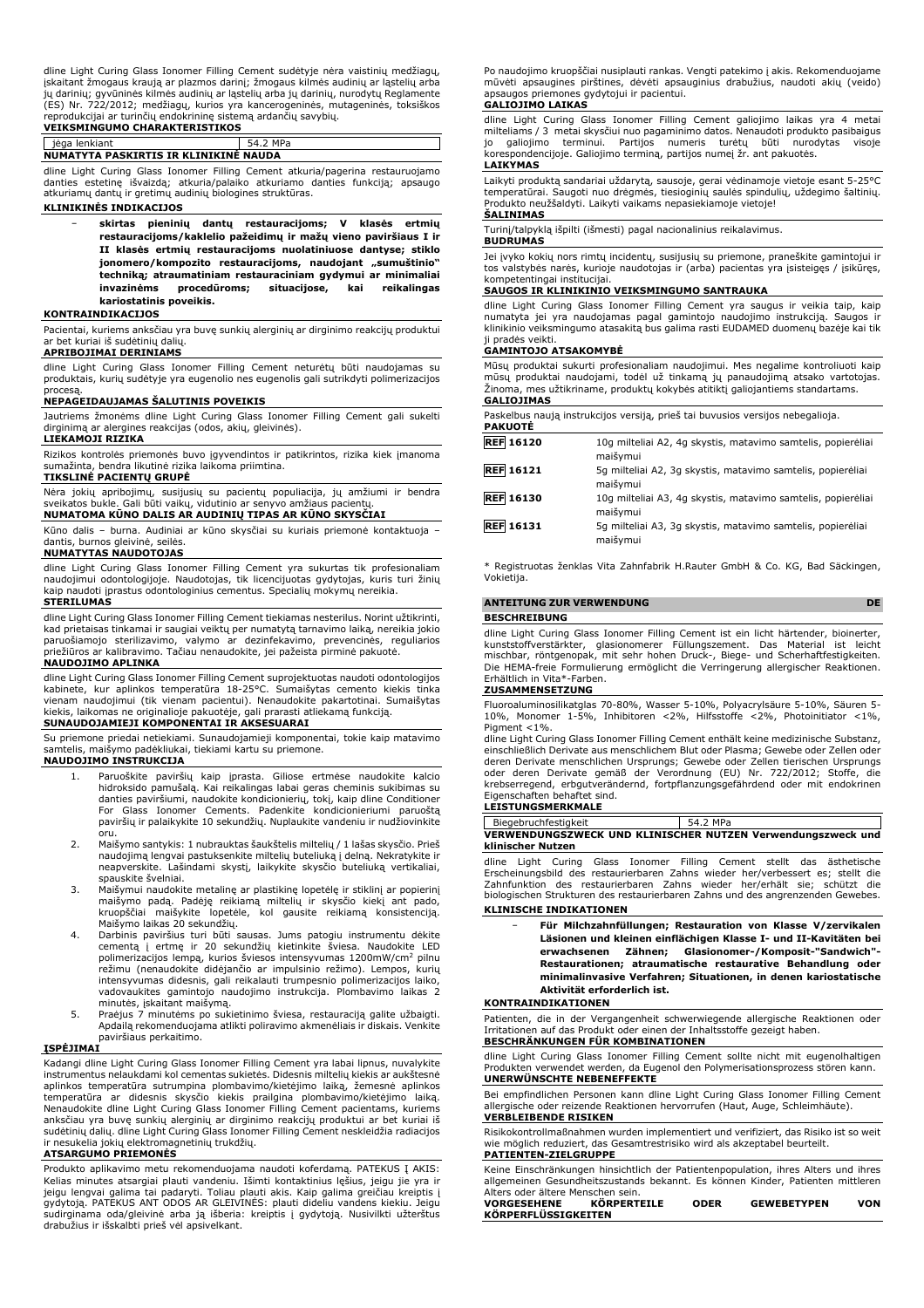dline Light Curing Glass Ionomer Filling Cement sudėtyje nėra vaistinių medžiagų, įskaitant žmogaus kraują ar plazmos darinį; žmogaus kilmės audinių ar ląstelių arba jų darinių; gyvūninės kilmės audinių ar ląstelių arba jų darinių, nurodytų Reglamente (ES) Nr. 722/2012; medžiagų, kurios yra kancerogeninės, mutageninės, toksiškos reprodukcijai ar turinčių endokrininę sistemą ardančių savybių.

**VEIKSMINGUMO CHARAKTERISTIKOS**

| jėga lenkiant | 54.2 MPa |
|---|---|

**NUMATYTA PASKIRTIS IR KLINIKINĖ NAUDA**

dline Light Curing Glass Ionomer Filling Cement atkuria/pagerina restauruojamo danties estetinę išvaizdą; atkuria/palaiko atkuriamo danties funkciją; apsaugo atkuriamų dantų ir gretimų audinių biologines struktūras.

**KLINIKINĖS INDIKACIJOS**

- **skirtas pieninių dantų restauracijoms; V klasės ertmių restauracijoms/kaklelio pažeidimų ir mažų vieno paviršiaus I ir II klasės ertmių restauracijoms nuolatiniuose dantyse; stiklo jonomero/kompozito restauracijoms, naudojant „sumuštinio" techniką; atraumatiniam restauraciniam gydymui ar minimaliai invazinėms procedūroms; situacijose, kai reikalingas kariostatinis poveikis.**

**KONTRAINDIKACIJOS**

Pacientai, kuriems anksčiau yra buvę sunkių alerginių ar dirginimo reakcijų produktui ar bet kuriai iš sudėtinių dalių.

**APRIBOJIMAI DERINIAMS**

dline Light Curing Glass Ionomer Filling Cement neturėtų būti naudojamas su produktais, kurių sudėtyje yra eugenolio nes eugenolis gali sutrikdyti polimerizacijos procesą.

**NEPAGEIDAUJAMAS ŠALUTINIS POVEIKIS**

Jautriems žmonėms dline Light Curing Glass Ionomer Filling Cement gali sukelti dirginimą ar alergines reakcijas (odos, akių, gleivinės).

**LIEKAMOJI RIZIKA**

Rizikos kontrolės priemonės buvo įgyvendintos ir patikrintos, rizika kiek įmanoma sumažinta, bendra likutinė rizika laikoma priimtina.

**TIKSLINĖ PACIENTŲ GRUPĖ**

Nėra jokių apribojimų, susijusių su pacientų populiacija, jų amžiumi ir bendra sveikatos būkle. Gali būti vaikų, vidutinio ar senyvo amžiaus pacientų.

**NUMATOMA KŪNO DALIS AR AUDINIŲ TIPAS AR KŪNO SKYSČIAI**

Kūno dalis – burna. Audiniai ar kūno skysčiai su kuriais priemonė kontaktuoja – dantis, burnos gleivinė, seilės.

**NUMATYTAS NAUDOTOJAS**

dline Light Curing Glass Ionomer Filling Cement yra sukurtas tik profesionaliam naudojimui odontologijoje. Naudotojas, tik licencijuotas gydytojas, kuris turi žinių kaip naudoti įprastus odontologinius cementus. Specialių mokymų nereikia.

**STERILUMAS**

dline Light Curing Glass Ionomer Filling Cement tiekiamas nesterilus. Norint užtikrinti, kad prietaisas tinkamai ir saugiai veiktų per numatytą tarnavimo laiką, nereikia jokio paruošiamojo sterilizavimo, valymo ar dezinfekavimo, prevencinės, reguliarios priežiūros ar kalibravimo. Tačiau nenaudokite, jei pažeista pirminė pakuotė.

**NAUDOJIMO APLINKA**

dline Light Curing Glass Ionomer Filling Cement suprojektuotas naudoti odontologijos kabinete, kur aplinkos temperatūra 18-25°C. Sumaišytas cemento kiekis tinka vienam naudojimui (tik vienam pacientui). Nenaudokite pakartotinai. Sumaišytas kiekis, laikomas ne originalioje pakuotėje, gali prarasti atliekamą funkciją.

**SUNAUDOJAMIEJI KOMPONENTAI IR AKSESUARAI**

Su priemone priedai netiekiami. Sunaudojamieji komponentai, tokie kaip matavimo samtelis, maišymo padėkliukai, tiekiami kartu su priemone.

**NAUDOJIMO INSTRUKCIJA**

1. Paruoškite paviršių kaip įprasta. Giliose ertmėse naudokite kalcio hidroksido pamušalą. Kai reikalingas labai geras cheminis sukibimas su danties paviršiumi, naudokite kondicionierių, tokį, kaip dline Conditioner For Glass Ionomer Cements. Padenkite kondicionieriumi paruoštą paviršių ir palaikykite 10 sekundžių. Nuplaukite vandeniu ir nudžiovinkite oru.
2. Maišymo santykis: 1 nubrauktas šaukštelis miltelių / 1 lašas skysčio. Prieš naudojimą lengvai pastuksenkite miltelių buteliuką į delną. Nekratykite ir neapverskite. Lašindami skystį, laikykite skysčio buteliuką vertikaliai, spauskite švelniai.
3. Maišymui naudokite metalinę ar plastikinę lopetėlę ir stiklinį ar popierinį maišymo padą. Padėję reikiamą miltelių ir skysčio kiekį ant pado, kruopščiai maišykite lopetėle, kol gausite reikiamą konsistenciją. Maišymo laikas 20 sekundžių.
4. Darbinis paviršius turi būti sausas. Jums patogiu instrumentu dėkite cementą į ertmę ir 20 sekundžių kietinkite šviesa. Naudokite LED polimerizacijos lempą, kurios šviesos intensyvumas 1200mW/cm$^2$ pilnu režimu (nenaudokite didėjančio ar impulsinio režimo). Lempos, kurių intensyvumas didesnis, gali reikalauti trumpesnio polimerizacijos laiko, vadovaukites gamintojo naudojimo instrukcija. Plombavimo laikas 2 minutės, įskaitant maišymą.
5. Praėjus 7 minutėms po sukietinimo šviesa, restauraciją galite užbaigti. Apdailą rekomenduojama atlikti poliravimo akmenėliais ir diskais. Venkite paviršiaus perkaitimo.

**ĮSPĖJIMAI**

Kadangi dline Light Curing Glass Ionomer Filling Cement yra labai lipnus, nuvalykite instrumentus nelaukdami kol cementas sukietės. Didesnis miltelių kiekis ar aukštesnė aplinkos temperatūra sutrumpina plombavimo/kietėjimo laiką, žemesnė aplinkos temperatūra ar didesnis skysčio kiekis prailgina plombavimo/kietėjimo laiką. Nenaudokite dline Light Curing Glass Ionomer Filling Cement pacientams, kuriems anksčiau yra buvę sunkių alerginių ar dirginimo reakcijų produktui ar bet kuriai iš sudėtinių dalių. dline Light Curing Glass Ionomer Filling Cement neskleidžia radiacijos ir nesukelia jokių elektromagnetinių trukdžių.

**ATSARGUMO PRIEMONĖS**

Produkto aplikavimo metu rekomenduojama naudoti koferdamą. PATEKUS Į AKIS: Kelias minutes atsargiai plauti vandeniu. Išimti kontaktinius lęšius, jeigu jie yra ir jeigu lengvai galima tai padaryti. Toliau plauti akis. Kaip galima greičiau kreiptis į gydytoją. PATEKUS ANT ODOS AR GLEIVINĖS: plauti dideliu vandens kiekiu. Jeigu sudirginama oda/gleivinė arba ją išberia: kreiptis į gydytoją. Nusivilkti užterštus drabužius ir išskalbti prieš vėl apsivelkant.

Po naudojimo kruopščiai nusiplauti rankas. Vengti patekimo į akis. Rekomenduojame mūvėti apsaugines pirštines, dėvėti apsauginius drabužius, naudoti akių (veido) apsaugos priemones gydytojui ir pacientui.

**GALIOJIMO LAIKAS**

dline Light Curing Glass Ionomer Filling Cement galiojimo laikas yra 4 metai milteliams / 3 metai skysčiui nuo pagaminimo datos. Nenaudoti produkto pasibaigus jo galiojimo terminui. Partijos numeris turėtų būti nurodytas visoje korespondencijoje. Galiojimo terminą, partijos numerį žr. ant pakuotės.

**LAIKYMAS**

Laikyti produktą sandariai uždarytą, sausoje, gerai vėdinamoje vietoje esant 5-25°C temperatūrai. Saugoti nuo drėgmės, tiesioginių saulės spindulių, uždegimo šaltinių. Produkto neužšaldyti. Laikyti vaikams nepasiekiamoje vietoje!

**ŠALINIMAS**

Turinį/talpyklą išpilti (išmesti) pagal nacionalinius reikalavimus.

**BUDRUMAS**

Jei įvyko kokių nors rimtų incidentų, susijusių su priemone, praneškite gamintojui ir tos valstybės narės, kurioje naudotojas ir (arba) pacientas yra įsisteigęs / įsikūręs, kompetentingai institucijai.

**SAUGOS IR KLINIKINIO VEIKSMINGUMO SANTRAUKA**

dline Light Curing Glass Ionomer Filling Cement yra saugus ir veikia taip, kaip numatyta jei yra naudojamas pagal gamintojo naudojimo instrukciją. Saugos ir klinikinio veiksmingumo ataskaitą bus galima rasti EUDAMED duomenų bazėje kai tik ji pradės veikti.

**GAMINTOJO ATSAKOMYBĖ**

Mūsų produktai sukurti profesionaliam naudojimui. Mes negalime kontroliuoti kaip mūsų produktai naudojami, todėl už tinkamą jų panaudojimą atsako vartotojas. Žinoma, mes užtikriname, produktų kokybės atitiktį galiojantiems standartams.

**GALIOJIMAS**

Paskelbus naują instrukcijos versiją, prieš tai buvusios versijos nebegalioja.

**PAKUOTĖ**

| | |
|---|---|
| REF 16120 | 10g milteliai A2, 4g skystis, matavimo samtelis, popieréliai maišymui |
| REF 16121 | 5g milteliai A2, 3g skystis, matavimo samtelis, popieréliai maišymui |
| REF 16130 | 10g milteliai A3, 4g skystis, matavimo samtelis, popieréliai maišymui |
| REF 16131 | 5g milteliai A3, 3g skystis, matavimo samtelis, popieréliai maišymui |

* Registruotas ženklas Vita Zahnfabrik H.Rauter GmbH & Co. KG, Bad Säckingen, Vokietija.

## ANTEITUNG ZUR VERWENDUNG — DE

**BESCHREIBUNG**

dline Light Curing Glass Ionomer Filling Cement ist ein licht härtender, bioinerter, kunststoffverstärkter, glasionomerer Füllungszement. Das Material ist leicht mischbar, röntgenopak, mit sehr hohen Druck-, Biege- und Scherhaftfestigkeiten. Die HEMA-freie Formulierung ermöglicht die Verringerung allergischer Reaktionen. Erhältlich in Vita*-Farben.

**ZUSAMMENSETZUNG**

Fluoroaluminosilikatglas 70-80%, Wasser 5-10%, Polyacrylsäure 5-10%, Säuren 5-10%, Monomer 1-5%, Inhibitoren <2%, Hilfsstoffe <2%, Photoinitiator <1%, Pigment <1%.

dline Light Curing Glass Ionomer Filling Cement enthält keine medizinische Substanz, einschließlich Derivate aus menschlichem Blut oder Plasma; Gewebe oder Zellen oder deren Derivate menschlichen Ursprungs; Gewebe oder Zellen tierischen Ursprungs oder deren Derivate gemäß der Verordnung (EU) Nr. 722/2012; Stoffe, die krebserregend, erbgutverändernd, fortpflanzungsgefährdend oder mit endokrinen Eigenschaften behaftet sind.

**LEISTUNGSMERKMALE**

| Biegebruchfestigkeit | 54.2 MPa |
|---|---|

**VERWENDUNGSZWECK UND KLINISCHER NUTZEN Verwendungszweck und klinischer Nutzen**

dline Light Curing Glass Ionomer Filling Cement stellt das ästhetische Erscheinungsbild des restaurierbaren Zahns wieder her/verbessert es; stellt die Zahnfunktion des restaurierbaren Zahns wieder her/erhält sie; schützt die biologischen Strukturen des restaurierbaren Zahns und des angrenzenden Gewebes.

**KLINISCHE INDIKATIONEN**

- **Für Milchzahnfüllungen; Restauration von Klasse V/zervikalen Läsionen und kleinen einflächigen Klasse I- und II-Kavitäten bei erwachsenen Zähnen; Glasionomer-/Komposit-"Sandwich"-Restaurationen; atraumatische restaurative Behandlung oder minimalinvasive Verfahren; Situationen, in denen kariostatische Aktivität erforderlich ist.**

**KONTRAINDIKATIONEN**

Patienten, die in der Vergangenheit schwerwiegende allergische Reaktionen oder Irritationen auf das Produkt oder einen der Inhaltsstoffe gezeigt haben.

**BESCHRÄNKUNGEN FÜR KOMBINATIONEN**

dline Light Curing Glass Ionomer Filling Cement sollte nicht mit eugenolhaltigen Produkten verwendet werden, da Eugenol den Polymerisationsprozess stören kann.

**UNERWÜNSCHTE NEBENEFFEKTE**

Bei empfindlichen Personen kann dline Light Curing Glass Ionomer Filling Cement allergische oder reizende Reaktionen hervorrufen (Haut, Auge, Schleimhäute).

**VERBLEIBENDE RISIKEN**

Risikokontrollmaßnahmen wurden implementiert und verifiziert, das Risiko ist so weit wie möglich reduziert, das Gesamtrestrisiko wird als akzeptabel beurteilt.

**PATIENTEN-ZIELGRUPPE**

Keine Einschränkungen hinsichtlich der Patientenpopulation, ihres Alters und ihres allgemeinen Gesundheitszustands bekannt. Es können Kinder, Patienten mittleren Alters oder ältere Menschen sein.

**VORGESEHENE KÖRPERTEILE ODER GEWEBETYPEN VON KÖRPERFLÜSSIGKEITEN**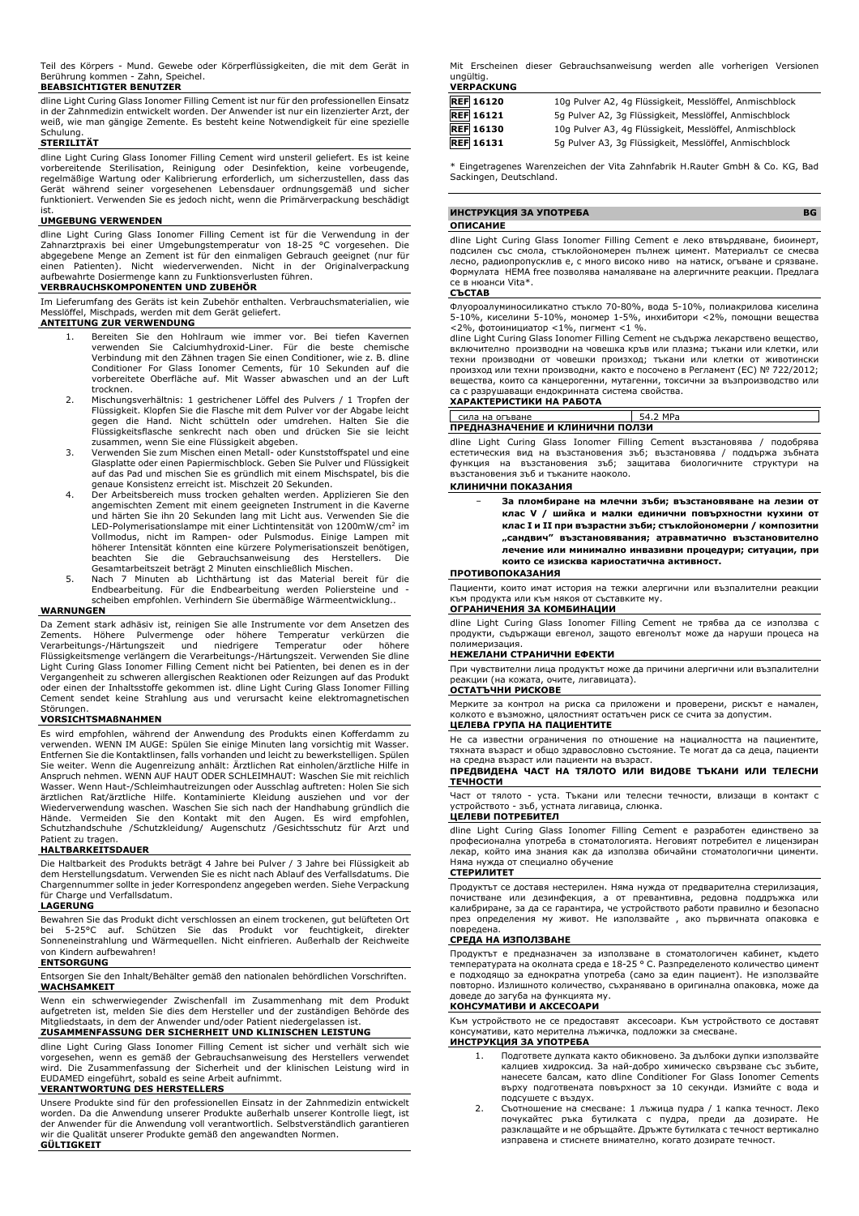Teil des Körpers - Mund. Gewebe oder Körperflüssigkeiten, die mit dem Gerät in Berührung kommen - Zahn, Speichel.

**BEABSICHTIGTER BENUTZER**

dline Light Curing Glass Ionomer Filling Cement ist nur für den professionellen Einsatz in der Zahnmedizin entwickelt worden. Der Anwender ist nur ein lizenzierter Arzt, der weiß, wie man gängige Zemente. Es besteht keine Notwendigkeit für eine spezielle Schulung.

**STERILITÄT**

dline Light Curing Glass Ionomer Filling Cement wird unsteril geliefert. Es ist keine vorbereitende Sterilisation, Reinigung oder Desinfektion, keine vorbeugende, regelmäßige Wartung oder Kalibrierung erforderlich, um sicherzustellen, dass das Gerät während seiner vorgesehenen Lebensdauer ordnungsgemäß und sicher funktioniert. Verwenden Sie es jedoch nicht, wenn die Primärverpackung beschädigt ist.

**UMGEBUNG VERWENDEN**

dline Light Curing Glass Ionomer Filling Cement ist für die Verwendung in der Zahnarztpraxis bei einer Umgebungstemperatur von 18-25 °C vorgesehen. Die abgegebene Menge an Zement ist für den einmaligen Gebrauch geeignet (nur für einen Patienten). Nicht wiederverwenden. Nicht in der Originalverpackung aufbewahrte Dosiermenge kann zu Funktionsverlusten führen.

**VERBRAUCHSKOMPONENTEN UND ZUBEHÖR**

Im Lieferumfang des Geräts ist kein Zubehör enthalten. Verbrauchsmaterialien, wie Messlöffel, Mischpads, werden mit dem Gerät geliefert.

**ANLEITUNG ZUR VERWENDUNG**

1. Bereiten Sie den Hohlraum wie immer vor. Bei tiefen Kavernen verwenden Sie Calciumhydroxid-Liner. Für die beste chemische Verbindung mit den Zähnen tragen Sie einen Conditioner, wie z. B. dline Conditioner For Glass Ionomer Cements, für 10 Sekunden auf die vorbereitete Oberfläche auf. Mit Wasser abwaschen und an der Luft trocknen.
2. Mischungsverhältnis: 1 gestrichener Löffel des Pulvers / 1 Tropfen der Flüssigkeit. Klopfen Sie die Flasche mit dem Pulver vor der Abgabe leicht gegen die Hand. Nicht schütteln oder umdrehen. Halten Sie die Flüssigkeitsflasche senkrecht nach oben und drücken Sie sie leicht zusammen, wenn Sie eine Flüssigkeit abgeben.
3. Verwenden Sie zum Mischen einen Metall- oder Kunststoffspatel und eine Glasplatte oder einen Papiermischblock. Geben Sie Pulver und Flüssigkeit auf das Pad und mischen Sie es gründlich mit einem Mischspatel, bis die genaue Konsistenz erreicht ist. Mischzeit 20 Sekunden.
4. Der Arbeitsbereich muss trocken gehalten werden. Applizieren Sie den angemischten Zement mit einem geeigneten Instrument in die Kaverne und härten Sie ihn 20 Sekunden lang mit Licht aus. Verwenden Sie die LED-Polymerisationslampe mit einer Lichtintensität von 1200mW/cm$^2$ im Vollmodus, nicht im Rampen- oder Pulsmodus. Einige Lampen mit höherer Intensität könnten eine kürzere Polymerisationszeit benötigen, beachten Sie die Gebrauchsanweisung des Herstellers. Die Gesamtarbeitszeit beträgt 2 Minuten einschließlich Mischen.
5. Nach 7 Minuten ab Lichthärtung ist das Material bereit für die Endbearbeitung. Für die Endbearbeitung werden Poliersteine und -scheiben empfohlen. Verhindern Sie übermäßige Wärmeentwicklung..

**WARNUNGEN**

Da Zement stark adhäsiv ist, reinigen Sie alle Instrumente vor dem Ansetzen des Zements. Höhere Pulvermenge oder höhere Temperatur verkürzen die Verarbeitungs-/Härtungszeit und niedrigere Temperatur oder höhere Flüssigkeitsmenge verlängern die Verarbeitungs-/Härtungszeit. Verwenden Sie dline Light Curing Glass Ionomer Filling Cement nicht bei Patienten, bei denen es in der Vergangenheit zu schweren allergischen Reaktionen oder Reizungen auf das Produkt oder einen der Inhaltsstoffe gekommen ist. dline Light Curing Glass Ionomer Filling Cement sendet keine Strahlung aus und verursacht keine elektromagnetischen Störungen.

**VORSICHTSMAßNAHMEN**

Es wird empfohlen, während der Anwendung des Produkts einen Kofferdamm zu verwenden. WENN IM AUGE: Spülen Sie einige Minuten lang vorsichtig mit Wasser. Entfernen Sie die Kontaktlinsen, falls vorhanden und leicht zu bewerkstelligen. Spülen Sie weiter. Wenn die Augenreizung anhält: Ärztlichen Rat einholen/ärztliche Hilfe in Anspruch nehmen. WENN AUF HAUT ODER SCHLEIMHAUT: Waschen Sie mit reichlich Wasser. Wenn Haut-/Schleimhautreizungen oder Ausschlag auftreten: Holen Sie sich ärztlichen Rat/ärztliche Hilfe. Kontaminierte Kleidung ausziehen und vor der Wiederverwendung waschen. Waschen Sie sich nach der Handhabung gründlich die Hände. Vermeiden Sie den Kontakt mit den Augen. Es wird empfohlen, Schutzhandschuhe /Schutzkleidung/ Augenschutz /Gesichtsschutz für Arzt und Patient zu tragen.

**HALTBARKEITSDAUER**

Die Haltbarkeit des Produkts beträgt 4 Jahre bei Pulver / 3 Jahre bei Flüssigkeit ab dem Herstellungsdatum. Verwenden Sie es nicht nach Ablauf des Verfallsdatums. Die Chargennummer sollte in jeder Korrespondenz angegeben werden. Siehe Verpackung für Charge und Verfallsdatum.

**LAGERUNG**

Bewahren Sie das Produkt dicht verschlossen an einem trockenen, gut belüfteten Ort bei 5-25°C auf. Schützen Sie das Produkt vor Feuchtigkeit, direkter Sonneneinstrahlung und Wärmequellen. Nicht einfrieren. Außerhalb der Reichweite von Kindern aufbewahren!

**ENTSORGUNG**

Entsorgen Sie den Inhalt/Behälter gemäß den nationalen behördlichen Vorschriften.

**WACHSAMKEIT**

Wenn ein schwerwiegender Zwischenfall im Zusammenhang mit dem Produkt aufgetreten ist, melden Sie dies dem Hersteller und der zuständigen Behörde des Mitgliedstaats, in dem der Anwender und/oder Patient niedergelassen ist.

**ZUSAMMENFASSUNG DER SICHERHEIT UND KLINISCHEN LEISTUNG**

dline Light Curing Glass Ionomer Filling Cement ist sicher und verhält sich wie vorgesehen, wenn es gemäß der Gebrauchsanweisung des Herstellers verwendet wird. Die Zusammenfassung der Sicherheit und der klinischen Leistung wird in EUDAMED eingeführt, sobald es seine Arbeit aufnimmt.

**VERANTWORTUNG DES HERSTELLERS**

Unsere Produkte sind für den professionellen Einsatz in der Zahnmedizin entwickelt worden. Da die Anwendung unserer Produkte außerhalb unserer Kontrolle liegt, ist der Anwender für die Anwendung voll verantwortlich. Selbstverständlich garantieren wir die Qualität unserer Produkte gemäß den angewandten Normen.

**GÜLTIGKEIT**

Mit Erscheinen dieser Gebrauchsanweisung werden alle vorherigen Versionen ungültig.

**VERPACKUNG**

| | |
|---|---|
| REF 16120 | 10g Pulver A2, 4g Flüssigkeit, Messlöffel, Anmischblock |
| REF 16121 | 5g Pulver A2, 3g Flüssigkeit, Messlöffel, Anmischblock |
| REF 16130 | 10g Pulver A3, 4g Flüssigkeit, Messlöffel, Anmischblock |
| REF 16131 | 5g Pulver A3, 3g Flüssigkeit, Messlöffel, Anmischblock |

* Eingetragenes Warenzeichen der Vita Zahnfabrik H.Rauter GmbH & Co. KG, Bad Sackingen, Deutschland.

## ИНСТРУКЦИЯ ЗА УПОТРЕБА — BG

**ОПИСАНИЕ**

dline Light Curing Glass Ionomer Filling Cement е леко втвърдяване, биоинерт, подсилен със смола, стъклойономерен пълнеж цимент. Материалът се смесва лесно, радиопропусклив е, с много високо ниво на натиск, огъване и срязване. Формулата HEMA free позволява намаляване на алергичните реакции. Предлага се в нюанси Vita*.

**СЪСТАВ**

Флуороалуминосиликатно стъкло 70-80%, вода 5-10%, полиакрилова киселина 5-10%, киселини 5-10%, мономер 1-5%, инхибитори <2%, помощни вещества <2%, фотоинициатор <1%, пигмент <1 %.

dline Light Curing Glass Ionomer Filling Cement не съдържа лекарствено вещество, включително производни на човешка кръв или плазма; тъкани или клетки, или техни производни от човешки произход; тъкани или клетки от животински произход или техни производни, както е посочено в Регламент (ЕС) № 722/2012; вещества, които са канцерогенни, мутагенни, токсични за възпроизводство или са с разрушаващи ендокринната система свойства.

**ХАРАКТЕРИСТИКИ НА РАБОТА**

| | |
|---|---|
| сила на огъване | 54.2 MPa |

**ПРЕДНАЗНАЧЕНИЕ И КЛИНИЧНИ ПОЛЗИ**

dline Light Curing Glass Ionomer Filling Cement възстановява / подобрява естетическия вид на възстановения зъб; възстановява / поддържа зъбната функция на възстановения зъб; защитава биологичните структури на възстановения зъб и тъканите наоколо.

**КЛИНИЧНИ ПОКАЗАНИЯ**

- **За пломбиране на млечни зъби; възстановяване на лезии от клас V / шийка и малки единични повърхностни кухини от клас I и II при възрастни зъби; стъклойономерни / композитни „сандвич" възстановявания; атравматично възстановително лечение или минимално инвазивни процедури; ситуации, при които се изисква кариостатична активност.**

**ПРОТИВОПОКАЗАНИЯ**

Пациенти, които имат история на тежки алергични или възпалителни реакции към продукта или към някоя от съставките му.

**ОГРАНИЧЕНИЯ ЗА КОМБИНАЦИИ**

dline Light Curing Glass Ionomer Filling Cement не трябва да се използва с продукти, съдържащи евгенол, защото евгенолът може да наруши процеса на полимеризация.

**НЕЖЕЛАНИ СТРАНИЧНИ ЕФЕКТИ**

При чувствителни лица продуктът може да причини алергични или възпалителни реакции (на кожата, очите, лигавицата).

**ОСТАТЪЧНИ РИСКОВЕ**

Мерките за контрол на риска са приложени и проверени, рискът е намален, колкото е възможно, цялостният остатъчен риск се счита за допустим.

**ЦЕЛЕВА ГРУПА НА ПАЦИЕНТИТЕ**

Не са известни ограничения по отношение на националността на пациентите, тяхната възраст и общо здравословно състояние. Те могат да са деца, пациенти на средна възраст или пациенти на възраст.

**ПРЕДВИДЕНА ЧАСТ НА ТЯЛОТО ИЛИ ВИДОВЕ ТЪКАНИ ИЛИ ТЕЛЕСНИ ТЕЧНОСТИ**

Част от тялото - уста. Тъкани или телесни течности, влизащи в контакт с устройството - зъб, устната лигавица, слюнка.

**ЦЕЛЕВИ ПОТРЕБИТЕЛ**

dline Light Curing Glass Ionomer Filling Cement е разработен единствено за професионална употреба в стоматологията. Неговият потребител е лицензиран лекар, който има знания как да използва обичайни стоматологични цименти. Няма нужда от специално обучение

**СТЕРИЛИТЕТ**

Продуктът се доставя нестерилен. Няма нужда от предварителна стерилизация, почистване или дезинфекция, а от превантивна, редовна поддръжка или калибриране, за да се гарантира, че устройството работи правилно и безопасно през определения му живот. Не използвайте , ако първичната опаковка е повредена.

**СРЕДА НА ИЗПОЛЗВАНЕ**

Продуктът е предназначен за използване в стоматологичен кабинет, където температурата на околната среда е 18-25 ° C. Разпределеното количество цимент е подходящо за еднократна употреба (само за един пациент). Не използвайте повторно. Излишното количество, съхранявано в оригинална опаковка, може да доведе до загуба на функцията му.

**КОНСУМАТИВИ И АКСЕСОАРИ**

Към устройството не се предоставят аксесоари. Към устройството се доставят консумативи, като мерителна лъжичка, подложки за смесване.

**ИНСТРУКЦИЯ ЗА УПОТРЕБА**

1. Подгответе дупката както обикновено. За дълбоки дупки използвайте калциев хидроксид. За най-добро химическо свързване със зъбите, нанесете балсам, като dline Conditioner For Glass Ionomer Cements върху подготвената повърхност за 10 секунди. Измийте с вода и подсушете с въздух.
2. Съотношение на смесване: 1 лъжица пудра / 1 капка течност. Леко почукайте с ръка бутилката с пудра, преди да дозирате. Не разклащайте и не обръщайте. Дръжте бутилката с течност вертикално изправена и стиснете внимателно, когато дозирате течност.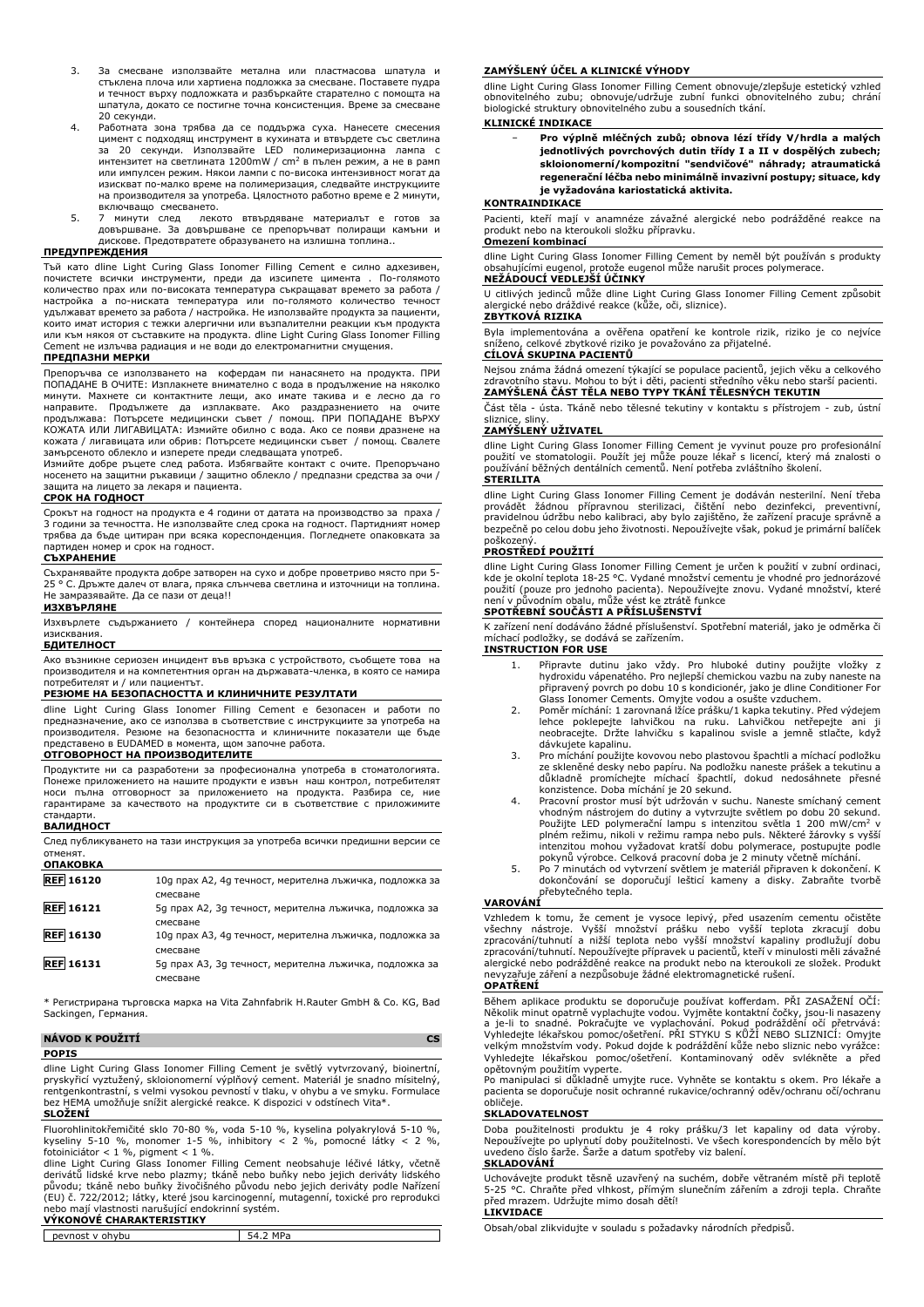3. За смесване използвайте метална или пластмасова шпатула и стъклена плоча или хартиена подложка за смесване. Поставете пудра и течност върху подложката и разбъркайте старателно с помощта на шпатула, докато се постигне точна консистенция. Време за смесване 20 секунди.
4. Работната зона трябва да се поддържа суха. Нанесете смесения цимент с подходящ инструмент в кухината и втвърдете със светлина за 20 секунди. Използвайте LED полимеризационна лампа с интензитет на светлината 1200mW / cm² в пълен режим, а не в рамп или импулсен режим. Някои лампи с по-висока интензивност могат да изискват по-малко време на полимеризация, следвайте инструкциите на производителя за употреба. Цялостното работно време е 2 минути, включващо смесването.
5. 7 минути след лекото втвърдяване материалът е готов за довършване. За довършване се препоръчват полиращи камъни и дискове. Предотвратете образуването на излишна топлина..

**ПРЕДУПРЕЖДЕНИЯ**

Тъй като dline Light Curing Glass Ionomer Filling Cement е силно адхезивен, почистете всички инструменти, преди да изсипете цимента . По-голямото количество прах или по-високата температура съкращават времето за работа / настройка а по-ниската температура или по-голямото количество течност удължават времето за работа / настройка. Не използвайте продукта за пациенти, които имат история с тежки алергични или възпалителни реакции към продукта или към някоя от съставките на продукта. dline Light Curing Glass Ionomer Filling Cement не излъчва радиация и не води до електромагнитни смущения.

**ПРЕДПАЗНИ МЕРКИ**

Препоръчва се използването на кофердам пи нанасянето на продукта. ПРИ ПОПАДАНЕ В ОЧИТЕ: Изплакнете внимателно с вода в продължение на няколко минути. Махнете си контактните лещи, ако имате такива и е лесно да го направите. Продължете да изплаквате. Ако раздразнението на очите продължава: Потърсете медицински съвет / помощ. ПРИ ПОПАДАНЕ ВЪРХУ КОЖАТА ИЛИ ЛИГАВИЦАТА: Измийте обилно с вода. Ако се появи дразнене на кожата / лигавицата или обрив: Потърсете медицински съвет / помощ. Свалете замърсеното облекло и изперете преди следващата употреб.
Измийте добре ръцете след работа. Избягвайте контакт с очите. Препоръчано носенето на защитни ръкавици / защитно облекло / предпазни средства за очи / защита на лицето за лекаря и пациента.

**СРОК НА ГОДНОСТ**

Срокът на годност на продукта е 4 години от датата на производство за праха / 3 години за течността. Не използвайте след срока на годност. Партидният номер трябва да бъде цитиран при всяка кореспонденция. Погледнете опаковката за партиден номер и срок на годност.

**СЪХРАНЕНИЕ**

Съхранявайте продукта добре затворен на сухо и добре проветриво място при 5-25 ° C. Дръжте далеч от влага, пряка слънчева светлина и източници на топлина. Не замразявайте. Да се пази от деца!!

**ИЗХВЪРЛЯНЕ**

Изхвърлете съдържанието / контейнера според националните нормативни изисквания.

**БДИТЕЛНОСТ**

Ако възникне сериозен инцидент във връзка с устройството, съобщете това на производителя и на компетентния орган на държавата-членка, в която се намира потребителят и / или пациентът.

**РЕЗЮМЕ НА БЕЗОПАСНОСТТА И КЛИНИЧНИТЕ РЕЗУЛТАТИ**

dline Light Curing Glass Ionomer Filling Cement е безопасен и работи по предназначение, ако се използва в съответствие с инструкциите за употреба на производителя. Резюме на безопасността и клиничните показатели ще бъде представено в EUDAMED в момента, щом започне работа.

**ОТГОВОРНОСТ НА ПРОИЗВОДИТЕЛИТЕ**

Продуктите ни са разработени за професионална употреба в стоматологията. Понеже приложението на нашите продукти е извън наш контрол, потребителят носи пълна отговорност за приложението на продукта. Разбира се, ние гарантираме за качеството на продуктите си в съответствие с приложимите стандарти.

**ВАЛИДНОСТ**

След публикуването на тази инструкция за употреба всички предишни версии се отменят.

**ОПАКОВКА**

| | |
|---|---|
| REF 16120 | 10g прах A2, 4g течност, мерителна лъжичка, подложка за смесване |
| REF 16121 | 5g прах A2, 3g течност, мерителна лъжичка, подложка за смесване |
| REF 16130 | 10g прах A3, 4g течност, мерителна лъжичка, подложка за смесване |
| REF 16131 | 5g прах A3, 3g течност, мерителна лъжичка, подложка за смесване |

\* Регистрирана търговска марка на Vita Zahnfabrik H.Rauter GmbH & Co. KG, Bad Sackingen, Германия.

## NÁVOD K POUŽITÍ CS

**POPIS**

dline Light Curing Glass Ionomer Filling Cement je světlý vytvrzovaný, bioinertní, pryskyřicí vyztužený, skloionomerní výplňový cement. Materiál je snadno mísitelný, rentgenkontrastní, s velmi vysokou pevností v tlaku, v ohybu a ve smyku. Formulace bez HEMA umožňuje snížit alergické reakce. K dispozici v odstínech Vita\*.

**SLOŽENÍ**

Fluorohlinitokřemičité sklo 70-80 %, voda 5-10 %, kyselina polyakrylová 5-10 %, kyseliny 5-10 %, monomer 1-5 %, inhibitory < 2 %, pomocné látky < 2 %, fotoiniciátor < 1 %, pigment < 1 %.
dline Light Curing Glass Ionomer Filling Cement neobsahuje léčivé látky, včetně derivátů lidské krve nebo plazmy; tkáně nebo buňky nebo jejich deriváty lidského původu; tkáně nebo buňky živočišného původu nebo jejich deriváty podle Nařízení (EU) č. 722/2012; látky, které jsou karcinogenní, mutagenní, toxické pro reprodukci nebo mají vlastnosti narušující endokrinní systém.

**VÝKONOVÉ CHARAKTERISTIKY**

| | |
|---|---|
| pevnost v ohybu | 54.2 MPa |

**ZAMÝŠLENÝ ÚČEL A KLINICKÉ VÝHODY**

dline Light Curing Glass Ionomer Filling Cement obnovuje/zlepšuje estetický vzhled obnovitelného zubu; obnovuje/udržuje zubní funkci obnovitelného zubu; chrání biologické struktury obnovitelného zubu a sousedních tkání.

**KLINICKÉ INDIKACE**

- **Pro výplně mléčných zubů; obnova lézí třídy V/hrdla a malých jednotlivých povrchových dutin třídy I a II v dospělých zubech; skloionomerní/kompozitní "sendvičové" náhrady; atraumatická regenerační léčba nebo minimálně invazivní postupy; situace, kdy je vyžadována kariostatická aktivita.**

**KONTRAINDIKACE**

Pacienti, kteří mají v anamnéze závažné alergické nebo podrážděné reakce na produkt nebo na kteroukoli složku přípravku.

**Omezení kombinací**

dline Light Curing Glass Ionomer Filling Cement by neměl být používán s produkty obsahujícími eugenol, protože eugenol může narušit proces polymerace.

**NEŽÁDOUCÍ VEDLEJŠÍ ÚČINKY**

U citlivých jedinců může dline Light Curing Glass Ionomer Filling Cement způsobit alergické nebo dráždivé reakce (kůže, oči, sliznice).

**ZBYTKOVÁ RIZIKA**

Byla implementována a ověřena opatření ke kontrole rizik, riziko je co nejvíce sníženo, celkové zbytkové riziko je považováno za přijatelné.

**CÍLOVÁ SKUPINA PACIENTŮ**

Nejsou známa žádná omezení týkající se populace pacientů, jejich věku a celkového zdravotního stavu. Mohou to být i děti, pacienti středního věku nebo starší pacienti.

**ZAMÝŠLENÁ ČÁST TĚLA NEBO TYPY TKÁNÍ TĚLESNÝCH TEKUTIN**

Část těla - ústa. Tkáně nebo tělesné tekutiny v kontaktu s přístrojem - zub, ústní sliznice, sliny.

**ZAMÝŠLENÝ UŽIVATEL**

dline Light Curing Glass Ionomer Filling Cement je vyvinut pouze pro profesionální použití ve stomatologii. Použít jej může pouze lékař s licencí, který má znalosti o používání běžných dentálních cementů. Není potřeba zvláštního školení.

**STERILITA**

dline Light Curing Glass Ionomer Filling Cement je dodáván nesterilní. Není třeba provádět žádnou přípravnou sterilizaci, čištění nebo dezinfekci, preventivní, pravidelnou údržbu nebo kalibraci, aby bylo zajištěno, že zařízení pracuje správně a bezpečně po celou dobu jeho životnosti. Nepoužívejte však, pokud je primární balíček poškozený.

**PROSTŘEDÍ POUŽITÍ**

dline Light Curing Glass Ionomer Filling Cement je určen k použití v zubní ordinaci, kde je okolní teplota 18-25 °C. Vydané množství cementu je vhodné pro jednorázové použití (pouze pro jednoho pacienta). Nepoužívejte znovu. Vydané množství, které není v původním obalu, může vést ke ztrátě funkce

**SPOTŘEBNÍ SOUČÁSTI A PŘÍSLUŠENSTVÍ**

K zařízení není dodáváno žádné příslušenství. Spotřební materiál, jako je odměrka či míchací podložky, se dodává se zařízením.

**INSTRUCTION FOR USE**

1. Připravte dutinu jako vždy. Pro hluboké dutiny použijte vložky z hydroxidu vápenatého. Pro nejlepší chemickou vazbu na zuby naneste na připravený povrch po dobu 10 s kondicionér, jako je dline Conditioner For Glass Ionomer Cements. Omyjte vodou a osušte vzduchem.
2. Poměr míchání: 1 zarovnaná lžíce prášku/1 kapka tekutiny. Před výdejem lehce poklepejte lahvičkou na ruku. Lahvičkou netřepejte ani ji neobracejte. Držte lahvičku s kapalinou svisle a jemně stlačte, když dávkujete kapalinu.
3. Pro míchání použijte kovovou nebo plastovou špachtli a míchací podložku ze skleněné desky nebo papíru. Na podložku naneste prášek a tekutinu a důkladně promíchejte míchací špachtlí, dokud nedosáhnete přesné konzistence. Doba míchání je 20 sekund.
4. Pracovní prostor musí být udržován v suchu. Naneste smíchaný cement vhodným nástrojem do dutiny a vytvrzujte světlem po dobu 20 sekund. Použijte LED polymerační lampu s intenzitou světla 1 200 mW/cm² v plném režimu, nikoli v režimu rampa nebo puls. Některé žárovky s vyšší intenzitou mohou vyžadovat kratší dobu polymerace, postupujte podle pokynů výrobce. Celková pracovní doba je 2 minuty včetně míchání.
5. Po 7 minutách od vytvrzení světlem je materiál připraven k dokončení. K dokončování se doporučují lešticí kameny a disky. Zabraňte tvorbě přebytečného tepla.

**VAROVÁNÍ**

Vzhledem k tomu, že cement je vysoce lepivý, před usazením cementu očistěte všechny nástroje. Vyšší množství prášku nebo vyšší teplota zkracují dobu zpracování/tuhnutí a nižší teplota nebo vyšší množství kapaliny prodlužují dobu zpracování/tuhnutí. Nepoužívejte přípravek u pacientů, kteří v minulosti měli závažné alergické nebo podrážděné reakce na produkt nebo na kteroukoli ze složek. Produkt nevyzařuje záření a nezpůsobuje žádné elektromagnetické rušení.

**OPATŘENÍ**

Během aplikace produktu se doporučuje používat kofferdam. PŘI ZASAŽENÍ OČÍ: Několik minut opatrně vyplachujte vodou. Vyjměte kontaktní čočky, jsou-li nasazeny a je-li to snadné. Pokračujte ve vyplachování. Pokud podráždění očí přetrvává: Vyhledejte lékařskou pomoc/ošetření. PŘI STYKU S KŮŽÍ NEBO SLIZNICÍ: Omyjte velkým množstvím vody. Pokud dojde k podráždění kůže nebo sliznic nebo vyrážce: Vyhledejte lékařskou pomoc/ošetření. Kontaminovaný oděv svlékněte a před opětovným použitím vyperte.
Po manipulaci si důkladně umyjte ruce. Vyhněte se kontaktu s okem. Pro lékaře a pacienta se doporučuje nosit ochranné rukavice/ochranný oděv/ochranu očí/ochranu obličeje.

**SKLADOVATELNOST**

Doba použitelnosti produktu je 4 roky prášku/3 let kapaliny od data výroby. Nepoužívejte po uplynutí doby použitelnosti. Ve všech korespondencích by mělo být uvedeno číslo šarže. Šarže a datum spotřeby viz balení.

**SKLADOVÁNÍ**

Uchovávejte produkt těsně uzavřený na suchém, dobře větraném místě při teplotě 5-25 °C. Chraňte před vlhkostí, přímým slunečním zářením a zdroji tepla. Chraňte před mrazem. Udržujte mimo dosah dětí!

**LIKVIDACE**

Obsah/obal zlikvidujte v souladu s požadavky národních předpisů.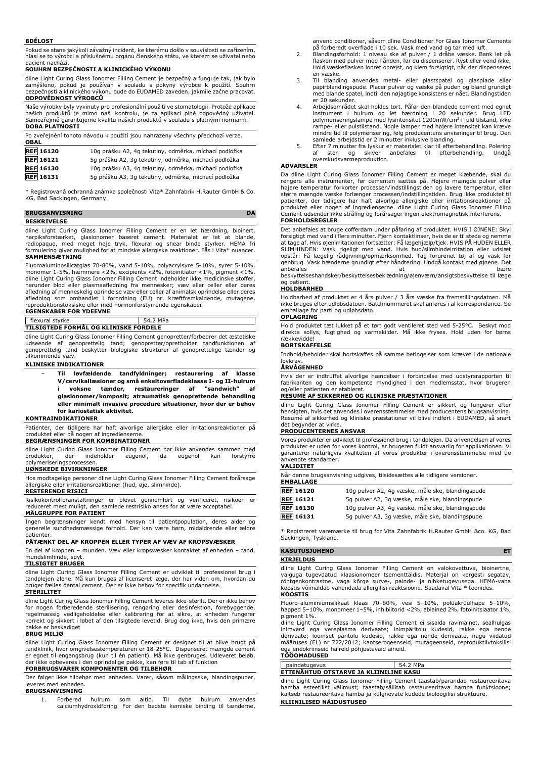**BDĚLOST**

Pokud se stane jakýkoli závažný incident, ke kterému došlo v souvislosti se zařízením, hlásí se to výrobci a příslušnému orgánu členského státu, ve kterém se uživatel nebo pacient nachází.

**SOUHRN BEZPEČNOSTI A KLINICKÉHO VÝKONU**

dline Light Curing Glass Ionomer Filling Cement je bezpečný a funguje tak, jak bylo zamýšleno, pokud je používán v souladu s pokyny výrobce k použití. Souhrn bezpečnosti a klinického výkonu bude do EUDAMED zaveden, jakmile začne pracovat.

**ODPOVĚDNOST VÝROBCŮ**

Naše výrobky byly vyvinuty pro profesionální použití ve stomatologii. Protože aplikace našich produktů je mimo naši kontrolu, je za aplikaci plně odpovědný uživatel. Samozřejmě garantujeme kvalitu našich produktů v souladu s platnými normami.

**DOBA PLATNOSTI**

Po zveřejnění tohoto návodu k použití jsou nahrazeny všechny předchozí verze.

**OBAL**

| | |
|---|---|
| REF 16120 | 10g prášku A2, 4g tekutiny, odměrka, míchací podložka |
| REF 16121 | 5g prášku A2, 3g tekutiny, odměrka, míchací podložka |
| REF 16130 | 10g prášku A3, 4g tekutiny, odměrka, míchací podložka |
| REF 16131 | 5g prášku A3, 3g tekutiny, odměrka, míchací podložka |

* Registrovaná ochranná známka společnosti Vita* Zahnfabrik H.Rauter GmbH & Co. KG, Bad Sackingen, Germany.

## BRUGSANVISNING DA

**BESKRIVELSE**

dline Light Curing Glass Ionomer Filling Cement er en let hærdning, bioinert, harpiksforstærket, glasionomer baseret cement. Materialet er let at blande, radiopaque, med meget høje tryk, flexural og shear binde styrker. HEMA fri formulering giver mulighed for at mindske allergiske reaktioner. Fås i Vita* nuancer.

**SAMMENSÆTNING**

Fluoroaluminosilicatglas 70-80%, vand 5-10%, polyacrylsyre 5-10%, syrer 5-10%, monomer 1-5%, hæmmere <2%, excipients <2%, fotoinitiator <1%, pigment <1%.
dline Light Curing Glass Ionomer Filling Cement indeholder ikke medicinske stoffer, herunder blod eller plasmaafledning fra mennesker; væv eller celler eller deres afledning af menneskelig oprindelse væv eller celler af animalsk oprindelse eller deres afledning som omhandlet i forordning (EU) nr. kræftfremkaldende, mutagene, reproduktionstoksiske eller med hormonforstyrrende egenskaber.

**EGENSKABER FOR YDEEVNE**

| | |
|---|---|
| flexural styrke | 54.2 MPa |

**TILSIGTEDE FORMÅL OG KLINISKE FORDELE**

dline Light Curing Glass Ionomer Filling Cement genopretter/forbedrer det æstetiske udseende af genoprettelig tand; genopretter/opretholder tandfunktionen af genoprettelig tand beskytter biologiske strukturer af genoprettelige tænder og tilkommende væv.

**KLINISKE INDIKATIONER**

– **Til løvfældende tandfyldninger; restaurering af klasse V/cervikallæsioner og små enkeltoverfladeklasse I- og II-hulrum i voksne tænder, restaureringer af "sandwich" af glasionomer/komposit; atraumatisk genoprettende behandling eller minimalt invasive procedure situationer, hvor der er behov for kariostatisk aktivitet.**

**KONTRAINDIKATIONER**

Patienter, der tidligere har haft alvorlige allergiske eller irritationsreaktioner på produktet eller på nogen af ingredienserne.

**BEGRÆNSNINGER FOR KOMBINATIONER**

dline Light Curing Glass Ionomer Filling Cement bør ikke anvendes sammen med produkter, der indeholder eugenol, da eugenol kan forstyrre polymeriseringsprocessen.

**UØNSKEDE BIVIRKNINGER**

Hos modtagelige personer dline Light Curing Glass Ionomer Filling Cement forårsage allergiske eller irritationsreaktioner (hud, øje, slimhinde).

**RESTERENDE RISICI**

Risikokontrolforanstaltninger er blevet gennemført og verificeret, risikoen er reduceret mest muligt, den samlede restrisiko anses for at være acceptabel.

**MÅLGRUPPE FOR PATIENT**

Ingen begrænsninger kendt med hensyn til patientpopulation, deres alder og generelle sundhedsmæssige forhold. Der kan være børn, midaldrende eller ældre patienter.

**PÅTÆNKT DEL AF KROPPEN ELLER TYPER AF VÆV AF KROPSVÆSKER**

En del af kroppen – munden. Væv eller kropsvæsker kontaktet af enheden – tand, mundslimhinde, spyt.

**TILSIGTET BRUGER**

dline Light Curing Glass Ionomer Filling Cement er udviklet til professionel brug i tandplejen alene. Må kun bruges af licenseret læge, der har viden om, hvordan du bruger fælles dental cement. Der er ikke behov for specifik uddannelse.

**STERILITET**

dline Light Curing Glass Ionomer Filling Cement leveres ikke-sterilt. Der er ikke behov for nogen forberedende sterilisering, rengøring eller desinfektion, forebyggende, regelmæssig vedligeholdelse eller kalibrering for at sikre, at enheden fungerer korrekt og sikkert i løbet af den tilsigtede levetid. Brug dog ikke, hvis den primære pakke er beskadiget

**BRUG MILJØ**

dline Light Curing Glass Ionomer Filling Cement er designet til at blive brugt på tandklinik, hvor omgivelsestemperaturen er 18-25°C. Dispenseret mængde cement er egnet til engangsbrug (kun til én patient). Må ikke genbruges. Udleveret beløb, der ikke opbevares i den oprindelige pakke, kan føre til tab af funktion

**FORBRUGSVARER KOMPONENTER OG TILBEHØR**

Der følger ikke tilbehør med enheden. Varer, såsom målingsske, blandingspuder, leveres med enheden.

**BRUGSANVISNING**

1. Forbered hulrum som altid. Til dybe hulrum anvendes calciumhydroxidforing. For den bedste kemiske binding til tænderne, anvend conditioner, såsom dline Conditioner For Glass Ionomer Cements på forberedt overflade i 10 sek. Vask med vand og tør med luft.
2. Blandingsforhold: 1 niveau ske af pulver / 1 dråbe væske. Bank let på flasken med pulver mod hånden, før du dispenserer. Ryst eller vend ikke. Hold væskeflasken lodret oprejst, og klem forsigtigt, når der dispenseres en væske.
3. Til blanding anvendes metal- eller plastspatel og glasplade eller papirblandingspude. Placer pulver og væske på puden og bland grundigt med blande spatel, indtil den nøjagtige konsistens er nået. Blandingstiden er 20 sekunder.
4. Arbejdsområdet skal holdes tørt. Påfør den blandede cement med egnet instrument i hulrum og let hærdning i 20 sekunder. Brug LED polymeriseringslampe med lysintensitet 1200mW/cm$^2$ i fuld tilstand, ikke rampe- eller pulstilstand. Nogle lamper med højere intensitet kan kræve mindre tid til polymerisering, følg producentens anvisninger til brug. Den samlede arbejdstid er 2 minutter inklusive blanding.
5. Efter 7 minutter fra lyskur er materialet klar til efterbehandling. Polering af sten og skiver anbefales til efterbehandling. Undgå overskudsvarmeproduktion.

**ADVARSLER**

Da dline Light Curing Glass Ionomer Filling Cement er meget klæbende, skal du rengøre alle instrumenter, før cementen sættes på. Højere mængde pulver eller højere temperatur forkorter processen/indstillingstiden og lavere temperatur, eller større mængde væske forlænger processen/indstillingstiden. Brug ikke produktet til patienter, der tidligere har haft alvorlige allergiske eller irritationsreaktioner på produktet eller nogen af ingredienserne. dline Light Curing Glass Ionomer Filling Cement udsender ikke stråling og forårsager ingen elektromagnetisk interferens.

**FORHOLDSREGLER**

Det anbefales at bruge cofferdam under påføring af produktet. HVIS I ØJNENE: Skyl forsigtigt med vand i flere minutter. Fjern kontaktlinser, hvis de er til stede og nemme at tage af. Hvis øjenirritationen fortsætter: Få lægehjælp/tjek. HVIS PÅ HUDEN ELLER SLIMHINDEN: Vask rigeligt med vand. Hvis hud/slimhindeirritation eller udslæt opstår: Få lægelig rådgivning/opmærksomhed. Tag forurenet tøj af og vask før genbrug. Vask hænderne grundigt efter håndtering. Undgå kontakt med øjnene. Det anbefales at bære beskyttelseshandsker/beskyttelsesbeklædning/øjenværn/ansigtsbeskyttelse til læge og patient.

**HOLDBARHED**

Holdbarhed af produktet er 4 års pulver / 3 års væske fra fremstillingsdatoen. Må ikke bruges efter udløbsdatoen. Batchnummeret skal anføres i al korrespondance. Se emballage for parti og udløbsdato.

**OPLAGRING**

Hold produktet tæt lukket på et tørt godt ventileret sted ved 5-25°C. Beskyt mod direkte sollys, fugtighed og varmekilder. Må ikke fryses. Hold uden for børns rækkevidde!

**BORTSKAFFELSE**

Indhold/beholder skal bortskaffes på samme betingelser som krævet i de nationale lovkrav.

**ÅRVÅGENHED**

Hvis der er indtruffet alvorlige hændelser i forbindelse med udstyrsrapporten til fabrikanten og den kompetente myndighed i den medlemsstat, hvor brugeren og/eller patienten er etableret.

**RESUMÉ AF SIKKERHED OG KLINISKE PRÆSTATIONER**

dline Light Curing Glass Ionomer Filling Cement er sikkert og fungerer efter hensigten, hvis det anvendes i overensstemmelse med producentens brugsanvisning. Resumé af sikkerhed og kliniske præstationer vil blive indført i EUDAMED, så snart det begynder at virke.

**PRODUCENTERNES ANSVAR**

Vores produkter er udviklet til professionel brug i tandplejen. Da anvendelsen af vores produkter er uden for vores kontrol, er brugeren fuldt ansvarlig for applikationen. Vi garanterer naturligvis kvaliteten af vores produkter i overensstemmelse med de anvendte standarder.

**VALIDITET**

Når denne brugsanvisning udgives, tilsidesættes alle tidligere versioner.

**EMBALLAGE**

| | |
|---|---|
| REF 16120 | 10g pulver A2, 4g væske, måle ske, blandingspude |
| REF 16121 | 5g pulver A2, 3g væske, måle ske, blandingspude |
| REF 16130 | 10g pulver A3, 4g væske, måle ske, blandingspude |
| REF 16131 | 5g pulver A3, 3g væske, måle ske, blandingspude |

* Registreret varemærke til brug for Vita Zahnfabrik H.Rauter GmbH &co. KG, Bad Sackingen, Tyskland.

## KASUTUSJUHEND ET

**KIRJELDUS**

dline Light Curing Glass Ionomer Filling Cement on valokovettuva, bioinertne, vaiguga tugevdatud klaasionomeer tsementtäidis. Materjal on kergesti segatav, röntgenkontrastne, väga kõrge surve-, painde- ja nihketugevusega. HEMA-vaba koostis võimaldab vähendada allergilisi reaktsioone. Saadaval Vita * toonides.

**KOOSTIS**

Fluoro-alumiiniumsilikaat klaas 70–80%, vesi 5–10%, polüakrüülhape 5–10%, happed 5–10%, monomeer 1–5%, inhibiitorid <2%, abiained 2%, fotoinitsiaator 1%, pigment 1%.
dline Light Curing Glass Ionomer Filling Cement ei sisalda ravimainet, sealhulgas inimverd ega vereplasma derivaate; inimpäritolu kudesid, rakke ega nende derivaate; loomset päritolu kudesid, rakke ega nende derivaate, nagu viidatud määruses (EL) nr 722/2012; kantserogeenseid, mutageenseid, reproduktiivtoksilisi ega endokriinseid häireid põhjustavaid aineid.

**TÖÖOMADUSED**

| | |
|---|---|
| paindetugevus | 54.2 MPa |

**ETTENÄHTUD OTSTARVE JA KLIINILINE KASU**

dline Light Curing Glass Ionomer Filling Cement taastab/parandab restaureeritava hamba esteetilist välimust; taastab/säilitab restaureeritava hamba funktsioone; kaitseb restaureeritava hamba ja külgnevate kudede bioloogilisi struktuure.

**KLIINILISED NÄIDUSTUSED**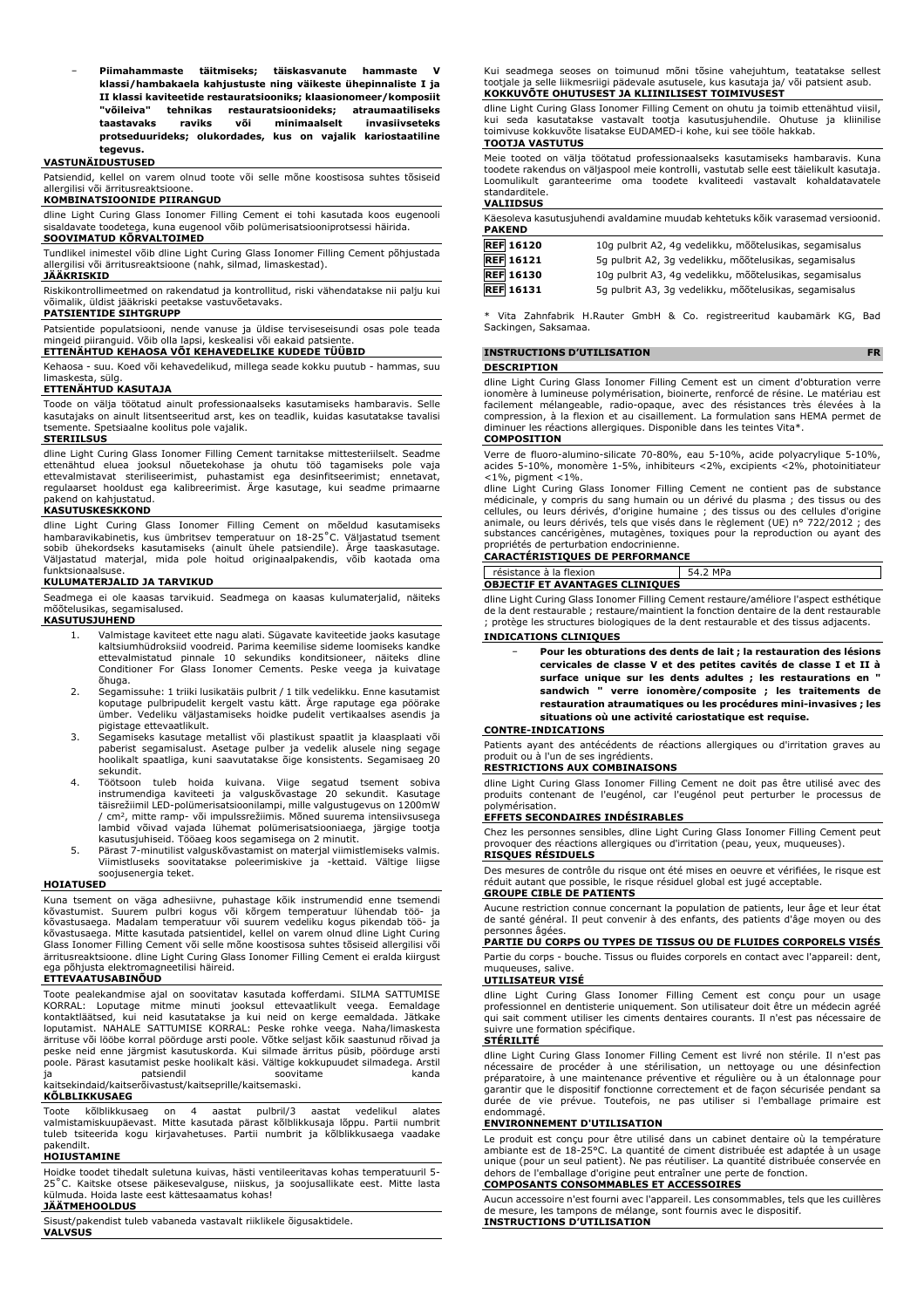- **Piimahammaste täitmiseks; täiskasvanute hammaste V klassi/hambakaela kahjustuste ja väikeste ühepinnaliste I ja II klassi kaviteetide restauratsiooniks; klaasionomeer/komposiit "võileiva" tehnikas restauratsioonideks; atraumaatiliseks taastavaks raviks või minimaalselt invasiivseteks protseduurideks; olukordades, kus on vajalik kariostaatiline tegevus.**

**VASTUNÄIDUSTUSED**

Patsiendid, kellel on varem olnud toote või selle mõne koostisosa suhtes tõsiseid allergilisi või ärritusreaktsioone.

**KOMBINATSIOONIDE PIIRANGUD**

dline Light Curing Glass Ionomer Filling Cement ei tohi kasutada koos eugenooli sisaldavate toodetega, kuna eugenool võib polümerisatsiooniprotsessi häirida.

**SOOVIMATUD KÕRVALTOIMED**

Tundlikel inimestel võib dline Light Curing Glass Ionomer Filling Cement põhjustada allergilisi või ärritusreaktsioone (nahk, silmad, limaskestad).

**JÄÄKRISKID**

Riskikontrollimeetmed on rakendatud ja kontrollitud, riski vähendatakse nii palju kui võimalik, üldist jääkriski peetakse vastuvõetavaks.

**PATSIENTIDE SIHTGRUPP**

Patsientide populatsiooni, nende vanuse ja üldise terviseseisundi osas pole teada mingeid piiranguid. Võib olla lapsi, keskealisi või eakaid patsiente.

**ETTENÄHTUD KEHAOSA VÕI KEHAVEDELIKE KUDEDE TÜÜBID**

Kehaosa - suu. Koed või kehavedelikud, millega seade kokku puutub - hammas, suu limaskesta, sülg.

**ETTENÄHTUD KASUTAJA**

Toode on välja töötatud ainult professionaalseks kasutamiseks hambaravis. Selle kasutajaks on ainult litsentseeritud arst, kes on teadlik, kuidas kasutatakse tavalisi tsemente. Spetsiaalne koolitus pole vajalik.

**STERIILSUS**

dline Light Curing Glass Ionomer Filling Cement tarnitakse mittesteriilselt. Seadme ettenähtud eluea jooksul nõuetekohase ja ohutu töö tagamiseks pole vaja ettevalmistavat steriliseerimist, puhastamist ega desinfitseerimist; ennetavat, regulaarset hooldust ega kalibreerimist. Ärge kasutage, kui seadme primaarne pakend on kahjustatud.

**KASUTUSKESKKOND**

dline Light Curing Glass Ionomer Filling Cement on mõeldud kasutamiseks hambaravikabinetis, kus ümbritsev temperatuur on 18-25˚C. Väljastatud tsement sobib ühekordseks kasutamiseks (ainult ühele patsiendile). Ärge taaskasutage. Väljastatud materjal, mida pole hoitud originaalpakendis, võib kaotada oma funktsionaalsuse.

**KULUMATERJALID JA TARVIKUD**

Seadmega ei ole kaasas tarvikuid. Seadmega on kaasas kulumaterjalid, näiteks mõõtelusikas, segamisalused.

**KASUTUSJUHEND**

1. Valmistage kaviteet ette nagu alati. Sügavate kaviteetide jaoks kasutage kaltsiumhüdroksiid voodreid. Parima keemilise sideme loomiseks kandke ettevalmistatud pinnale 10 sekundiks konditsioneer, näiteks dline Conditioner For Glass Ionomer Cements. Peske veega ja kuivatage õhuga.
2. Segamissuhe: 1 triiki lusikatäis pulbrit / 1 tilk vedelikku. Enne kasutamist koputage pulbripudelit kergelt vastu kätt. Ärge raputage ega pöörake ümber. Vedeliku väljastamiseks hoidke pudelit vertikaalses asendis ja pigistage ettevaatlikult.
3. Segamiseks kasutage metallist või plastikust spaatlit ja klaasplaati või paberist segamisalust. Asetage pulber ja vedelik alusele ning segage hoolikalt spaatliga, kuni saavutatakse õige konsistents. Segamisaeg 20 sekundit.
4. Töötsoon tuleb hoida kuivana. Viige segatud tsement sobiva instrumendiga kaviteeti ja valguskõvastage 20 sekundit. Kasutage täisrežiimil LED-polümerisatsioonilampi, mille valgustugevus on 1200mW / cm², mitte ramp- või impulssrežiimis. Mõned suurema intensiivsusega lambid võivad vajada lühemat polümerisatsiooniaega, järgige tootja kasutusjuhiseid. Tööaeg koos segamisega on 2 minutit.
5. Pärast 7-minutilist valguskõvastamist on materjal viimistlemiseks valmis. Viimistluseks soovitatakse poleerimiskive ja -kettaid. Vältige liigse soojusenergia teket.

**HOIATUSED**

Kuna tsement on väga adhesiivne, puhastage kõik instrumendid enne tsemendi kõvastumist. Suurem pulbri kogus või kõrgem temperatuur lühendab töö- ja kõvastusaega. Madalam temperatuur või suurem vedeliku kogus pikendab töö- ja kõvastusaega. Mitte kasutada patsientidel, kellel on varem olnud dline Light Curing Glass Ionomer Filling Cement või selle mõne koostisosa suhtes tõsiseid allergilisi või ärritusreaktsioone. dline Light Curing Glass Ionomer Filling Cement ei eralda kiirgust ega põhjusta elektromagneetilisi häireid.

**ETTEVAATUSABINÕUD**

Toote pealekandmise ajal on soovitatav kasutada kofferdami. SILMA SATTUMISE KORRAL: Loputage mitme minuti jooksul ettevaatlikult veega. Eemaldage kontaktläätsed, kui neid kasutatakse ja kui neid on kerge eemaldada. Jätkake loputamist. NAHALE SATTUMISE KORRAL: Peske rohke veega. Naha/limaskesta ärrituse või lööbe korral pöörduge arsti poole. Võtke seljast kõik saastunud rõivad ja peske neid enne järgmist kasutuskorda. Kui silmade ärritus püsib, pöörduge arsti poole. Pärast kasutamist peske hoolikalt käsi. Vältige kokkupuudet silmadega. Arstil ja patsiendil soovitame kanda kaitsekindaid/kaitseriivastust/kaitseprille/kaitsemaski.

**KÕLBLIKKUSAEG**

Toote kõlblikkusaeg on 4 aastat pulbril/3 aastat vedelikul alates valmistamiskuupäevast. Mitte kasutada pärast kõlblikkusaja lõppu. Partii numbrit tuleb tsiteerida kogu kirjavahetuses. Partii numbrit ja kõlblikkusaega vaadake pakendilt.

**HOIUSTAMINE**

Hoidke toodet tihedalt suletuna kuivas, hästi ventileeritavas kohas temperatuuril 5-25˚C. Kaitske otsese päikesevalguse, niiskus, ja soojusallikate eest. Mitte lasta külmuda. Hoida laste eest kättesaamatus kohas!

**JÄÄTMEHOOLDUS**

Sisust/pakendist tuleb vabaneda vastavalt riiklikele õigusaktidele.

**VALVSUS**

Kui seadmega seoses on toimunud mõni tõsine vahejuhtum, teatatakse sellest tootjale ja selle liikmesriigi pädevale asutusele, kus kasutaja ja/ või patsient asub.

**KOKKUVÕTE OHUTUSEST JA KLIINILISEST TOIMIVUSEST**

dline Light Curing Glass Ionomer Filling Cement on ohutu ja toimib ettenähtud viisil, kui seda kasutatakse vastavalt tootja kasutusjuhendile. Ohutuse ja kliinilise toimivuse kokkuvõte lisatakse EUDAMED-i kohe, kui see tööle hakkab.

**TOOTJA VASTUTUS**

Meie tooted on välja töötatud professionaalseks kasutamiseks hambaravis. Kuna toodete rakendus on väljaspool meie kontrolli, vastutab selle eest täielikult kasutaja. Loomulikult garanteerime oma toodete kvaliteedi vastavalt kohaldatavatele standarditele.

**VALIIDSUS**

Käesoleva kasutusjuhendi avaldamine muudab kehtetuks kõik varasemad versioonid.

**PAKEND**

| REF | Kirjeldus |
|---|---|
| REF 16120 | 10g pulbrit A2, 4g vedelikku, mõõtelusikas, segamisalus |
| REF 16121 | 5g pulbrit A2, 3g vedelikku, mõõtelusikas, segamisalus |
| REF 16130 | 10g pulbrit A3, 4g vedelikku, mõõtelusikas, segamisalus |
| REF 16131 | 5g pulbrit A3, 3g vedelikku, mõõtelusikas, segamisalus |

* Vita Zahnfabrik H.Rauter GmbH & Co. registreeritud kaubamärk KG, Bad Sackingen, Saksamaa.

## INSTRUCTIONS D'UTILISATION FR

**DESCRIPTION**

dline Light Curing Glass Ionomer Filling Cement est un ciment d'obturation verre ionomère à lumineuse polymérisation, biointerte, renforcé de résine. Le matériau est facilement mélangeable, radio-opaque, avec des résistances très élevées à la compression, à la flexion et au cisaillement. La formulation sans HEMA permet de diminuer les réactions allergiques. Disponible dans les teintes Vita*.

**COMPOSITION**

Verre de fluoro-alumino-silicate 70-80%, eau 5-10%, acide polyacrylique 5-10%, acides 5-10%, monomère 1-5%, inhibiteurs <2%, excipients <2%, photoinitiateur <1%, pigment <1%.

dline Light Curing Glass Ionomer Filling Cement ne contient pas de substance médicinale, y compris du sang humain ou un dérivé du plasma ; des tissus ou des cellules, ou leurs dérivés, d'origine humaine ; des tissus ou des cellules d'origine animale, ou leurs dérivés, tels que visés dans le règlement (UE) n° 722/2012 ; des substances cancérigènes, mutagènes, toxiques pour la reproduction ou ayant des propriétés de perturbation endocrinienne.

**CARACTÉRISTIQUES DE PERFORMANCE**

| résistance à la flexion | 54.2 MPa |
|---|---|

**OBJECTIF ET AVANTAGES CLINIQUES**

dline Light Curing Glass Ionomer Filling Cement restaure/améliore l'aspect esthétique de la dent restaurable ; restaure/maintient la fonction dentaire de la dent restaurable ; protège les structures biologiques de la dent restaurable et des tissus adjacents.

**INDICATIONS CLINIQUES**

- **Pour les obturations des dents de lait ; la restauration des lésions cervicales de classe V et des petites cavités de classe I et II à surface unique sur les dents adultes ; les restaurations en " sandwich " verre ionomère/composite ; les traitements de restauration atraumatiques ou les procédures mini-invasives ; les situations où une activité cariostatique est requise.**

**CONTRE-INDICATIONS**

Patients ayant des antécédents de réactions allergiques ou d'irritation graves au produit ou à l'un de ses ingrédients.

**RESTRICTIONS AUX COMBINAISONS**

dline Light Curing Glass Ionomer Filling Cement ne doit pas être utilisé avec des produits contenant de l'eugénol, car l'eugénol peut perturber le processus de polymérisation.

**EFFETS SECONDAIRES INDÉSIRABLES**

Chez les personnes sensibles, dline Light Curing Glass Ionomer Filling Cement peut provoquer des réactions allergiques ou d'irritation (peau, yeux, muqueuses).

**RISQUES RÉSIDUELS**

Des mesures de contrôle du risque ont été mises en oeuvre et vérifiées, le risque est réduit autant que possible, le risque résiduel global est jugé acceptable.

**GROUPE CIBLE DE PATIENTS**

Aucune restriction connue concernant la population de patients, leur âge et leur état de santé général. Il peut convenir à des enfants, des patients d'âge moyen ou des personnes âgées.

**PARTIE DU CORPS OU TYPES DE TISSUS OU DE FLUIDES CORPORELS VISÉS**

Partie du corps - bouche. Tissus ou fluides corporels en contact avec l'appareil: dent, muqueuses, salive.

**UTILISATEUR VISÉ**

dline Light Curing Glass Ionomer Filling Cement est conçu pour un usage professionnel en dentisterie uniquement. Son utilisateur doit être un médecin agréé qui sait comment utiliser les ciments dentaires courants. Il n'est pas nécessaire de suivre une formation spécifique.

**STÉRILITÉ**

dline Light Curing Glass Ionomer Filling Cement est livré non stérile. Il n'est pas nécessaire de procéder à une stérilisation, un nettoyage ou une désinfection préparatoire, à une maintenance préventive et régulière ou à un étalonnage pour garantir que le dispositif fonctionne correctement et de façon sécurisée pendant sa durée de vie prévue. Toutefois, ne pas utiliser si l'emballage primaire est endommagé.

**ENVIRONNEMENT D'UTILISATION**

Le produit est conçu pour être utilisé dans un cabinet dentaire où la température ambiante est de 18-25°C. La quantité de ciment distribuée est adaptée à un usage unique (pour un seul patient). Ne pas réutiliser. La quantité distribuée conservée en dehors de l'emballage d'origine peut entraîner une perte de fonction.

**COMPOSANTS CONSOMMABLES ET ACCESSOIRES**

Aucun accessoire n'est fourni avec l'appareil. Les consommables, tels que les cuillères de mesure, les tampons de mélange, sont fournis avec le dispositif.

**INSTRUCTIONS D'UTILISATION**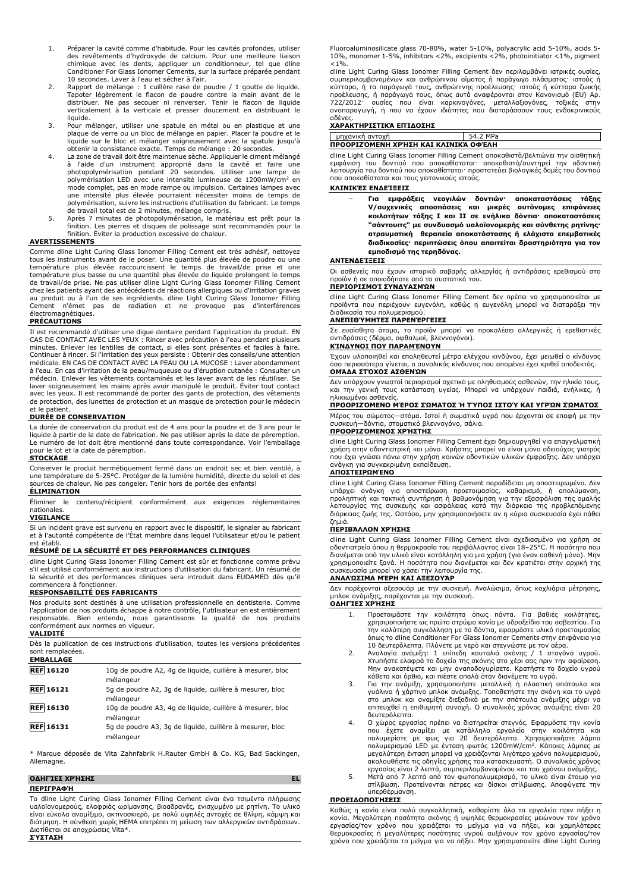1. Préparer la cavité comme d'habitude. Pour les cavités profondes, utiliser des revêtements d'hydroxyde de calcium. Pour une meilleure liaison chimique avec les dents, appliquer un conditionneur, tel que dline Conditioner For Glass Ionomer Cements, sur la surface préparée pendant 10 secondes. Laver à l'eau et sécher à l'air.
2. Rapport de mélange : 1 cuillère rase de poudre / 1 goutte de liquide. Tapoter légèrement le flacon de poudre contre la main avant de le distribuer. Ne pas secouer ni renverser. Tenir le flacon de liquide verticalement à la verticale et presser doucement en distribuant le liquide.
3. Pour mélanger, utiliser une spatule en métal ou en plastique et une plaque de verre ou un bloc de mélange en papier. Placer la poudre et le liquide sur le bloc et mélanger soigneusement avec la spatule jusqu'à obtenir la consistance exacte. Temps de mélange : 20 secondes.
4. La zone de travail doit être maintenue sèche. Appliquer le ciment mélangé à l'aide d'un instrument approprié dans la cavité et faire une photopolymérisation pendant 20 secondes. Utiliser une lampe de polymérisation LED avec une intensité lumineuse de 1200mW/cm² en mode complet, pas en mode rampe ou impulsion. Certaines lampes avec une intensité plus élevée pourraient nécessiter moins de temps de polymérisation, suivre les instructions d'utilisation du fabricant. Le temps de travail total est de 2 minutes, mélange compris.
5. Après 7 minutes de photopolymérisation, le matériau est prêt pour la finition. Les pierres et disques de polissage sont recommandés pour la finition. Éviter la production excessive de chaleur.

**AVERTISSEMENTS**

Comme dline Light Curing Glass Ionomer Filling Cement est très adhésif, nettoyez tous les instruments avant de le poser. Une quantité plus élevée de poudre ou une température plus élevée raccourcissent le temps de travail/de prise et une température plus basse ou une quantité plus élevée de liquide prolongent le temps de travail/de prise. Ne pas utiliser dline Light Curing Glass Ionomer Filling Cement chez les patients ayant des antécédents de réactions allergiques ou d'irritation graves au produit ou à l'un de ses ingrédients. dline Light Curing Glass Ionomer Filling Cement n'émet pas de radiation et ne provoque pas d'interférences électromagnétiques.

**PRÉCAUTIONS**

Il est recommandé d'utiliser une digue dentaire pendant l'application du produit. EN CAS DE CONTACT AVEC LES YEUX : Rincer avec précaution à l'eau pendant plusieurs minutes. Enlever les lentilles de contact, si elles sont présentes et faciles à faire. Continuer à rincer. Si l'irritation des yeux persiste : Obtenir des conseils/une attention médicale. EN CAS DE CONTACT AVEC LA PEAU OU LA MUCOSE : Laver abondamment à l'eau. En cas d'irritation de la peau/muqueuse ou d'éruption cutanée : Consulter un médecin. Enlever les vêtements contaminés et les laver avant de les réutiliser. Se laver soigneusement les mains après avoir manipulé le produit. Éviter tout contact avec les yeux. Il est recommandé de porter des gants de protection, des vêtements de protection, des lunettes de protection et un masque de protection pour le médecin et le patient.

**DURÉE DE CONSERVATION**

La durée de conservation du produit est de 4 ans pour la poudre et de 3 ans pour le liquide à partir de la date de fabrication. Ne pas utiliser après la date de péremption. Le numéro de lot doit être mentionné dans toute correspondance. Voir l'emballage pour le lot et la date de péremption.

**STOCKAGE**

Conserver le produit hermétiquement fermé dans un endroit sec et bien ventilé, à une température de 5-25°C. Protéger de la lumière humidité, directe du soleil et des sources de chaleur. Ne pas congeler. Tenir hors de portée des enfants!

**ÉLIMINATION**

Éliminer le contenu/récipient conformément aux exigences réglementaires nationales.

**VIGILANCE**

Si un incident grave est survenu en rapport avec le dispositif, le signaler au fabricant et à l'autorité compétente de l'État membre dans lequel l'utilisateur et/ou le patient est établi.

**RÉSUMÉ DE LA SÉCURITÉ ET DES PERFORMANCES CLINIQUES**

dline Light Curing Glass Ionomer Filling Cement est sûr et fonctionne comme prévu s'il est utilisé conformément aux instructions d'utilisation du fabricant. Un résumé de la sécurité et des performances cliniques sera introduit dans EUDAMED dès qu'il commencera à fonctionner.

**RESPONSABILITÉ DES FABRICANTS**

Nos produits sont destinés à une utilisation professionnelle en dentisterie. Comme l'application de nos produits échappe à notre contrôle, l'utilisateur en est entièrement responsable. Bien entendu, nous garantissons la qualité de nos produits conformément aux normes en vigueur.

**VALIDITÉ**

Dès la publication de ces instructions d'utilisation, toutes les versions précédentes sont remplacées.

**EMBALLAGE**

| | |
|---|---|
| REF 16120 | 10g de poudre A2, 4g de liquide, cuillère à mesurer, bloc mélangeur |
| REF 16121 | 5g de poudre A2, 3g de liquide, cuillère à mesurer, bloc mélangeur |
| REF 16130 | 10g de poudre A3, 4g de liquide, cuillère à mesurer, bloc mélangeur |
| REF 16131 | 5g de poudre A3, 3g de liquide, cuillère à mesurer, bloc mélangeur |

* Marque déposée de Vita Zahnfabrik H.Rauter GmbH & Co. KG, Bad Sackingen, Allemagne.

## ΟΔΗΓΊΕΣ ΧΡΉΣΗΣ EL

**ΠΕΡΙΓΡΑΦΉ**

Το dline Light Curing Glass Ionomer Filling Cement είναι ένα τσιμέντο πλήρωσης υαλοϊονομερούς, ελαφριάς ωρίμανσης, βιοδραγές, ενισχυμένο με ρητίνη. Το υλικό είναι εύκολα αναμίξιμο, ακτινοσκιερό, με πολύ υψηλές αντοχές σε θλίψη, κάμψη και διάτμηση. Η σύνθεση χωρίς HEMA επιτρέπει τη μείωση των αλλεργικών αντιδράσεων. Διατίθεται σε αποχρώσεις Vita*.

**ΣΎΣΤΑΣΗ**

Fluoroaluminosilicate glass 70-80%, water 5-10%, polyacrylic acid 5-10%, acids 5-10%, monomer 1-5%, inhibitors <2%, excipients <2%, photoinitiator <1%, pigment <1%.

dline Light Curing Glass Ionomer Filling Cement δεν περιλαμβάνει ιατρικές ουσίες, συμπεριλαμβανομένων και ανθρώπινου αίματος ή παράγωγο πλάσματος· ιστούς ή κύτταρα, ή τα παράγωγά τους, ανθρώπινης προέλευσης· ιστούς ή κύτταρα ζωικής προέλευσης, ή παράγωγά τους, όπως αυτά αναφέρονται στον Κανονισμό (ΕU) Αρ. 722/2012· ουσίες που είναι καρκινογόνες, μεταλλαξιογόνες, τοξικές στην αναπαραγωγή, ή που να έχουν ιδιότητες που διαταράσσουν τους ενδοκρινικούς αδένες.

**ΧΑΡΑΚΤΗΡΙΣΤΙΚΆ ΕΠΊΔΟΣΗΣ**

| | |
|---|---|
| μηχανική αντοχή | 54.2 MPa |

**ΠΡΟΟΡΙΖΌΜΕΝΗ ΧΡΉΣΗ ΚΑΙ ΚΛΙΝΙΚΆ ΟΦΈΛΗ**

dline Light Curing Glass Ionomer Filling Cement αποκαθιστά/βελτιώνει την αισθητική εμφάνιση του δοντιού που αποκαθίσταται· αποκαθιστά/συντηρεί την οδοντική λειτουργία του δοντιού που αποκαθίσταται· προστατεύει βιολογικές δομές του δοντιού που αποκαθίσταται και τους γειτονικούς ιστούς.

**ΚΛΙΝΙΚΈΣ ΕΝΔΕΊΞΕΙΣ**

- **Για εμφράξεις νεογιλών δοντιών· αποκαταστάσεις τάξης V/αυχενικές αποσπάσεις και μικρές αυτόνομες επιφάνειες κοιλοτήτων τάξης I και II σε ενήλικα δόντια· αποκαταστάσεις "σάντουιτς" με συνδυασμό υαλοϊονομερής και σύνθετης ρητίνης· ατραυματική θεραπεία αποκατάστασης ή ελάχιστα επεμβατικές διαδικασίες· περιπτώσεις όπου απαιτείται δραστηριότητα για τον εμποδισμό της τερηδόνας.**

**ΑΝΤΕΝΔΕΊΞΕΙΣ**

Οι ασθενείς που έχουν ιστορικό σοβαρής αλλεργίας ή αντιδράσεις ερεθισμού στο προϊόν ή σε οποιοδήποτε από τα συστατικά του.

**ΠΕΡΙΟΡΙΣΜΟΊ ΣΥΝΔΥΑΣΜΏΝ**

dline Light Curing Glass Ionomer Filling Cement δεν πρέπει να χρησιμοποιείται με προϊόντα που περιέχουν ευγενόλη, καθώς η ευγενόλη μπορεί να διαταράξει την διαδικασία του πολυμερισμού.

**ΑΝΕΠΙΘΎΜΗΤΕΣ ΠΑΡΕΝΈΡΓΕΙΕΣ**

Σε ευαίσθητα άτομα, το προϊόν μπορεί να προκαλέσει αλλεργικές ή ερεθιστικές αντιδράσεις (δέρμα, οφθαλμοί, βλεννογόνοι).

**ΚΊΝΔΥΝΟΙ ΠΟΥ ΠΑΡΑΜΈΝΟΥΝ**

Έχουν υλοποιηθεί και επαληθευτεί μέτρα ελέγχου κινδύνου, έχει μειωθεί ο κίνδυνος όσο περισσότερο γίνεται, ο συνολικός κίνδυνος που απομένει έχει κριθεί αποδεκτός.

**ΟΜΆΔΑ ΣΤΌΧΟΣ ΑΣΘΕΝΏΝ**

Δεν υπάρχουν γνωστοί περιορισμοί σχετικά με πληθυσμούς ασθενών, την ηλικία τους, και την γενική τους κατάσταση υγείας. Μπορεί να υπάρχουν παιδιά, ενήλικες, ή ηλικιωμένοι ασθενείς.

**ΠΡΟΟΡΙΖΌΜΕΝΟ ΜΈΡΟΣ ΣΏΜΑΤΟΣ Ή ΤΎΠΟΣ ΙΣΤΟΎ ΚΑΙ ΥΓΡΏΝ ΣΏΜΑΤΟΣ**

Μέρος του σώματος—στόμα. Ιστοί ή σωματικά υγρά που έρχονται σε επαφή με την συσκευή—δόντια, στοματικό βλεννογόνο, σάλιο.

**ΠΡΟΟΡΙΖΌΜΕΝΟΣ ΧΡΉΣΤΗΣ**

dline Light Curing Glass Ionomer Filling Cement έχει δημιουργηθεί για επαγγελματική χρήση στην οδοντιατρική και μόνο. Χρήστης μπορεί να είναι μόνο αδειούχος γιατρός που έχει γνώσει πάνω στην χρήση κοινών οδοντικών υλικών έμφραξης. Δεν υπάρχει ανάγκη για συγκεκριμένη εκπαίδευση.

**ΑΠΟΣΤΕΙΡΩΜΈΝΟ**

dline Light Curing Glass Ionomer Filling Cement παραδίδεται μη αποστειρωμένο. Δεν υπάρχει ανάγκη για αποστείρωση προετοιμασίας, καθαρισμό, ή απολύμανση, προληπτική και τακτική συντήρηση ή βαθμονόμηση για την εξασφάλιση της ομαλής λειτουργίας της συσκευής και ασφάλειας κατά την διάρκεια της προβλεπόμενης διάρκειας ζωής της. Ωστόσο, μην χρησιμοποιήσετε αν η κύρια συσκευασία έχει πάθει ζημιά.

**ΠΕΡΙΒΆΛΛΟΝ ΧΡΉΣΗΣ**

dline Light Curing Glass Ionomer Filling Cement είναι σχεδιασμένο για χρήση σε οδοντιατρείο όπου η θερμοκρασία του περιβάλλοντος είναι 18–25°C. Η ποσότητα που διανέμεται από την υλικό είναι κατάλληλη για μια χρήση (για έναν ασθενή μόνο). Μην χρησιμοποιείτε ξανά. Η ποσότητα που διανέμεται και δεν κρατείται στην αρχική της συσκευασία μπορεί να χάσει την λειτουργία της.

**ΑΝΑΛΏΣΙΜΑ ΜΈΡΗ ΚΑΙ ΑΞΕΣΟΥΆΡ**

Δεν παρέχονται αξεσουάρ με την συσκευή. Αναλώσιμα, όπως κοχλιάρια μετρησης, μπλοκ ανάμιξης, παρέχονται με την συσκευή.

**ΟΔΗΓΊΕΣ ΧΡΉΣΗΣ**

1. Προετοιμάστε την κοιλότητα όπως πάντα. Για βαθιές κοιλότητες, χρησιμοποιήστε ως πρώτο στρώμα κονία με υδροξείδιο του ασβεστίου. Για την καλύτερη συγκόλληση με τα δόντια, εφαρμόστε υλικό προετοιμασίας όπως το dline Conditioner For Glass Ionomer Cements στην επιφάνεια για 10 δευτερόλεπτα. Πλύνετε με νερό και στεγνώστε με τον αέρα.
2. Αναλογία ανάμιξη: 1 επίπεδη κουταλιά σκόνης / 1 σταγόνα υγρού. Χτυπήστε ελαφρά το δοχείο της σκόνης στο χέρι σας πριν την αφαίρεση. Μην ανακατέψετε και μην αναποδογυρίσετε. Κρατήστε το δοχείο υγρού κάθετα και όρθιο, και πιέστε απαλά όταν διανέμετε το υγρό.
3. Για την ανάμιξη, χρησιμοποιήστε μεταλλική ή πλαστική σπάτουλα και γυάλινο ή χάρτινο μπλοκ ανάμιξης. Τοποθετήστε την σκόνη και το υγρό στο μπλοκ και αναμίξτε διεξοδικά με την σπάτουλα ανάμιξης μέχρι να επιτευχθεί η επιθυμητή συνοχή. Ο συνολικός χρόνος ανάμιξης είναι 20 δευτερόλεπτα.
4. Ο χώρος εργασίας πρέπει να διατηρείται στεγνός. Εφαρμόστε την κονία που έχετε αναμίξει με κατάλληλο εργαλείο στην κοιλότητα και πολυμερίστε με φως για 20 δευτερόλεπτα. Χρησιμοποιήστε λάμπα πολυμερισμού LED με ένταση φωτός 1200mW/cm². Κάποιες λάμπες με μεγαλύτερη ένταση μπορεί να χρειάζονται λιγότερο χρόνο πολυμερισμού, ακολουθήστε τις οδηγίες χρήσης του κατασκευαστή. Ο συνολικός χρόνος εργασίας είναι 2 λεπτά, συμπεριλαμβανομένου και του χρόνου ανάμιξης.
5. Μετά από 7 λεπτά από τον φωτοπολυμερισμό, το υλικό είναι έτοιμο για στίλβωση. Προτείνονται πέτρες και δίσκοι στίλβωσης. Αποφύγετε την υπερθέρμανση.

**ΠΡΟΕΙΔΟΠΟΙΉΣΕΙΣ**

Καθώς η κονία είναι πολύ συγκολλητική, καθαρίστε όλα τα εργαλεία πριν πήξει η κονία. Μεγαλύτερη ποσότητα σκόνης ή υψηλές θερμοκρασίες μειώνουν τον χρόνο εργασίας/τον χρόνο που χρειάζεται το μείγμα για να πήξει, και χαμηλότερες θερμοκρασίες ή μεγαλύτερες ποσότητες υγρού αυξάνουν τον χρόνο εργασίας/τον χρόνο που χρειάζεται το μείγμα για να πήξει. Μην χρησιμοποιείτε dline Light Curing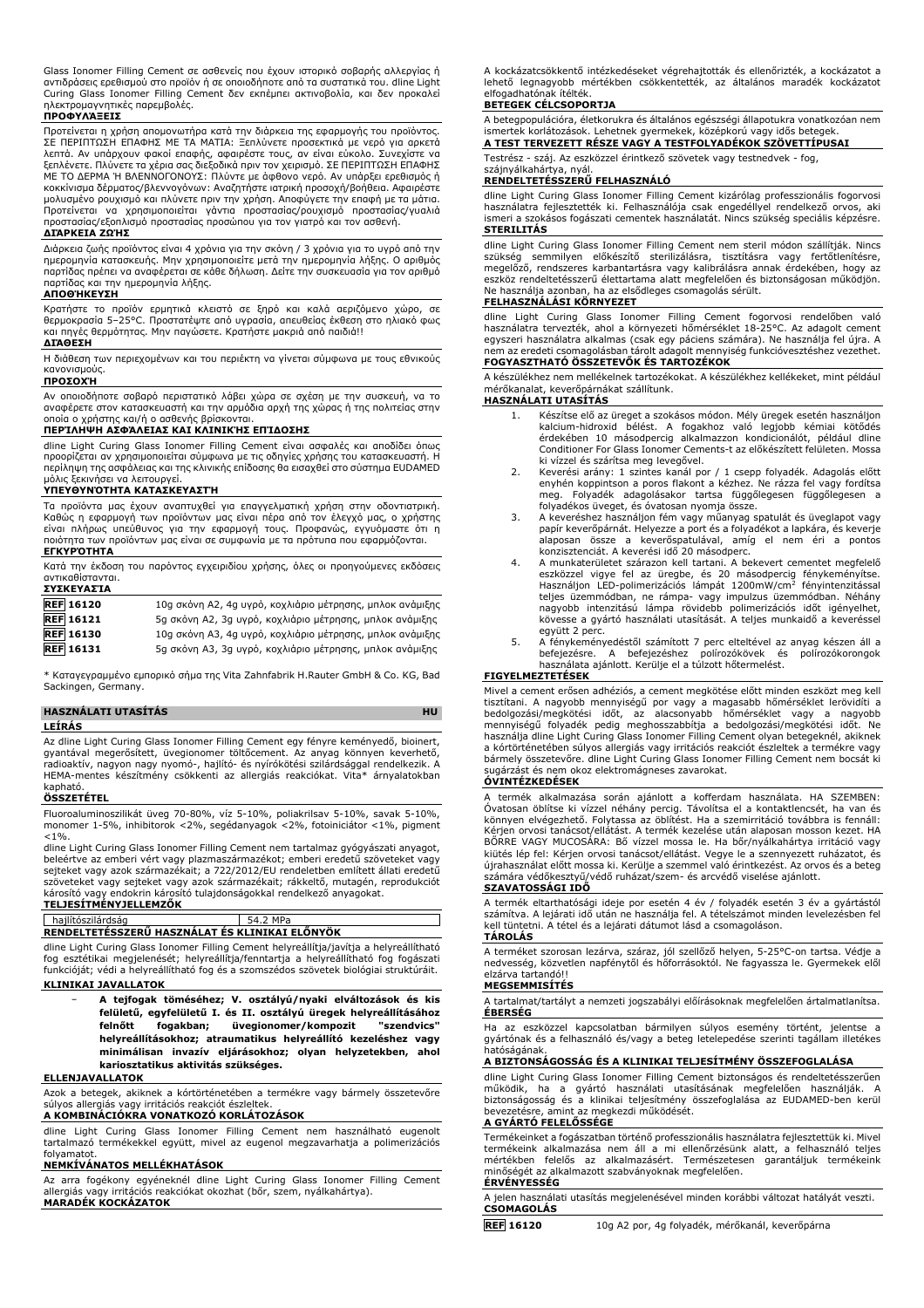Glass Ionomer Filling Cement σε ασθενείς που έχουν ιστορικό σοβαρής αλλεργίας ή αντιδράσεις ερεθισμού στο προϊόν ή σε οποιοδήποτε από τα συστατικά του. dline Light Curing Glass Ionomer Filling Cement δεν εκπέμπει ακτινοβολία, και δεν προκαλεί ηλεκτρομαγνητικές παρεμβολές.

**ΠΡΟΦΥΛΑΞΕΙΣ**

Προτείνεται η χρήση απομονωτήρα κατά την διάρκεια της εφαρμογής του προϊόντος. ΣΕ ΠΕΡΙΠΤΩΣΗ ΕΠΑΦΗΣ ΜΕ ΤΑ ΜΑΤΙΑ: Ξεπλύνετε προσεκτικά με νερό για αρκετά λεπτά. Αν υπάρχουν φακοί επαφής, αφαιρέστε τους, αν είναι εύκολο. Συνεχίστε να ξεπλένετε. Πλύνετε τα χέρια σας διεξοδικά πριν τον χειρισμό. ΣΕ ΠΕΡΙΠΤΩΣΗ ΕΠΑΦΗΣ ΜΕ ΤΟ ΔΕΡΜΑ Ή ΒΛΕΝΝΟΓΟΝΟΥΣ: Πλύντε με άφθονο νερό. Αν υπάρξει ερεθισμός ή κοκκίνισμα δέρματος/βλεννογόνων: Αναζητήστε ιατρική προσοχή/βοήθεια. Αφαιρέστε μολυσμένο ρουχισμό και πλύντε πριν την χρήση. Αποφύγετε την επαφή με τα μάτια. Προτείνεται να χρησιμοποιείται γάντια προστασίας/ρουχισμό προστασίας/γυαλιά προστασίας/εξοπλισμό προστασίας προσώπου για τον γιατρό και τον ασθενή.

**ΔΙΑΡΚΕΙΑ ΖΩΗΣ**

Διάρκεια ζωής προϊόντος είναι 4 χρόνια για την σκόνη / 3 χρόνια για το υγρό από την ημερομηνία κατασκευής. Μην χρησιμοποιείτε μετά την ημερομηνία λήξης. Ο αριθμός παρτίδας πρέπει να αναφέρεται σε κάθε δήλωση. Δείτε την συσκευασία για τον αριθμό παρτίδας και την ημερομηνία λήξης.

**ΑΠΟΘΉΚΕΥΣΗ**

Κρατήστε το προϊόν ερμητικά κλειστό σε ξηρό και καλά αεριζόμενο χώρο, σε θερμοκρασία 5–25°C. Προστατέψτε από υγρασία, απευθείας έκθεση στο ηλιακό φως και πηγές θερμότητας. Μην παγώσετε. Κρατήστε μακριά από παιδιά!!

**ΔΙΆΘΕΣΗ**

Η διάθεση των περιεχομένων και του περιέκτη να γίνεται σύμφωνα με τους εθνικούς κανονισμούς.

**ΠΡΟΣΟΧΉ**

Αν οποιοδήποτε σοβαρό περιστατικό λάβει χώρα σε σχέση με την συσκευή, να το αναφέρετε στον κατασκευαστή και την αρμόδια αρχή της χώρας ή της πολιτείας στην οποία ο χρήστης και/ή ο ασθενής βρίσκονται.

**ΠΕΡΊΛΗΨΗ ΑΣΦΆΛΕΙΑΣ ΚΑΙ ΚΛΙΝΙΚΉΣ ΕΠΊΔΟΣΗΣ**

dline Light Curing Glass Ionomer Filling Cement είναι ασφαλές και αποδίδει όπως προορίζεται αν χρησιμοποιείται σύμφωνα με τις οδηγίες χρήσης του κατασκευαστή. Η περίληψη της ασφάλειας και της κλινικής επίδοσης θα εισαχθεί στο σύστημα EUDAMED μόλις ξεκινήσει να λειτουργεί.

**ΥΠΕΥΘΥΝΌΤΗΤΑ ΚΑΤΑΣΚΕΥΑΣΤΉ**

Τα προϊόντα μας έχουν αναπτυχθεί για επαγγελματική χρήση στην οδοντιατρική. Καθώς η εφαρμογή των προϊόντων μας είναι πέρα από τον έλεγχό μας, ο χρήστης είναι πλήρως υπεύθυνος για την εφαρμογή τους. Προφανώς, εγγυόμαστε ότι η ποιότητα των προϊόντων μας είναι σε συμφωνία με τα πρότυπα που εφαρμόζονται.

**ΕΓΚΥΡΌΤΗΤΑ**

Κατά την έκδοση του παρόντος εγχειριδίου χρήσης, όλες οι προηγούμενες εκδόσεις αντικαθίστανται.

**ΣΥΣΚΕΥΑΣΊΑ**

| | |
|---|---|
| REF 16120 | 10g σκόνη A2, 4g υγρό, κοχλιάριο μέτρησης, μπλοκ ανάμιξης |
| REF 16121 | 5g σκόνη A2, 3g υγρό, κοχλιάριο μέτρησης, μπλοκ ανάμιξης |
| REF 16130 | 10g σκόνη A3, 4g υγρό, κοχλιάριο μέτρησης, μπλοκ ανάμιξης |
| REF 16131 | 5g σκόνη A3, 3g υγρό, κοχλιάριο μέτρησης, μπλοκ ανάμιξης |

* Καταγεγραμμένο εμπορικό σήμα της Vita Zahnfabrik H.Rauter GmbH & Co. KG, Bad Sackingen, Germany.

## HASZNÁLATI UTASÍTÁS — HU

**LEÍRÁS**

Az dline Light Curing Glass Ionomer Filling Cement egy fényre keményedő, bioinert, gyantával megerősített, üvegionomer töltőcement. Az anyag könnyen keverhető, radioaktív, nagyon nagy nyomó-, hajlító- és nyírókötési szilárdsággal rendelkezik. A HEMA-mentes készítmény csökkenti az allergiás reakciókat. Vita* árnyalatokban kapható.

**ÖSSZETÉTEL**

Fluoroaluminoszilikát üveg 70-80%, víz 5-10%, poliakrilsav 5-10%, savak 5-10%, monomer 1-5%, inhibitorok <2%, segédanyagok <2%, fotoiniciátor <1%, pigment <1%.

dline Light Curing Glass Ionomer Filling Cement nem tartalmaz gyógyászati anyagot, beleértve az emberi vért vagy plazmaszármazékot; emberi eredetű szöveteket vagy sejteket vagy azok származékait; a 722/2012/EU rendeletben említett állati eredetű szöveteket vagy sejteket vagy azok származékait; rákkeltő, mutagén, reprodukciót károsító vagy endokrin károsító tulajdonságokkal rendelkező anyagokat.

**TELJESÍTMÉNYJELLEMZŐK**

| | |
|---|---|
| hajlítószilárdság | 54.2 MPa |

**RENDELTETÉSSZERŰ HASZNÁLAT ÉS KLINIKAI ELŐNYÖK**

dline Light Curing Glass Ionomer Filling Cement helyreállítja/javítja a helyreállítható fog esztétikai megjelenését; helyreállítja/fenntartja a helyreállítható fog fogászati funkcióját; védi a helyreállítható fog és a szomszédos szövetek biológiai struktúráit.

**KLINIKAI JAVALLATOK**

- **A tejfogak töméséhez; V. osztályú/nyaki elváltozások és kis felületű, egyfelületű I. és II. osztályú üregek helyreállításához felnőtt fogakban; üvegionomer/kompozit "szendvics" helyreállításokhoz; atraumatikus helyreállító kezeléshez vagy minimálisan invazív eljárásokhoz; olyan helyzetekben, ahol kariosztatikus aktivitás szükséges.**

**ELLENJAVALLATOK**

Azok a betegek, akiknek a kórtörténetében a termékre vagy bármely összetevőre súlyos allergiás vagy irritációs reakciót észleltek.

**A KOMBINÁCIÓKRA VONATKOZÓ KORLÁTOZÁSOK**

dline Light Curing Glass Ionomer Filling Cement nem használható eugenolt tartalmazó termékekkel együtt, mivel az eugenol megzavarhatja a polimerizációs folyamatot.

**NEMKÍVÁNATOS MELLÉKHATÁSOK**

Az arra fogékony egyéneknél dline Light Curing Glass Ionomer Filling Cement allergiás vagy irritációs reakciókat okozhat (bőr, szem, nyálkahártya).

**MARADÉK KOCKÁZATOK**

A kockázatcsökkentő intézkedéseket végrehajtották és ellenőrizték, a kockázatot a lehető legnagyobb mértékben csökkentették, az általános maradék kockázatot elfogadhatónak ítélték.

**BETEGEK CÉLCSOPORTJA**

A betegpopulációra, életkorukra és általános egészségi állapotukra vonatkozóan nem ismertek korlátozások. Lehetnek gyermekek, középkorú vagy idős betegek.

**A TEST TERVEZETT RÉSZE VAGY A TESTFOLYADÉKOK SZÖVETTÍPUSAI**

Testrész - száj. Az eszközzel érintkező szövetek vagy testnedvek - fog, szájnyálkahártya, nyál.

**RENDELTETÉSSZERŰ FELHASZNÁLÓ**

dline Light Curing Glass Ionomer Filling Cement kizárólag professzionális fogorvosi használatra fejlesztették ki. Felhasználója csak engedéllyel rendelkező orvos, aki ismeri a szokásos fogászati cementek használatát. Nincs szükség speciális képzésre.

**STERILITÁS**

dline Light Curing Glass Ionomer Filling Cement nem steril módon szállítják. Nincs szükség semmilyen előkészítő sterilizálásra, tisztításra vagy fertőtlenítésre, megelőző, rendszeres karbantartásra vagy kalibrálásra annak érdekében, hogy az eszköz rendeltetésszerű élettartama alatt megfelelően és biztonságosan működjön. Ne használja azonban, ha az elsődleges csomagolás sérült.

**FELHASZNÁLÁSI KÖRNYEZET**

dline Light Curing Glass Ionomer Filling Cement fogorvosi rendelőben való használatra tervezték, ahol a környezeti hőmérséklet 18-25°C. Az adagolt cement egyszeri használatra alkalmas (csak egy páciens számára). Ne használja fel újra. A nem az eredeti csomagolásban tárolt adagolt mennyiség funkcióvesztéshez vezethet.

**FOGYASZTHATÓ ÖSSZETEVŐK ÉS TARTOZÉKOK**

A készülékhez nem mellékelnek tartozékokat. A készülékhez kellékeket, mint például mérőkanalat, keverőpárnákat szállítunk.

**HASZNÁLATI UTASÍTÁS**

1. Készítse elő az üreget a szokásos módon. Mély üregek esetén használjon kalcium-hidroxid bélést. A fogakhoz való legjobb kémiai kötődés érdekében 10 másodpercig alkalmazzon kondicionálót, például dline Conditioner For Glass Ionomer Cements-t az előkészített felületeken. Mossa ki vízzel és szárítsa meg levegővel.
2. Keverési arány: 1 szintes kanál por / 1 csepp folyadék. Adagolás előtt enyhén koppintson a poros flakont a kézhez. Ne rázza fel vagy fordítsa meg. Folyadék adagolásakor tartsa függőlegesen függőlegesen a folyadékos üveget, és óvatosan nyomja össze.
3. A keveréshez használjon fém vagy műanyag spatulát és üveglapot vagy papír keverőpárnát. Helyezze a port és a folyadékot a lapkára, és keverje alaposan össze a keverőspatulával, amíg el nem éri a pontos konzisztenciát. A keverési idő 20 másodperc.
4. A munkaterületet szárazon kell tartani. A bekevert cementet megfelelő eszközzel vigye fel az üregbe, és 20 másodpercig fénykeményítse. Használjon LED-polimerizációs lámpát 1200mW/cm² fényintenzitással teljes üzemmódban, ne rámpa- vagy impulzus üzemmódban. Néhány nagyobb intenzitású lámpa rövidebb polimerizációs időt igényelhet, kövesse a gyártó használati utasítását. A teljes munkaidő a keveréssel együtt 2 perc.
5. A fénykeményedéstől számított 7 perc elteltével az anyag készen áll a befejezésre. A befejezéshez polírozókövek és polírozókorongok használata ajánlott. Kerülje el a túlzott hőtermelést.

**FIGYELMEZTETÉSEK**

Mivel a cement erősen adhéziós, a cement megkötése előtt minden eszközt meg kell tisztítani. A nagyobb mennyiségű por vagy a magasabb hőmérséklet lerövidíti a bedolgozási/megkötési időt, az alacsonyabb hőmérséklet vagy a nagyobb mennyiségű folyadék pedig meghosszabbítja a bedolgozási/megkötési időt. Ne használja dline Light Curing Glass Ionomer Filling Cement olyan betegeknél, akiknek a kórtörténetében súlyos allergiás vagy irritációs reakciót észleltek a termékre vagy bármely összetevőre. dline Light Curing Glass Ionomer Filling Cement nem bocsát ki sugárzást és nem okoz elektromágneses zavarokat.

**ÓVINTÉZKEDÉSEK**

A termék alkalmazása során ajánlott a kofferdam használata. HA SZEMBEN: Óvatosan öblítse ki vízzel néhány percig. Távolítsa el a kontaktlencsét, ha van és könnyen elvégezhető. Folytassa az öblítést. Ha a szemirritáció továbbra is fennáll: Kérjen orvosi tanácsot/ellátást. Ha a termék kezelése után alaposan mosson kezet. HA BŐRRE VAGY MUCOSÁRA: Bő vízzel mossa le. Ha bőr/nyálkahártya irritáció vagy kiütés lép fel: Kérjen orvosi tanácsot/ellátást. Vegye le a szennyezett ruházatot, és újrahasználat előtt mossa ki. Kerülje a szemmel való érintkezést. Az orvos és a beteg számára védőkesztyű/védő ruházat/szem- és arcvédő viselése ajánlott.

**SZAVATOSSÁGI IDŐ**

A termék eltarthatósági ideje por esetén 4 év / folyadék esetén 3 év a gyártástól számítva. A lejárati idő után ne használja fel. A tételszámot minden levelezésben fel kell tüntetni. A tétel és a lejárati dátumot lásd a csomagoláson.

**TÁROLÁS**

A terméket szorosan lezárva, száraz, jól szellőző helyen, 5-25°C-on tartsa. Védje a nedvesség, közvetlen napfénytől és hőforrásoktól. Ne fagyassza le. Gyermekek elől elzárva tartandó!!

**MEGSEMMISÍTÉS**

A tartalmat/tartályt a nemzeti jogszabályi előírásoknak megfelelően ártalmatlanítsa.

**ÉBERSÉG**

Ha az eszközzel kapcsolatban bármilyen súlyos esemény történt, jelentse a gyártónak és a felhasználó és/vagy a beteg letelepedése szerinti tagállam illetékes hatóságának.

**A BIZTONSÁGOSSÁG ÉS A KLINIKAI TELJESÍTMÉNY ÖSSZEFOGLALÁSA**

dline Light Curing Glass Ionomer Filling Cement biztonságos és rendeltetésszerűen működik, ha a gyártó használati utasításának megfelelően használják. A biztonságosság és a klinikai teljesítmény összefoglalása az EUDAMED-ben kerül bevezetésre, amint az megkezdi működését.

**A GYÁRTÓ FELELŐSSÉGE**

Termékeinket a fogászatban történő professzionális használatra fejlesztettük ki. Mivel termékeink alkalmazása nem áll a mi ellenőrzésünk alatt, a felhasználó teljes mértékben felelős az alkalmazásért. Természetesen garantáljuk termékeink minőségét az alkalmazott szabványoknak megfelelően.

**ÉRVÉNYESSÉG**

A jelen használati utasítás megjelenésével minden korábbi változat hatályát veszti.

**CSOMAGOLÁS**

| | |
|---|---|
| REF 16120 | 10g A2 por, 4g folyadék, mérőkanál, keverőpárna |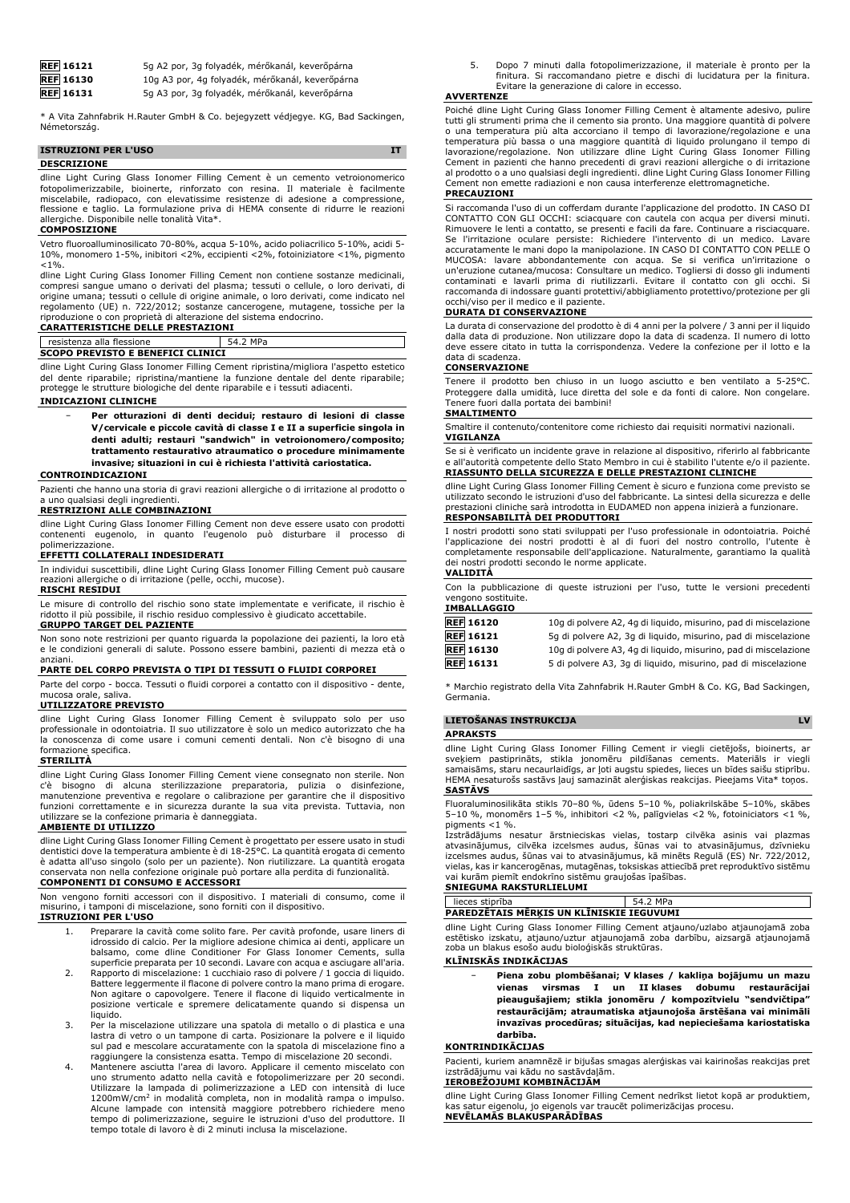| REF 16121 | 5g A2 por, 3g folyadék, mérőkanál, keverőpárna |
|---|---|
| REF 16130 | 10g A3 por, 4g folyadék, mérőkanál, keverőpárna |
| REF 16131 | 5g A3 por, 3g folyadék, mérőkanál, keverőpárna |

* A Vita Zahnfabrik H.Rauter GmbH & Co. bejegyzett védjegye. KG, Bad Sackingen, Németország.

## ISTRUZIONI PER L'USO — IT

### DESCRIZIONE

dline Light Curing Glass Ionomer Filling Cement è un cemento vetroionomerico fotopolimerizzabile, bioinerte, rinforzato con resina. Il materiale è facilmente miscelabile, radiopaco, con elevatissime resistenze di adesione a compressione, flessione e taglio. La formulazione priva di HEMA consente di ridurre le reazioni allergiche. Disponibile nelle tonalità Vita*.

### COMPOSIZIONE

Vetro fluoroalluminosilicato 70-80%, acqua 5-10%, acido poliacrilico 5-10%, acidi 5-10%, monomero 1-5%, inibitori <2%, eccipienti <2%, fotoiniziatore <1%, pigmento <1%.

dline Light Curing Glass Ionomer Filling Cement non contiene sostanze medicinali, compresi sangue umano o derivati del plasma; tessuti o cellule, o loro derivati, di origine umana; tessuti o cellule di origine animale, o loro derivati, come indicato nel regolamento (UE) n. 722/2012; sostanze cancerogene, mutagene, tossiche per la riproduzione o con proprietà di alterazione del sistema endocrino.

### CARATTERISTICHE DELLE PRESTAZIONI

| resistenza alla flessione | 54.2 MPa |
|---|---|

### SCOPO PREVISTO E BENEFICI CLINICI

dline Light Curing Glass Ionomer Filling Cement ripristina/migliora l'aspetto estetico del dente riparabile; ripristina/mantiene la funzione dentale del dente riparabile; protegge le strutture biologiche del dente riparabile e i tessuti adiacenti.

### INDICAZIONI CLINICHE

- **Per otturazioni di denti decidui; restauro di lesioni di classe V/cervicale e piccole cavità di classe I e II a superficie singola in denti adulti; restauri "sandwich" in vetroionomero/composito; trattamento restaurativo atraumatico o procedure minimamente invasive; situazioni in cui è richiesta l'attività cariostatica.**

### CONTROINDICAZIONI

Pazienti che hanno una storia di gravi reazioni allergiche o di irritazione al prodotto o a uno qualsiasi degli ingredienti.

### RESTRIZIONI ALLE COMBINAZIONI

dline Light Curing Glass Ionomer Filling Cement non deve essere usato con prodotti contenenti eugenolo, in quanto l'eugenolo può disturbare il processo di polimerizzazione.

### EFFETTI COLLATERALI INDESIDERATI

In individui suscettibili, dline Light Curing Glass Ionomer Filling Cement può causare reazioni allergiche o di irritazione (pelle, occhi, mucose).

### RISCHI RESIDUI

Le misure di controllo del rischio sono state implementate e verificate, il rischio è ridotto il più possibile, il rischio residuo complessivo è giudicato accettabile.

### GRUPPO TARGET DEL PAZIENTE

Non sono note restrizioni per quanto riguarda la popolazione dei pazienti, la loro età e le condizioni generali di salute. Possono essere bambini, pazienti di mezza età o anziani.

### PARTE DEL CORPO PREVISTA O TIPI DI TESSUTI O FLUIDI CORPOREI

Parte del corpo - bocca. Tessuti o fluidi corporei a contatto con il dispositivo - dente, mucosa orale, saliva.

### UTILIZZATORE PREVISTO

dline Light Curing Glass Ionomer Filling Cement è sviluppato solo per uso professionale in odontoiatria. Il suo utilizzatore è solo un medico autorizzato che ha la conoscenza di come usare i comuni cementi dentali. Non c'è bisogno di una formazione specifica.

### STERILITÀ

dline Light Curing Glass Ionomer Filling Cement viene consegnato non sterile. Non c'è bisogno di alcuna sterilizzazione preparatoria, pulizia o disinfezione, manutenzione preventiva e regolare o calibrazione per garantire che il dispositivo funzioni correttamente e in sicurezza durante la sua vita prevista. Tuttavia, non utilizzare se la confezione primaria è danneggiata.

### AMBIENTE DI UTILIZZO

dline Light Curing Glass Ionomer Filling Cement è progettato per essere usato in studi dentistici dove la temperatura ambiente è di 18-25°C. La quantità erogata di cemento è adatta all'uso singolo (solo per un paziente). Non riutilizzare. La quantità erogata conservata non nella confezione originale può portare alla perdita di funzionalità.

### COMPONENTI DI CONSUMO E ACCESSORI

Non vengono forniti accessori con il dispositivo. I materiali di consumo, come il misurino, i tamponi di miscelazione, sono forniti con il dispositivo.

### ISTRUZIONI PER L'USO

1. Preparare la cavità come solito fare. Per cavità profonde, usare liners di idrossido di calcio. Per la migliore adesione chimica ai denti, applicare un balsamo, come dline Conditioner For Glass Ionomer Cements, sulla superficie preparata per 10 secondi. Lavare con acqua e asciugare all'aria.
2. Rapporto di miscelazione: 1 cucchiaio raso di polvere / 1 goccia di liquido. Battere leggermente il flacone di polvere contro la mano prima di erogare. Non agitare o capovolgere. Tenere il flacone di liquido verticalmente in posizione verticale e spremere delicatamente quando si dispensa un liquido.
3. Per la miscelazione utilizzare una spatola di metallo o di plastica e una lastra di vetro o un tampone di carta. Posizionare la polvere e il liquido sul pad e mescolare accuratamente con la spatola di miscelazione fino a raggiungere la consistenza esatta. Tempo di miscelazione 20 secondi.
4. Mantenere asciutta l'area di lavoro. Applicare il cemento miscelato con uno strumento adatto nella cavità e fotopolimerizzare per 20 secondi. Utilizzare la lampada di polimerizzazione a LED con intensità di luce 1200mW/cm² in modalità completa, non in modalità rampa o impulso. Alcune lampade con intensità maggiore potrebbero richiedere meno tempo di polimerizzazione, seguire le istruzioni d'uso del produttore. Il tempo totale di lavoro è di 2 minuti inclusa la miscelazione.
5. Dopo 7 minuti dalla fotopolimerizzazione, il materiale è pronto per la finitura. Si raccomandano pietre e dischi di lucidatura per la finitura. Evitare la generazione di calore in eccesso.

### AVVERTENZE

Poiché dline Light Curing Glass Ionomer Filling Cement è altamente adesivo, pulire tutti gli strumenti prima che il cemento sia pronto. Una maggiore quantità di polvere o una temperatura più alta accorciano il tempo di lavorazione/regolazione e una temperatura più bassa o una maggiore quantità di liquido prolungano il tempo di lavorazione/regolazione. Non utilizzare dline Light Curing Glass Ionomer Filling Cement in pazienti che hanno precedenti di gravi reazioni allergiche o di irritazione al prodotto o a uno qualsiasi degli ingredienti. dline Light Curing Glass Ionomer Filling Cement non emette radiazioni e non causa interferenze elettromagnetiche.

### PRECAUZIONI

Si raccomanda l'uso di un cofferdam durante l'applicazione del prodotto. IN CASO DI CONTATTO CON GLI OCCHI: sciacquare con cautela con acqua per diversi minuti. Rimuovere le lenti a contatto, se presenti e facili da fare. Continuare a risciacquare. Se l'irritazione oculare persiste: Richiedere l'intervento di un medico. Lavare accuratamente le mani dopo la manipolazione. IN CASO DI CONTATTO CON PELLE O MUCOSA: lavare abbondantemente con acqua. Se si verifica un'irritazione o un'eruzione cutanea/mucosa: Consultare un medico. Togliersi di dosso gli indumenti contaminati e lavarli prima di riutilizzarli. Evitare il contatto con gli occhi. Si raccomanda di indossare guanti protettivi/abbigliamento protettivo/protezione per gli occhi/viso per il medico e il paziente.

### DURATA DI CONSERVAZIONE

La durata di conservazione del prodotto è di 4 anni per la polvere / 3 anni per il liquido dalla data di produzione. Non utilizzare dopo la data di scadenza. Il numero di lotto deve essere citato in tutta la corrispondenza. Vedere la confezione per il lotto e la data di scadenza.

### CONSERVAZIONE

Tenere il prodotto ben chiuso in un luogo asciutto e ben ventilato a 5-25°C. Proteggere dalla umidità, luce diretta del sole e da fonti di calore. Non congelare. Tenere fuori dalla portata dei bambini!

### SMALTIMENTO

Smaltire il contenuto/contenitore come richiesto dai requisiti normativi nazionali.

### VIGILANZA

Se si è verificato un incidente grave in relazione al dispositivo, riferirlo al fabbricante e all'autorità competente dello Stato Membro in cui è stabilito l'utente e/o il paziente.

### RIASSUNTO DELLA SICUREZZA E DELLE PRESTAZIONI CLINICHE

dline Light Curing Glass Ionomer Filling Cement è sicuro e funziona come previsto se utilizzato secondo le istruzioni d'uso del fabbricante. La sintesi della sicurezza e delle prestazioni cliniche sarà introdotta in EUDAMED non appena inizierà a funzionare.

### RESPONSABILITÀ DEI PRODUTTORI

I nostri prodotti sono stati sviluppati per l'uso professionale in odontoiatria. Poiché l'applicazione dei nostri prodotti è al di fuori del nostro controllo, l'utente è completamente responsabile dell'applicazione. Naturalmente, garantiamo la qualità dei nostri prodotti secondo le norme applicate.

### VALIDITÀ

Con la pubblicazione di queste istruzioni per l'uso, tutte le versioni precedenti vengono sostituite.

### IMBALLAGGIO

| REF 16120 | 10g di polvere A2, 4g di liquido, misurino, pad di miscelazione |
|---|---|
| REF 16121 | 5g di polvere A2, 3g di liquido, misurino, pad di miscelazione |
| REF 16130 | 10g di polvere A3, 4g di liquido, misurino, pad di miscelazione |
| REF 16131 | 5 di polvere A3, 3g di liquido, misurino, pad di miscelazione |

* Marchio registrato della Vita Zahnfabrik H.Rauter GmbH & Co. KG, Bad Sackingen, Germania.

## LIETOŠANAS INSTRUKCIJA — LV

### APRAKSTS

dline Light Curing Glass Ionomer Filling Cement ir viegli cietējošs, bioinerts, ar sveķiem pastiprināts, stikla jonomēru pildīšanas cements. Materiāls ir viegli samaisāms, staru necaurlaidīgs, ar ļoti augstu spiedes, lieces un bīdes saišu stiprību. HEMA nesaturošs sastāvs ļauj samazināt alerģiskas reakcijas. Pieejams Vita* toņos.

### SASTĀVS

Fluoraluminosilikāta stikls 70–80 %, ūdens 5–10 %, poliakrilskābe 5–10%, skābes 5–10 %, monomērs 1–5 %, inhibitori <2 %, palīgvielas <2 %, fotoiniciators <1 %, pigments <1 %.

Izstrādājums nesatur ārstnieciskas vielas, tostarp cilvēka asinis vai plazmas atvasinājumus, cilvēka izcelsmes audus, šūnas vai to atvasinājumus, dzīvnieku izcelsmes audus, šūnas vai to atvasinājumus, kā minēts Regulā (ES) Nr. 722/2012, vielas, kas ir kancerogēnas, mutagēnas, toksiskas attiecībā pret reproduktīvo sistēmu vai kurām piemīt endokrīno sistēmu graujošas īpašības.

### SNIEGUMA RAKSTURLIELUMI

| lieces stiprība | 54.2 MPa |
|---|---|

### PAREDZĒTAIS MĒRĶIS UN KLĪNISKIE IEGUVUMI

dline Light Curing Glass Ionomer Filling Cement atjauno/uzlabo atjaunojamā zoba estētisko izskatu, atjauno/uztur atjaunojamā zoba darbību, aizsargā atjaunojamā zoba un blakus esošo audu bioloģiskās struktūras.

### KLĪNISKĀS INDIKĀCIJAS

- **Piena zobu plombēšanai; V klases / kakliņa bojājumu un mazu vienas virsmas I un II klases dobumu restaurācijai pieaugušajiem; stikla jonomēru / kompozītvielu "sendvičtipa" restaurācijām; atraumatiska atjaunojoša ārstēšana vai minimāli invazīvas procedūras; situācijas, kad nepieciešama kariostatiska darbība.**

### KONTRINDIKĀCIJAS

Pacienti, kuriem anamnēzē ir bijušas smagas alerģiskas vai kairinošas reakcijas pret izstrādājumu vai kādu no sastāvdaļām.

### IEROBEŽOJUMI KOMBINĀCIJĀM

dline Light Curing Glass Ionomer Filling Cement nedrīkst lietot kopā ar produktiem, kas satur eigenolu, jo eigenols var traucēt polimerizācijas procesu.

### NEVĒLAMĀS BLAKUSPARĀDĪBAS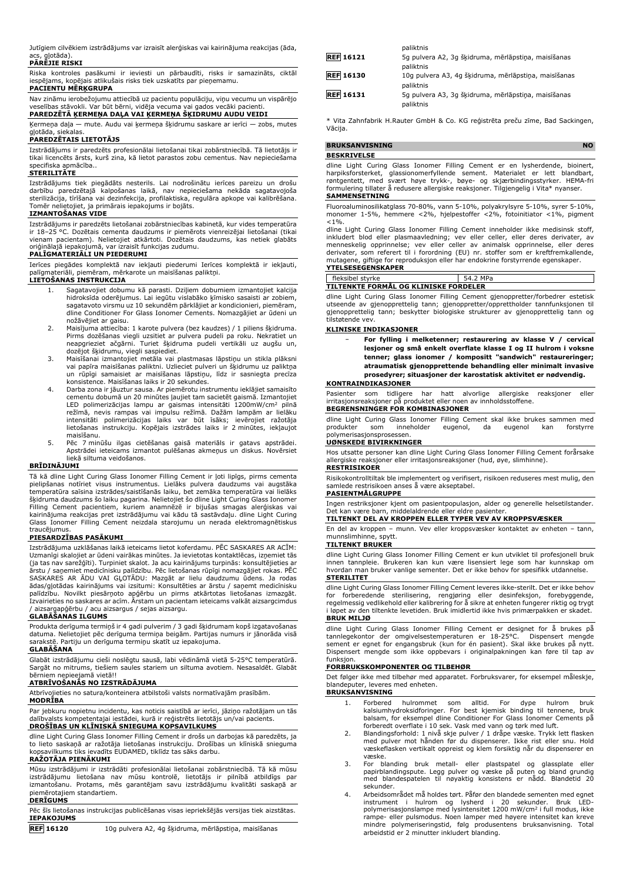Jutīgiem cilvēkiem izstrādājums var izraisīt alerģiskas vai kairinājuma reakcijas (āda, acs, gļotāda).

**PĀRĒJIE RISKI**

Riska kontroles pasākumi ir ieviesti un pārbaudīti, risks ir samazināts, ciktāl iespējams, kopējais atlikušais risks tiek uzskatīts par pieņemamu.

**PACIENTU MĒRĶGRUPA**

Nav zināmu ierobežojumu attiecībā uz pacientu populāciju, viņu vecumu un vispārējo veselības stāvokli. Var būt bērni, vidēja vecuma vai gados vecāki pacienti.

**PAREDZĒTĀ ĶERMEŅA DAĻA VAI ĶERMEŅA ŠĶIDRUMU AUDU VEIDI**

Ķermeņa daļa — mute. Audu vai ķermeņa šķidrumu saskare ar ierīci — zobs, mutes gļotāda, siekalas.

**PAREDZĒTAIS LIETOTĀJS**

Izstrādājums ir paredzēts profesionālai lietošanai tikai zobārstniecībā. Tā lietotājs ir tikai licencēts ārsts, kurš zina, kā lietot parastos zobu cementus. Nav nepieciešama specifiska apmācība..

**STERILITĀTE**

Izstrādājums tiek piegādāts nesterils. Lai nodrošinātu ierīces pareizu un drošu darbību paredzētajā kalpošanas laikā, nav nepieciešama nekāda sagatavojoša sterilizācija, tīrīšana vai dezinfekcija, profilaktiska, regulāra apkope vai kalibrēšana. Tomēr nelietojiet, ja primārais iepakojums ir bojāts.

**IZMANTOŠANAS VIDE**

Izstrādājums ir paredzēts lietošanai zobārstniecības kabinetā, kur vides temperatūra ir 18–25 °C. Dozētais cementa daudzums ir piemērots vienreizējai lietošanai (tikai vienam pacientam). Nelietojiet atkārtoti. Dozētais daudzums, kas netiek glabāts oriģinālajā iepakojumā, var izraisīt funkcijas zudumu.

**PALĪGMATERIĀLI UN PIEDERUMI**

Ierīces piegādes komplektā nav iekļauti piederumi Ierīces komplektā ir iekļauti, palīgmateriāli, piemēram, mērkarote un maisīšanas paliktņi.

**LIETOŠANAS INSTRUKCIJA**

1. Sagatavojiet dobumu kā parasti. Dziļiem dobumiem izmantojiet kalcija hidroksīda oderējumus. Lai iegūtu vislabāko ķīmisko saisti ar zobiem, sagatavoto virsmu uz 10 sekundēm pārklājiet ar kondicionieri, piemēram, dline Conditioner For Glass Ionomer Cements. Nomazgājiet ar ūdeni un nožāvējiet ar gaisu.
2. Maisījuma attiecība: 1 karote pulvera (bez kaudzes) / 1 piliens šķidruma. Pirms dozēšanas viegli uzsitiet ar pulvera pudeli pa roku. Nekratiet un neapgrieziet ačgārni. Turiet šķidruma pudeli vertikāli ar augšu uz, dozējot šķidrumu, viegli saspiediet.
3. Maisīšanai izmantojiet metāla vai plastmasas lāpstiņu un stikla plāksni vai papīra maisīšanas paliktni. Uzlieciet pulveri un šķidrumu uz paliktņa un rūpīgi samaisiet ar maisīšanas lāpstiņu, līdz ir sasniegta precīza konsistence. Maisīšanas laiks ir 20 sekundes.
4. Darba zona ir jāuztur sausa. Ar piemērotu instrumentu ieklājiet samaisīto cementu dobumā un 20 minūtes ļaujiet tam sacietēt gaismā. Izmantojiet LED polimerizācijas lampu ar gaismas intensitāti 1200mW/cm² pilnā režīmā, nevis rampas vai impulsu režīmā. Dažām lampām ar lielāku intensitāti polimerizācijas laiks var būt īsāks; ievērojiet ražotāja lietošanas instrukciju. Kopējais izstrādes laiks ir 2 minūtes, iekļaujot maisīšanu.
5. Pēc 7 minūšu ilgas cietēšanas gaisā materiāls ir gatavs apstrādei. Apstrādei ieteicams izmantot pulēšanas akmeņus un diskus. Novērsiet liekā siltuma veidošanos.

**BRĪDINĀJUMI**

Tā kā dline Light Curing Glass Ionomer Filling Cement ir ļoti lipīgs, pirms cementa pielipšanas notīriet visus instrumentus. Lielāks pulvera daudzums vai augstāka temperatūra saīsina izstrādes/saistīšanās laiku, bet zemāka temperatūra vai lielāks šķidruma daudzums šo laiku pagarina. Nelietojiet šo dline Light Curing Glass Ionomer Filling Cement pacientiem, kuriem anamnēzē ir bijušas smagas alerģiskas vai kairinājuma reakcijas pret izstrādājumu vai kādu tā sastāvdaļu. dline Light Curing Glass Ionomer Filling Cement neizdala starojumu un nerada elektromagnētiskus traucējumus.

**PIESARDZĪBAS PASĀKUMI**

Izstrādājuma uzklāšanas laikā ieteicams lietot koferdamu. PĒC SASKARES AR ACĪM: Uzmanīgi skalojiet ar ūdeni vairākas minūtes. Ja ievietotas kontaktlēcas, izņemiet tās (ja tas nav sarežģīti). Turpiniet skalot. Ja acu kairinājums turpinās: konsultējieties ar ārstu / saņemiet medicīnisku palīdzību. Pēc lietošanas rūpīgi nomazgājiet rokas. PĒC SASKARES AR ĀDU VAI GĻOTĀDU: Mazgāt ar lielu daudzumu ūdens. Ja rodas ādas/gļotādas kairinājums vai izsitumi: Konsultēties ar ārstu / saņemt medicīnisku palīdzību. Novilkt piesārņoto apģērbu un pirms atkārtotas lietošanas izmazgāt. Izvairieties no saskares ar acīm. Ārstam un pacientam ieteicams valkāt aizsargcimdus / aizsargapģērbu / acu aizsargus / sejas aizsargu.

**GLABĀŠANAS ILGUMS**

Produkta derīguma termiņš ir 4 gadi pulverim / 3 gadi šķidrumam kopš izgatavošanas datuma. Nelietojiet pēc derīguma termiņa beigām. Partijas numurs ir jānorāda visā sarakstē. Partiju un derīguma termiņu skatīt uz iepakojuma.

**GLABĀŠANA**

Glabāt izstrādājumu cieši noslēgtu sausā, labi vēdināmā vietā 5-25°C temperatūrā. Sargāt no mitrums, tiešiem saules stariem un siltuma avotiem. Nesasaldēt. Glabāt bērniem nepieejamā vietā!!

**ATBRĪVOŠANĀS NO IZSTRĀDĀJUMA**

Atbrīvojieties no satura/konteinera atbilstoši valsts normatīvajām prasībām.

**MODRĪBA**

Par jebkuru nopietnu incidentu, kas noticis saistībā ar ierīci, jāziņo ražotājam un tās dalībvalsts kompetentajai iestādei, kurā ir reģistrēts lietotājs un/vai pacients.

**DROŠĪBAS UN KLĪNISKĀ SNIEGUMA KOPSAVILKUMS**

dline Light Curing Glass Ionomer Filling Cement ir drošs un darbojas kā paredzēts, ja to lieto saskaņā ar ražotāja lietošanas instrukciju. Drošības un klīniskā snieguma kopsavilkums tiks ievadīts EUDAMED, tiklīdz tas sāks darbu.

**RAŽOTĀJA PIENĀKUMI**

Mūsu izstrādājumi ir izstrādāti profesionālai lietošanai zobārstniecībā. Tā kā mūsu izstrādājumu lietošana nav mūsu kontrolē, lietotājs ir pilnībā atbildīgs par izmantošanu. Protams, mēs garantējam savu izstrādājumu kvalitāti saskaņā ar piemērotajiem standartiem.

**DERĪGUMS**

Pēc šīs lietošanas instrukcijas publicēšanas visas iepriekšējās versijas tiek aizstātas.

**IEPAKOJUMS**

| | |
|---|---|
| REF 16120 | 10g pulvera A2, 4g šķidruma, mērlāpstiņa, maisīšanas paliktnis |
| REF 16121 | 5g pulvera A2, 3g šķidruma, mērlāpstiņa, maisīšanas paliktnis |
| REF 16130 | 10g pulvera A3, 4g šķidruma, mērlāpstiņa, maisīšanas paliktnis |
| REF 16131 | 5g pulvera A3, 3g šķidruma, mērlāpstiņa, maisīšanas paliktnis |

* Vita Zahnfabrik H.Rauter GmbH & Co. KG reģistrēta preču zīme, Bad Sackingen, Vācija.

## BRUKSANVISNING NO

**BESKRIVELSE**

dline Light Curing Glass Ionomer Filling Cement er en lysherdende, bioinert, harpiksforsterket, glassionomerfyllende sement. Materialet er lett blandbart, røntgentett, med svært høye trykk-, bøye- og skjærbindingsstyrker. HEMA-fri formulering tillater å redusere allergiske reaksjoner. Tilgjengelig i Vita* nyanser.

**SAMMENSETNING**

Fluoroaluminosilikatglass 70-80%, vann 5-10%, polyakrylsyre 5-10%, syrer 5-10%, monomer 1-5%, hemmere <2%, hjelpestoffer <2%, fotoinitiator <1%, pigment <1%.

dline Light Curing Glass Ionomer Filling Cement inneholder ikke medisinsk stoff, inkludert blod eller plasmaavledning; vev eller celler, eller deres derivater, av menneskelig opprinnelse; vev eller celler av animalsk opprinnelse, eller deres derivater, som referert til i forordning (EU) nr. stoffer som er kreftfremkallende, mutagene, giftige for reproduksjon eller har endokrine forstyrrende egenskaper.

**YTELSESEGENSKAPER**

| | |
|---|---|
| fleksibel styrke | 54.2 MPa |

**TILTENKTE FORMÅL OG KLINISKE FORDELER**

dline Light Curing Glass Ionomer Filling Cement gjenoppretter/forbedrer estetisk utseende av gjenopprettelig tann; gjenoppretter/opprettholder tannfunksjonen til gjenopprettelig tann; beskytter biologiske strukturer av gjenopprettelig tann og tilstøtende vev.

**KLINISKE INDIKASJONER**

- **For fylling i melketenner; restaurering av klasse V / cervical lesjoner og små enkelt overflate klasse I og II hulrom i voksne tenner; glass ionomer / kompositt "sandwich" restaureringer; atraumatisk gjenopprettende behandling eller minimalt invasive prosedyrer; situasjoner der karostatisk aktivitet er nødvendig.**

**KONTRAINDIKASJONER**

Pasienter som tidligere har hatt alvorlige allergiske reaksjoner eller irritasjonsreaksjoner på produktet eller noen av innholdsstoffene.

**BEGRENSNINGER FOR KOMBINASJONER**

dline Light Curing Glass Ionomer Filling Cement skal ikke brukes sammen med produkter som inneholder eugenol, da eugenol kan forstyrre polymerisasjonsprosessen.

**UØNSKEDE BIVIRKNINGER**

Hos utsatte personer kan dline Light Curing Glass Ionomer Filling Cement forårsake allergiske reaksjoner eller irritasjonsreaksjoner (hud, øye, slimhinne).

**RESTRISIKOER**

Risikokontrolltiltak ble implementert og verifisert, risikoen reduseres mest mulig, den samlede restrisikoen anses å være akseptabel.

**PASIENTMÅLGRUPPE**

Ingen restriksjoner kjent om pasientpopulasjon, alder og generelle helsetilstander. Det kan være barn, middelaldrende eller eldre pasienter.

**TILTENKT DEL AV KROPPEN ELLER TYPER VEV AV KROPPSVÆSKER**

En del av kroppen – munn. Vev eller kroppsvæsker kontaktet av enheten – tann, munnslimhinne, spytt.

**TILTENKT BRUKER**

dline Light Curing Glass Ionomer Filling Cement er kun utviklet til profesjonell bruk innen tannpleie. Brukeren kan kun være lisensiert lege som har kunnskap om hvordan man bruker vanlige sementer. Det er ikke behov for spesifikk utdannelse.

**STERILITET**

dline Light Curing Glass Ionomer Filling Cement leveres ikke-sterilt. Det er ikke behov for forberedende sterilisering, rengjøring eller desinfeksjon, forebyggende, regelmessig vedlikehold eller kalibrering for å sikre at enheten fungerer riktig og trygt i løpet av den tiltenkte levetiden. Bruk imidlertid ikke hvis primærpakken er skadet.

**BRUK MILJØ**

dline Light Curing Glass Ionomer Filling Cement er designet for å brukes på tannlegekontor der omgivelsestemperaturen er 18-25°C. Dispensert mengde sement er egnet for engangsbruk (kun for én pasient). Skal ikke brukes på nytt. Dispensert mengde som ikke oppbevars i originalpakningen kan føre til tap av funksjon.

**FORBRUKSKOMPONENTER OG TILBEHØR**

Det følger ikke med tilbehør med apparatet. Forbruksvarer, for eksempel måleskje, blandeputer, leveres med enheten.

**BRUKSANVISNING**

1. Forbered hulrommet som alltid. For dype hulrom bruk kalsiumhydroksidforinger. For best kjemisk binding til tennene, bruk balsam, for eksempel dline Conditioner For Glass Ionomer Cements på forberedt overflate i 10 sek. Vask med vann og tørk med luft.
2. Blandingsforhold: 1 nivå skje pulver / 1 dråpe væske. Trykk lett flasken med pulver mot hånden før du dispenserer. Ikke rist eller snu. Hold væskeflasken vertikalt oppreist og klem forsiktig når du dispenserer en væske.
3. For blanding bruk metall- eller plastspatel og glassplate eller papirblandingspute. Legg pulver og væske på puten og bland grundig med blandespatelen til nøyaktig konsistens er nådd. Blandetid 20 sekunder.
4. Arbeidsområdet må holdes tørt. Påfør den blandede sementen med egnet instrument i hulrom og lysherd i 20 sekunder. Bruk LED-polymerisasjonslampe med lysintensitet 1200 mW/cm² i full modus, ikke rampe- eller pulsmodus. Noen lamper med høyere intensitet kan kreve mindre polymeriseringstid, følg produsentens bruksanvisning. Total arbeidstid er 2 minutter inkludert blanding.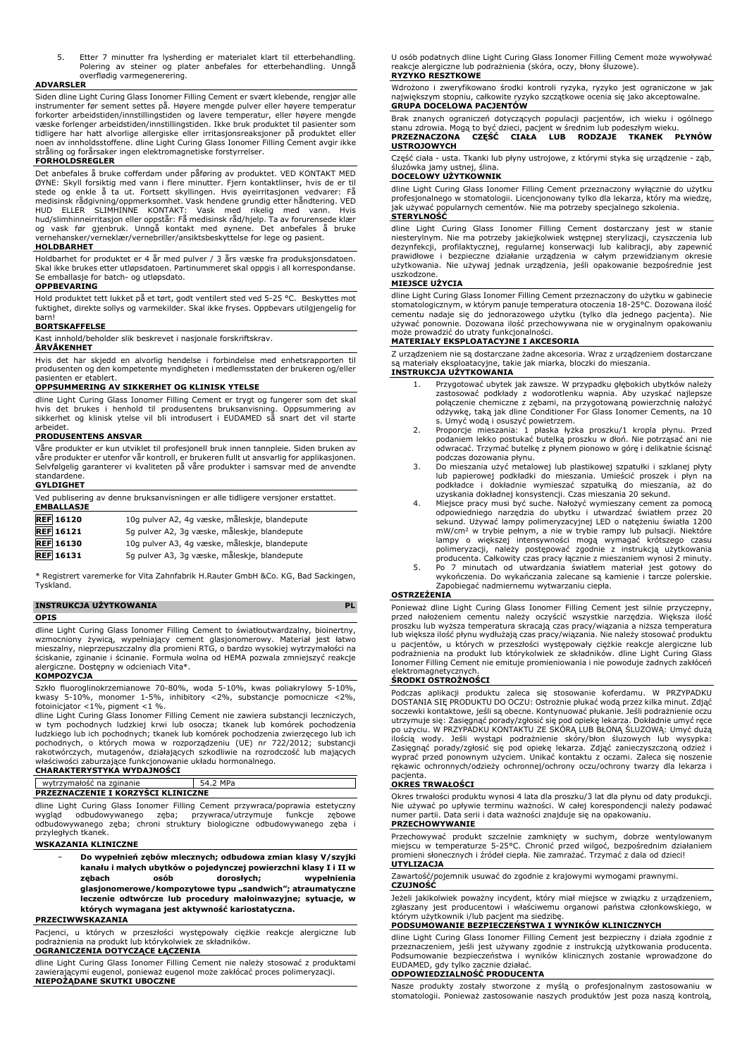5. Etter 7 minutter fra lysherding er materialet klart til etterbehandling. Polering av steiner og plater anbefales for etterbehandling. Unngå overflødig varmegenerering.

**ADVARSLER**

Siden dline Light Curing Glass Ionomer Filling Cement er svært klebende, rengjør alle instrumenter før sement settes på. Høyere mengde pulver eller høyere temperatur forkorter arbeidstiden/innstillingstiden og lavere temperatur, eller høyere mengde væske forlenger arbeidstiden/innstillingstiden. Ikke bruk produktet til pasienter som tidligere har hatt alvorlige allergiske eller irritasjonsreaksjoner på produktet eller noen av innholdsstoffene. dline Light Curing Glass Ionomer Filling Cement avgir ikke stråling og forårsaker ingen elektromagnetiske forstyrrelser.

**FORHOLDSREGLER**

Det anbefales å bruke cofferdam under påføring av produktet. VED KONTAKT MED ØYNE: Skyll forsiktig med vann i flere minutter. Fjern kontaktlinser, hvis de er til stede og enkle å ta ut. Fortsett skyllingen. Hvis øyeirritasjonen vedvarer: Få medisinsk rådgivning/oppmerksomhet. Vask hendene grundig etter håndtering. VED HUD ELLER SLIMHINNE KONTAKT: Vask med rikelig med vann. Hvis hud/slimhinneirritasjon eller oppstår: Få medisinsk råd/hjelp. Ta av forurensede klær og vask før gjenbruk. Unngå kontakt med øynene. Det anbefales å bruke vernehansker/verneklær/vernebriller/ansiktsbeskyttelse for lege og pasient.

**HOLDBARHET**

Holdbarhet for produktet er 4 år med pulver / 3 års væske fra produksjonsdatoen. Skal ikke brukes etter utløpsdatoen. Partinummeret skal oppgis i all korrespondanse. Se emballasje for batch- og utløpsdato.

**OPPBEVARING**

Hold produktet tett lukket på et tørt, godt ventilert sted ved 5-25 °C. Beskyttes mot fuktighet, direkte sollys og varmekilder. Skal ikke fryses. Oppbevars utilgjengelig for barn!

**BORTSKAFFELSE**

Kast innhold/beholder slik beskrevet i nasjonale forskriftskrav.

**ÅRVÅKENHET**

Hvis det har skjedd en alvorlig hendelse i forbindelse med enhetsrapporten til produsenten og den kompetente myndigheten i medlemsstaten der brukeren og/eller pasienten er etablert.

**OPPSUMMERING AV SIKKERHET OG KLINISK YTELSE**

dline Light Curing Glass Ionomer Filling Cement er trygt og fungerer som det skal hvis det brukes i henhold til produsentens bruksanvisning. Oppsummering av sikkerhet og klinisk ytelse vil bli introdusert i EUDAMED så snart det vil starte arbeidet.

**PRODUSENTENS ANSVAR**

Våre produkter er kun utviklet til profesjonell bruk innen tannpleie. Siden bruken av våre produkter er utenfor vår kontroll, er brukeren fullt ut ansvarlig for applikasjonen. Selvfølgelig garanterer vi kvaliteten på våre produkter i samsvar med de anvendte standardene.

**GYLDIGHET**

Ved publisering av denne bruksanvisningen er alle tidligere versjoner erstattet.

**EMBALLASJE**

| | |
|---|---|
| REF 16120 | 10g pulver A2, 4g væske, måleskje, blandepute |
| REF 16121 | 5g pulver A2, 3g væske, måleskje, blandepute |
| REF 16130 | 10g pulver A3, 4g væske, måleskje, blandepute |
| REF 16131 | 5g pulver A3, 3g væske, måleskje, blandepute |

* Registrert varemerke for Vita Zahnfabrik H.Rauter GmbH &Co. KG, Bad Sackingen, Tyskland.

## INSTRUKCJA UŻYTKOWANIA — PL

**OPIS**

dline Light Curing Glass Ionomer Filling Cement to światłoutwardzalny, bioinertny, wzmocniony żywicą, wypełniający cement glasjonomerowy. Materiał jest łatwo mieszalny, nieprzepuszczalny dla promieni RTG, o bardzo wysokiej wytrzymałości na ściskanie, zginanie i ścinanie. Formuła wolna od HEMA pozwala zmniejszyć reakcje alergiczne. Dostępny w odcieniach Vita*.

**KOMPOZYCJA**

Szkło fluoroglinokrzemianowe 70-80%, woda 5-10%, kwas poliakrylowy 5-10%, kwasy 5-10%, monomer 1-5%, inhibitory <2%, substancje pomocnicze <2%, fotoinicjator <1%, pigment <1 %.

dline Light Curing Glass Ionomer Filling Cement nie zawiera substancji leczniczych, w tym pochodnych ludzkiej krwi lub osocza; tkanek lub komórek pochodzenia ludzkiego lub ich pochodnych; tkanek lub komórek pochodzenia zwierzęcego lub ich pochodnych, o których mowa w rozporządzeniu (UE) nr 722/2012; substancji rakotwórczych, mutagenów, działających szkodliwie na rozrodczość lub mających właściwości zaburzające funkcjonowanie układu hormonalnego.

**CHARAKTERYSTYKA WYDAJNOŚCI**

| | |
|---|---|
| wytrzymałość na zginanie | 54.2 MPa |

**PRZEZNACZENIE I KORZYŚCI KLINICZNE**

dline Light Curing Glass Ionomer Filling Cement przywraca/poprawia estetyczny wygląd odbudowywanego zęba; przywraca/utrzymuje funkcje zębowe odbudowywanego zęba; chroni struktury biologiczne odbudowywanego zęba i przyległych tkanek.

**WSKAZANIA KLINICZNE**

- **Do wypełnień zębów mlecznych; odbudowa zmian klasy V/szyjki kanału i małych ubytków o pojedynczej powierzchni klasy I i II w zębach osób dorosłych; wypełnienia glasjonomerowe/kompozytowe typu „sandwich"; atraumatyczne leczenie odtwórcze lub procedury małoinwazyjne; sytuacje, w których wymagana jest aktywność kariostatyczna.**

**PRZECIWWSKAZANIA**

Pacjenci, u których w przeszłości występowały ciężkie reakcje alergiczne lub podrażnienia na produkt lub którykolwiek ze składników.

**OGRANICZENIA DOTYCZĄCE ŁĄCZENIA**

dline Light Curing Glass Ionomer Filling Cement nie należy stosować z produktami zawierającymi eugenol, ponieważ eugenol może zakłócać proces polimeryzacji.

**NIEPOŻĄDANE SKUTKI UBOCZNE**

U osób podatnych dline Light Curing Glass Ionomer Filling Cement może wywoływać reakcje alergiczne lub podrażnienia (skóra, oczy, błony śluzowe).

**RYZYKO RESZTKOWE**

Wdrożono i zweryfikowano środki kontroli ryzyka, ryzyko jest ograniczone w jak największym stopniu, całkowite ryzyko szczątkowe ocenia się jako akceptowalne.

**GRUPA DOCELOWA PACJENTÓW**

Brak znanych ograniczeń dotyczących populacji pacjentów, ich wieku i ogólnego stanu zdrowia. Mogą to być dzieci, pacjent w średnim lub podeszłym wieku.

**PRZEZNACZONA CZĘŚĆ CIAŁA LUB RODZAJE TKANEK PŁYNÓW USTROJOWYCH**

Część ciała - usta. Tkanki lub płyny ustrojowe, z którymi styka się urządzenie - ząb, śluzówka jamy ustnej, ślina.

**DOCELOWY UŻYTKOWNIK**

dline Light Curing Glass Ionomer Filling Cement przeznaczony wyłącznie do użytku profesjonalnego w stomatologii. Licencjonowany tylko dla lekarza, który ma wiedzę, jak używać popularnych cementów. Nie ma potrzeby specjalnego szkolenia.

**STERYLNOŚĆ**

dline Light Curing Glass Ionomer Filling Cement dostarczany jest w stanie niesterylnym. Nie ma potrzeby jakiejkolwiek wstępnej sterylizacji, czyszczenia lub dezynfekcji, profilaktycznej, regularnej konserwacji lub kalibracji, aby zapewnić prawidłowe i bezpieczne działanie urządzenia w całym przewidzianym okresie użytkowania. Nie używaj jednak urządzenia, jeśli opakowanie bezpośrednie jest uszkodzone.

**MIEJSCE UŻYCIA**

dline Light Curing Glass Ionomer Filling Cement przeznaczony do użytku w gabinecie stomatologicznym, w którym panuje temperatura otoczenia 18-25°C. Dozowana ilość cementu nadaje się do jednorazowego użytku (tylko dla jednego pacjenta). Nie używać ponownie. Dozowana ilość przechowywana nie w oryginalnym opakowaniu może prowadzić do utraty funkcjonalności.

**MATERIAŁY EKSPLOATACYJNE I AKCESORIA**

Z urządzeniem nie są dostarczane żadne akcesoria. Wraz z urządzeniem dostarczane są materiały eksploatacyjne, takie jak miarka, bloczki do mieszania.

**INSTRUKCJA UŻYTKOWANIA**

1. Przygotować ubytek jak zawsze. W przypadku głębokich ubytków należy zastosować podkłady z wodorotlenku wapnia. Aby uzyskać najlepsze połączenie chemiczne z zębami, na przygotowaną powierzchnię nałożyć odżywkę, taką jak dline Conditioner For Glass Ionomer Cements, na 10 s. Umyć wodą i osuszyć powietrzem.
2. Proporcje mieszania: 1 płaska łyżka proszku/1 kropla płynu. Przed podaniem lekko postukać butelką proszku w dłoń. Nie potrząsać ani nie odwracać. Trzymać butelkę z płynem pionowo w górę i delikatnie ścisnąć podczas dozowania płynu.
3. Do mieszania użyć metalowej lub plastikowej szpatułki i szklanej płyty lub papierowej podkładki do mieszania. Umieścić proszek i płyn na podkładce i dokładnie wymieszać szpatułką do mieszania, aż do uzyskania dokładnej konsystencji. Czas mieszania 20 sekund.
4. Miejsce pracy musi być suche. Nałożyć wymieszany cement za pomocą odpowiedniego narzędzia do ubytku i utwardzać światłem przez 20 sekund. Używać lampy polimeryzacyjnej LED o natężeniu światła 1200 mW/cm² w trybie pełnym, a nie w trybie rampy lub pulsacji. Niektóre lampy o większej intensywności mogą wymagać krótszego czasu polimeryzacji, należy postępować zgodnie z instrukcją użytkowania producenta. Całkowity czas pracy łącznie z mieszaniem wynosi 2 minuty.
5. Po 7 minutach od utwardzania światłem materiał jest gotowy do wykończenia. Do wykończania zalecane są kamienie i tarcze polerskie. Zapobiegać nadmiernemu wytwarzaniu ciepła.

**OSTRZEŻENIA**

Ponieważ dline Light Curing Glass Ionomer Filling Cement jest silnie przyczepny, przed nałożeniem cementu należy oczyścić wszystkie narzędzia. Większa ilość proszku lub wyższa temperatura skracają czas pracy/wiązania a niższa temperatura lub większa ilość płynu wydłużają czas pracy/wiązania. Nie należy stosować produktu u pacjentów, u których w przeszłości występowały ciężkie reakcje alergiczne lub podrażnienia na produkt lub którykolwiek ze składników. dline Light Curing Glass Ionomer Filling Cement nie emituje promieniowania i nie powoduje żadnych zakłóceń elektromagnetycznych.

**ŚRODKI OSTROŻNOŚCI**

Podczas aplikacji produktu zaleca się stosowanie koferdamu. W PRZYPADKU DOSTANIA SIĘ PRODUKTU DO OCZU: Ostrożnie płukać wodą przez kilka minut. Zdjąć soczewki kontaktowe, jeśli są obecne. Kontynuować płukanie. Jeśli podrażnienie oczu utrzymuje się: Zasięgnąć porady/zgłosić się pod opiekę lekarza. Dokładnie umyć ręce po użyciu. W PRZYPADKU KONTAKTU ZE SKÓRĄ LUB BŁONĄ ŚLUZOWĄ: Umyć dużą ilością wody. Jeśli wystąpi podrażnienie skóry/błon śluzowych lub wysypka: Zasięgnąć porady/zgłosić się pod opiekę lekarza. Zdjąć zanieczyszczoną odzież i wyprać przed ponownym użyciem. Unikać kontaktu z oczami. Zaleca się noszenie rękawic ochronnych/odzieży ochronnej/ochrony oczu/ochrony twarzy dla lekarza i pacjenta.

**OKRES TRWAŁOŚCI**

Okres trwałości produktu wynosi 4 lata dla proszku/3 lat dla płynu od daty produkcji. Nie używać po upływie terminu ważności. W całej korespondencji należy podawać numer partii. Data serii i data ważności znajduje się na opakowaniu.

**PRZECHOWYWANIE**

Przechowywać produkt szczelnie zamknięty w suchym, dobrze wentylowanym miejscu w temperaturze 5-25°C. Chronić przed wilgocią, bezpośrednim działaniem promieni słonecznych i źródeł ciepła. Nie zamrażać. Trzymać z dala od dzieci!

**UTYLIZACJA**

Zawartość/pojemnik usuwać do zgodnie z krajowymi wymogami prawnymi.

**CZUJNOŚĆ**

Jeżeli jakikolwiek poważny incydent, który miał miejsce w związku z urządzeniem, zgłaszany jest producentowi i właściwemu organowi państwa członkowskiego, w którym użytkownik i/lub pacjent ma siedzibę.

**PODSUMOWANIE BEZPIECZEŃSTWA I WYNIKÓW KLINICZNYCH**

dline Light Curing Glass Ionomer Filling Cement jest bezpieczny i działa zgodnie z przeznaczeniem, jeśli jest używany zgodnie z instrukcją użytkowania producenta. Podsumowanie bezpieczeństwa i wyników klinicznych zostanie wprowadzone do EUDAMED, gdy tylko zacznie działać.

**ODPOWIEDZIALNOŚĆ PRODUCENTA**

Nasze produkty zostały stworzone z myślą o profesjonalnym zastosowaniu w stomatologii. Ponieważ zastosowanie naszych produktów jest poza naszą kontrolą,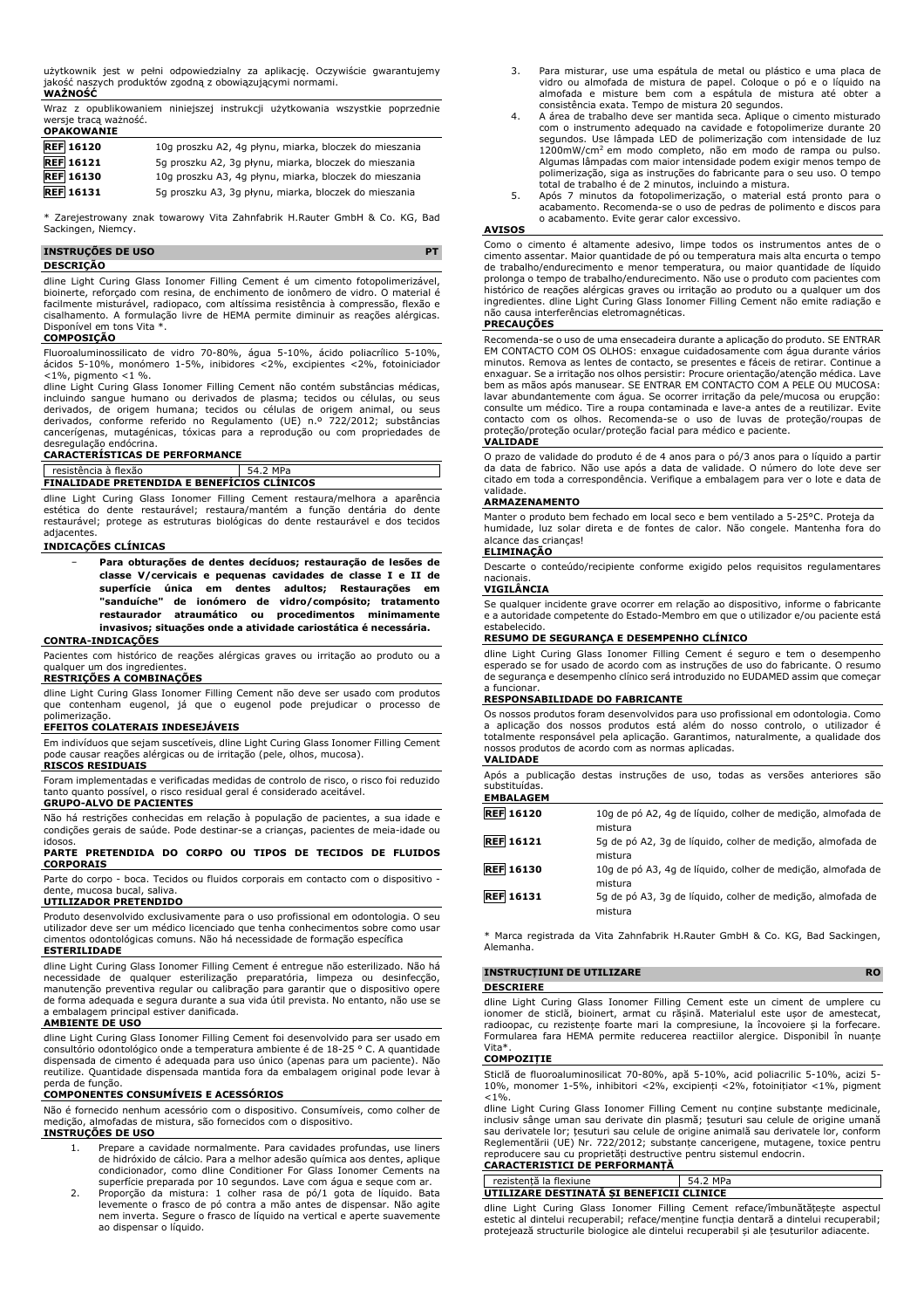użytkownik jest w pełni odpowiedzialny za aplikację. Oczywiście gwarantujemy jakość naszych produktów zgodną z obowiązującymi normami.

**WAŻNOŚĆ**

Wraz z opublikowaniem niniejszej instrukcji użytkowania wszystkie poprzednie wersje tracą ważność.

**OPAKOWANIE**

| | |
|---|---|
| REF 16120 | 10g proszku A2, 4g płynu, miarka, bloczek do mieszania |
| REF 16121 | 5g proszku A2, 3g płynu, miarka, bloczek do mieszania |
| REF 16130 | 10g proszku A3, 4g płynu, miarka, bloczek do mieszania |
| REF 16131 | 5g proszku A3, 3g płynu, miarka, bloczek do mieszania |

* Zarejestrowany znak towarowy Vita Zahnfabrik H.Rauter GmbH & Co. KG, Bad Sackingen, Niemcy.

## INSTRUÇÕES DE USO PT

**DESCRIÇÃO**

dline Light Curing Glass Ionomer Filling Cement é um cimento fotopolimerizável, bioinerte, reforçado com resina, de enchimento de ionômero de vidro. O material é facilmente misturável, radiopaco, com altíssima resistência à compressão, flexão e cisalhamento. A formulação livre de HEMA permite diminuir as reações alérgicas. Disponível em tons Vita *.

**COMPOSIÇÃO**

Fluoroaluminossilicato de vidro 70-80%, água 5-10%, ácido poliacrílico 5-10%, ácidos 5-10%, monómero 1-5%, inibidores <2%, excipientes <2%, fotoiniciador <1%, pigmento <1 %.

dline Light Curing Glass Ionomer Filling Cement não contém substâncias médicas, incluindo sangue humano ou derivados de plasma; tecidos ou células, ou seus derivados, de origem humana; tecidos ou células de origem animal, ou seus derivados, conforme referido no Regulamento (UE) n.º 722/2012; substâncias cancerígenas, mutagénicas, tóxicas para a reprodução ou com propriedades de desregulação endócrina.

**CARACTERÍSTICAS DE PERFORMANCE**

| | |
|---|---|
| resistência à flexão | 54.2 MPa |

**FINALIDADE PRETENDIDA E BENEFÍCIOS CLÍNICOS**

dline Light Curing Glass Ionomer Filling Cement restaura/melhora a aparência estética do dente restaurável; restaura/mantém a função dentária do dente restaurável; protege as estruturas biológicas do dente restaurável e dos tecidos adjacentes.

**INDICAÇÕES CLÍNICAS**

- **Para obturações de dentes decíduos; restauração de lesões de classe V/cervicais e pequenas cavidades de classe I e II de superfície única em dentes adultos; Restaurações em "sanduíche" de ionômero de vidro/compósito; tratamento restaurador atraumático ou procedimentos minimamente invasivos; situações onde a atividade cariostática é necessária.**

**CONTRA-INDICAÇÕES**

Pacientes com histórico de reações alérgicas graves ou irritação ao produto ou a qualquer um dos ingredientes.

**RESTRIÇÕES A COMBINAÇÕES**

dline Light Curing Glass Ionomer Filling Cement não deve ser usado com produtos que contenham eugenol, já que o eugenol pode prejudicar o processo de polimerização.

**EFEITOS COLATERAIS INDESEJÁVEIS**

Em indivíduos que sejam suscetíveis, dline Light Curing Glass Ionomer Filling Cement pode causar reações alérgicas ou de irritação (pele, olhos, mucosa).

**RISCOS RESIDUAIS**

Foram implementadas e verificadas medidas de controlo de risco, o risco foi reduzido tanto quanto possível, o risco residual geral é considerado aceitável.

**GRUPO-ALVO DE PACIENTES**

Não há restrições conhecidas em relação à população de pacientes, a sua idade e condições gerais de saúde. Pode destinar-se a crianças, pacientes de meia-idade ou idosos.

**PARTE PRETENDIDA DO CORPO OU TIPOS DE TECIDOS DE FLUIDOS CORPORAIS**

Parte do corpo - boca. Tecidos ou fluidos corporais em contacto com o dispositivo - dente, mucosa bucal, saliva.

**UTILIZADOR PRETENDIDO**

Produto desenvolvido exclusivamente para o uso profissional em odontologia. O seu utilizador deve ser um médico licenciado que tenha conhecimentos sobre como usar cimentos odontológicas comuns. Não há necessidade de formação específica

**ESTERILIDADE**

dline Light Curing Glass Ionomer Filling Cement é entregue não esterilizado. Não há necessidade de qualquer esterilização preparatória, limpeza ou desinfecção, manutenção preventiva regular ou calibração para garantir que o dispositivo opere de forma adequada e segura durante a sua vida útil prevista. No entanto, não use se a embalagem principal estiver danificada.

**AMBIENTE DE USO**

dline Light Curing Glass Ionomer Filling Cement foi desenvolvido para ser usado em consultório odontológico onde a temperatura ambiente é de 18-25 ° C. A quantidade dispensada de cimento é adequada para uso único (apenas para um paciente). Não reutilize. Quantidade dispensada mantida fora da embalagem original pode levar à perda de função.

**COMPONENTES CONSUMÍVEIS E ACESSÓRIOS**

Não é fornecido nenhum acessório com o dispositivo. Consumíveis, como colher de medição, almofadas de mistura, são fornecidos com o dispositivo.

**INSTRUÇÕES DE USO**

1. Prepare a cavidade normalmente. Para cavidades profundas, use liners de hidróxido de cálcio. Para a melhor adesão química aos dentes, aplique condicionador, como dline Conditioner For Glass Ionomer Cements na superfície preparada por 10 segundos. Lave com água e seque com ar.
2. Proporção da mistura: 1 colher rasa de pó/1 gota de líquido. Bata levemente o frasco de pó contra a mão antes de dispensar. Não agite nem inverta. Segure o frasco de líquido na vertical e aperte suavemente ao dispensar o líquido.
3. Para misturar, use uma espátula de metal ou plástico e uma placa de vidro ou almofada de mistura de papel. Coloque o pó e o líquido na almofada e misture bem com a espátula de mistura até obter a consistência exata. Tempo de mistura 20 segundos.
4. A área de trabalho deve ser mantida seca. Aplique o cimento misturado com o instrumento adequado na cavidade e fotopolimerize durante 20 segundos. Use lâmpada LED de polimerização com intensidade de luz 1200mW/cm² em modo completo, não em modo de rampa ou pulso. Algumas lâmpadas com maior intensidade podem exigir menos tempo de polimerização, siga as instruções do fabricante para o seu uso. O tempo total de trabalho é de 2 minutos, incluindo a mistura.
5. Após 7 minutos da fotopolimerização, o material está pronto para o acabamento. Recomenda-se o uso de pedras de polimento e discos para o acabamento. Evite gerar calor excessivo.

**AVISOS**

Como o cimento é altamente adesivo, limpe todos os instrumentos antes de o cimento assentar. Maior quantidade de pó ou temperatura mais alta encurta o tempo de trabalho/endurecimento e menor temperatura, ou maior quantidade de líquido prolonga o tempo de trabalho/endurecimento. Não use o produto com pacientes com histórico de reações alérgicas graves ou irritação ao produto ou a qualquer um dos ingredientes. dline Light Curing Glass Ionomer Filling Cement não emite radiação e não causa interferências eletromagnéticas.

**PRECAUÇÕES**

Recomenda-se o uso de uma ensecadeira durante a aplicação do produto. SE ENTRAR EM CONTACTO COM OS OLHOS: enxague cuidadosamente com água durante vários minutos. Remova as lentes de contacto, se presentes e fáceis de retirar. Continue a enxaguar. Se a irritação nos olhos persistir: Procure orientação/atenção médica. Lave bem as mãos após manusear. SE ENTRAR EM CONTACTO COM A PELE OU MUCOSA: lavar abundantemente com água. Se ocorrer irritação da pele/mucosa ou erupção: consulte um médico. Tire a roupa contaminada e lave-a antes de a reutilizar. Evite contacto com os olhos. Recomenda-se o uso de luvas de proteção/roupas de proteção/proteção ocular/proteção facial para médico e paciente.

**VALIDADE**

O prazo de validade do produto é de 4 anos para o pó/3 anos para o líquido a partir da data de fabrico. Não use após a data de validade. O número do lote deve ser citado em toda a correspondência. Verifique a embalagem para ver o lote e data de validade.

**ARMAZENAMENTO**

Manter o produto bem fechado em local seco e bem ventilado a 5-25°C. Proteja da humidade, luz solar direta e de fontes de calor. Não congele. Mantenha fora do alcance das crianças!

**ELIMINAÇÃO**

Descarte o conteúdo/recipiente conforme exigido pelos requisitos regulamentares nacionais.

**VIGILÂNCIA**

Se qualquer incidente grave ocorrer em relação ao dispositivo, informe o fabricante e a autoridade competente do Estado-Membro em que o utilizador e/ou paciente está estabelecido.

**RESUMO DE SEGURANÇA E DESEMPENHO CLÍNICO**

dline Light Curing Glass Ionomer Filling Cement é seguro e tem o desempenho esperado se for usado de acordo com as instruções de uso do fabricante. O resumo de segurança e desempenho clínico será introduzido no EUDAMED assim que começar a funcionar.

**RESPONSABILIDADE DO FABRICANTE**

Os nossos produtos foram desenvolvidos para uso profissional em odontologia. Como a aplicação dos nossos produtos está além do nosso controlo, o utilizador é totalmente responsável pela aplicação. Garantimos, naturalmente, a qualidade dos nossos produtos de acordo com as normas aplicadas.

**VALIDADE**

Após a publicação destas instruções de uso, todas as versões anteriores são substituídas.

**EMBALAGEM**

| | |
|---|---|
| REF 16120 | 10g de pó A2, 4g de líquido, colher de medição, almofada de mistura |
| REF 16121 | 5g de pó A2, 3g de líquido, colher de medição, almofada de mistura |
| REF 16130 | 10g de pó A3, 4g de líquido, colher de medição, almofada de mistura |
| REF 16131 | 5g de pó A3, 3g de líquido, colher de medição, almofada de mistura |

* Marca registrada da Vita Zahnfabrik H.Rauter GmbH & Co. KG, Bad Sackingen, Alemanha.

## INSTRUCȚIUNI DE UTILIZARE RO

**DESCRIERE**

dline Light Curing Glass Ionomer Filling Cement este un ciment de umplere cu ionomer de sticlă, bioinert, armat cu rășină. Materialul este ușor de amestecat, radioopac, cu rezistențe foarte mari la compresiune, la încovoiere și la forfecare. Formularea fara HEMA permite reducerea reactiilor alergice. Disponibil în nuanțe Vita*.

**COMPOZIȚIE**

Sticlă de fluoroaluminosilicat 70-80%, apă 5-10%, acid poliacrilic 5-10%, acizi 5-10%, monomer 1-5%, inhibitori <2%, excipienți <2%, fotoinițiator <1%, pigment <1%.

dline Light Curing Glass Ionomer Filling Cement nu conține substanțe medicinale, inclusiv sânge uman sau derivate din plasmă; țesuturi sau celule de origine umană sau derivatele lor; țesuturi sau celule de origine animală sau derivatele lor, conform Reglementării (UE) Nr. 722/2012; substanțe cancerigene, mutagene, toxice pentru reproducere sau cu proprietăți destructive pentru sistemul endocrin.

**CARACTERISTICI DE PERFORMANȚĂ**

| | |
|---|---|
| rezistență la flexiune | 54.2 MPa |

**UTILIZARE DESTINATĂ ȘI BENEFICII CLINICE**

dline Light Curing Glass Ionomer Filling Cement reface/îmbunătățește aspectul estetic al dintelui recuperabil; reface/menține funcția dentară a dintelui recuperabil; protejează structurile biologice ale dintelui recuperabil și ale țesuturilor adiacente.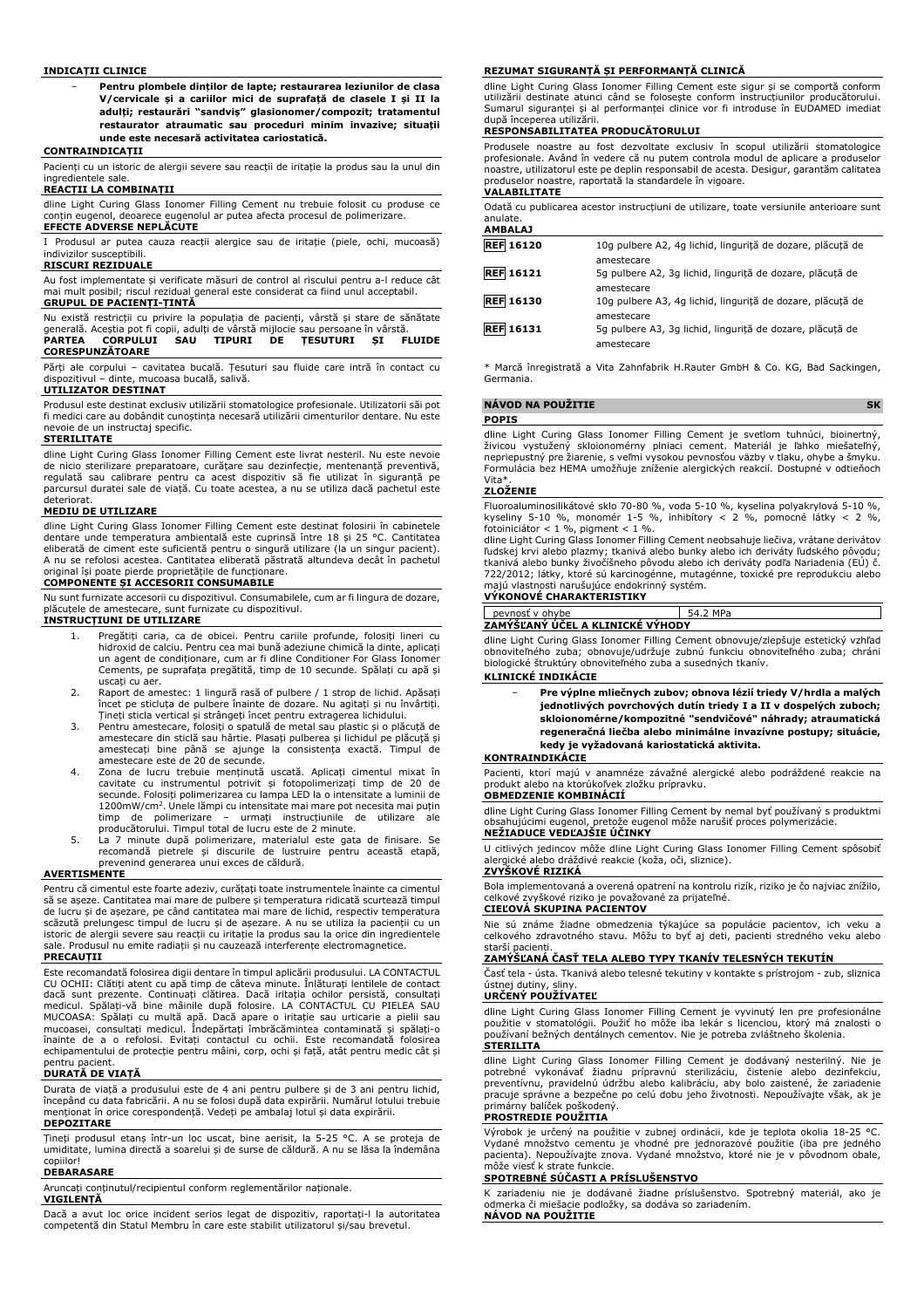**INDICAȚII CLINICE**

- **Pentru plombele dinților de lapte; restaurarea leziunilor de clasa V/cervicale și a cariilor mici de suprafață de clasele I și II la adulți; restaurări "sandviș" glasionomer/compozit; tratamentul restaurator atraumatic sau proceduri minim invazive; situații unde este necesară activitatea cariostatică.**

**CONTRAINDICAȚII**

Pacienți cu un istoric de alergii severe sau reacții de iritație la produs sau la unul din ingredientele sale.

**REACȚII LA COMBINAȚII**

dline Light Curing Glass Ionomer Filling Cement nu trebuie folosit cu produse ce conțin eugenol, deoarece eugenolul ar putea afecta procesul de polimerizare.

**EFECTE ADVERSE NEPLĂCUTE**

I Produsul ar putea cauza reacții alergice sau de iritație (piele, ochi, mucoasă) indivizilor susceptibili.

**RISCURI REZIDUALE**

Au fost implementate și verificate măsuri de control al riscului pentru a-l reduce cât mai mult posibil; riscul rezidual general este considerat ca fiind unul acceptabil.

**GRUPUL DE PACIENȚI-ȚINTĂ**

Nu există restricții cu privire la populația de pacienți, vârstă și stare de sănătate generală. Aceștia pot fi copii, adulți de vârstă mijlocie sau persoane în vârstă.

**PARTEA CORPULUI SAU TIPURI DE ȚESUTURI ȘI FLUIDE CORESPUNZĂTOARE**

Părți ale corpului – cavitatea bucală. Țesuturi sau fluide care intră în contact cu dispozitivul – dinte, mucoasa bucală, salivă.

**UTILIZATOR DESTINAT**

Produsul este destinat exclusiv utilizării stomatologice profesionale. Utilizatorii săi pot fi medici care au dobândit cunoștința necesară utilizării cimenturilor dentare. Nu este nevoie de un instructaj specific.

**STERILITATE**

dline Light Curing Glass Ionomer Filling Cement este livrat nesteril. Nu este nevoie de nicio sterilizare preparatoare, curățare sau dezinfecție, mentenanță preventivă, regulată sau calibrare pentru ca acest dispozitiv să fie utilizat în siguranță pe parcursul duratei sale de viață. Cu toate acestea, a nu se utiliza dacă pachetul este deteriorat.

**MEDIU DE UTILIZARE**

dline Light Curing Glass Ionomer Filling Cement este destinat folosirii în cabinetele dentare unde temperatura ambientală este cuprinsă între 18 și 25 °C. Cantitatea eliberată de ciment este suficientă pentru o singură utilizare (la un singur pacient). A nu se refolosi acestea. Cantitatea eliberată păstrată altundeva decât în pachetul original își poate pierde proprietățile de funcționare.

**COMPONENTE ȘI ACCESORII CONSUMABILE**

Nu sunt furnizate accesorii cu dispozitivul. Consumabilele, cum ar fi lingura de dozare, plăcuțele de amestecare, sunt furnizate cu dispozitivul.

**INSTRUCȚIUNI DE UTILIZARE**

1. Pregătiți caria, ca de obicei. Pentru cariile profunde, folosiți lineri cu hidroxid de calciu. Pentru cea mai bună adeziune chimică la dinte, aplicați un agent de condiționare, cum ar fi dline Conditioner For Glass Ionomer Cements, pe suprafața pregătită, timp de 10 secunde. Spălați cu apă și uscați cu aer.
2. Raport de amestec: 1 lingură rasă of pulbere / 1 strop de lichid. Apăsați încet pe sticluța de pulbere înainte de dozare. Nu agitați și nu învârtiți. Țineți sticla vertical și strângeți încet pentru extragerea lichidului.
3. Pentru amestecare, folosiți o spatulă de metal sau plastic și o plăcuță de amestecare din sticlă sau hârtie. Plasați pulberea și lichidul pe plăcuță și amestecați bine până se ajunge la consistența exactă. Timpul de amestecare este de 20 de secunde.
4. Zona de lucru trebuie menținută uscată. Aplicați cimentul mixat în cavitate cu instrumentul potrivit și fotopolimerizați timp de 20 de secunde. Folosiți polimerizarea cu lampa LED la o intensitate a luminii de 1200mW/cm². Unele lămpi cu intensitate mai mare pot necesita mai puțin timp de polimerizare – urmați instrucțiunile de utilizare ale producătorului. Timpul total de lucru este de 2 minute.
5. La 7 minute după polimerizare, materialul este gata de finisare. Se recomandă pietrele și discurile de lustruire pentru această etapă, prevenind generarea unui exces de căldură.

**AVERTISMENTE**

Pentru că cimentul este foarte adeziv, curățați toate instrumentele înainte ca cimentul să se așeze. Cantitatea mai mare de pulbere și temperatura ridicată scurtează timpul de lucru și de așezare, pe când cantitatea mai mare de lichid, respectiv temperatura scăzută prelungesc timpul de lucru și de așezare. A nu se utiliza la pacienții cu un istoric de alergii severe sau reacții cu iritație la produs sau la orice din ingredientele sale. Produsul nu emite radiații și nu cauzează interferențe electromagnetice.

**PRECAUȚII**

Este recomandată folosirea digii dentare în timpul aplicării produsului. LA CONTACTUL CU OCHII: Clătiți atent cu apă timp de câteva minute. Înlăturați lentilele de contact dacă sunt prezente. Continuați clătirea. Dacă iritația ochilor persistă, consultați medicul. Spălați-vă bine mâinile după folosire. LA CONTACTUL CU PIELEA SAU MUCOASA: Spălați cu multă apă. Dacă apare o iritație sau urticarie a pielii sau mucoasei, consultați medicul. Îndepărtați îmbrăcămintea contaminată și spălați-o înainte de a o refolosi. Evitați contactul cu ochii. Este recomandată folosirea echipamentului de protecție pentru mâini, corp, ochi și față, atât pentru medic cât și pentru pacient.

**DURATĂ DE VIAȚĂ**

Durata de viață a produsului este de 4 ani pentru pulbere și de 3 ani pentru lichid, începând cu data fabricării. A nu se folosi după data expirării. Numărul lotului trebuie menționat în orice corespondență. Vedeți pe ambalaj lotul și data expirării.

**DEPOZITARE**

Țineți produsul etanș într-un loc uscat, bine aerisit, la 5-25 °C. A se proteja de umiditate, lumina directă a soarelui și de surse de căldură. A nu se lăsa la îndemâna copiilor!

**DEBARASARE**

Aruncați conținutul/recipientul conform reglementărilor naționale.

**VIGILENȚĂ**

Dacă a avut loc orice incident serios legat de dispozitiv, raportați-l la autoritatea competentă din Statul Membru în care este stabilit utilizatorul și/sau brevetul.

**REZUMAT SIGURANȚĂ ȘI PERFORMANȚĂ CLINICĂ**

dline Light Curing Glass Ionomer Filling Cement este sigur și se comportă conform utilizării destinate atunci când se folosește conform instrucțiunilor producătorului. Sumarul siguranței și al performanței clinice vor fi introduse în EUDAMED imediat după începerea utilizării.

**RESPONSABILITATEA PRODUCĂTORULUI**

Produsele noastre au fost dezvoltate exclusiv în scopul utilizării stomatologice profesionale. Având în vedere că nu putem controla modul de aplicare a produselor noastre, utilizatorul este pe deplin responsabil de acesta. Desigur, garantăm calitatea produselor noastre, raportată la standardele în vigoare.

**VALABILITATE**

Odată cu publicarea acestor instrucțiuni de utilizare, toate versiunile anterioare sunt anulate.

**AMBALAJ**

| | |
|---|---|
| REF 16120 | 10g pulbere A2, 4g lichid, linguriță de dozare, plăcuță de amestecare |
| REF 16121 | 5g pulbere A2, 3g lichid, linguriță de dozare, plăcuță de amestecare |
| REF 16130 | 10g pulbere A3, 4g lichid, linguriță de dozare, plăcuță de amestecare |
| REF 16131 | 5g pulbere A3, 3g lichid, linguriță de dozare, plăcuță de amestecare |

* Marcă înregistrată a Vita Zahnfabrik H.Rauter GmbH & Co. KG, Bad Sackingen, Germania.

## NÁVOD NA POUŽITIE SK

**POPIS**

dline Light Curing Glass Ionomer Filling Cement je svetlom tuhnúci, bioinertný, živicou vystužený sklоionomérny plniaci cement. Materiál je ľahko miešateľný, nepriepustný pre žiarenie, s veľmi vysokou pevnosťou väzby v tlaku, ohybe a šmyku. Formulácia bez HEMA umožňuje zníženie alergických reakcií. Dostupné v odtieňoch Vita*.

**ZLOŽENIE**

Fluoroaluminosilikátové sklo 70-80 %, voda 5-10 %, kyselina polyakrylová 5-10 %, kyseliny 5-10 %, monomér 1-5 %, inhibítory < 2 %, pomocné látky < 2 %, fotoiniciátor < 1 %, pigment < 1 %.

dline Light Curing Glass Ionomer Filling Cement neobsahuje liečivá, vrátane derivátov ľudskej krvi alebo plazmy; tkanivá alebo bunky alebo ich deriváty ľudského pôvodu; tkanivá alebo bunky živočíšneho pôvodu alebo ich deriváty podľa Nariadenia (EÚ) č. 722/2012; látky, ktoré sú karcinogénne, mutagénne, toxické pre reprodukciu alebo majú vlastnosti narušujúce endokrinný systém.

**VÝKONOVÉ CHARAKTERISTIKY**

| | |
|---|---|
| pevnosť v ohybe | 54.2 MPa |

**ZAMÝŠĽANÝ ÚČEL A KLINICKÉ VÝHODY**

dline Light Curing Glass Ionomer Filling Cement obnovuje/zlepšuje estetický vzhľad obnoviteľného zuba; obnovuje/udržuje zubnú funkciu obnoviteľného zuba; chráni biologické štruktúry obnoviteľného zuba a susedných tkanív.

**KLINICKÉ INDIKÁCIE**

- **Pre výplne mliečnych zubov; obnova lézií triedy V/hrdla a malých jednotlivých povrchových dutín triedy I a II v dospelých zuboch; sklоionomérne/kompozitné "sendvičové" náhrady; atraumatická regeneračná liečba alebo minimálne invazívne postupy; situácie, kedy je vyžadovaná kariostatická aktivita.**

**KONTRAINDIKÁCIE**

Pacienti, ktorí majú v anamnéze závažné alergické alebo podráždené reakcie na produkt alebo na ktorúkoľvek zložku prípravku.

**OBMEDZENIE KOMBINÁCIÍ**

dline Light Curing Glass Ionomer Filling Cement by nemal byť používaný s produktmi obsahujúcimi eugenol, pretože eugenol môže narušiť proces polymerizácie.

**NEŽIADUCE VEDĽAJŠIE ÚČINKY**

U citlivých jedincov môže dline Light Curing Glass Ionomer Filling Cement spôsobiť alergické alebo dráždivé reakcie (koža, oči, sliznice).

**ZVYŠKOVÉ RIZIKÁ**

Bola implementovaná a overená opatrení na kontrolu rizík, riziko je čo najviac znížilo, celkové zvyškové riziko je považované za prijateľné.

**CIEĽOVÁ SKUPINA PACIENTOV**

Nie sú známe žiadne obmedzenia týkajúce sa populácie pacientov, ich veku a celkového zdravotného stavu. Môžu to byť aj deti, pacienti stredného veku alebo starší pacienti.

**ZAMÝŠĽANÁ ČASŤ TELA ALEBO TYPY TKANÍV TELESNÝCH TEKUTÍN**

Časť tela - ústa. Tkanivá alebo telesné tekutiny v kontakte s prístrojom - zub, sliznica ústnej dutiny, sliny.

**URČENÝ POUŽÍVATEĽ**

dline Light Curing Glass Ionomer Filling Cement je vyvinutý len pre profesionálne použitie v stomatológii. Použiť ho môže iba lekár s licenciou, ktorý má znalosti o používaní bežných dentálnych cementov. Nie je potreba zvláštneho školenia.

**STERILITA**

dline Light Curing Glass Ionomer Filling Cement je dodávaný nesterilný. Nie je potrebné vykonávať žiadnu prípravnú sterilizáciu, čistenie alebo dezinfekciu, preventívnu, pravidelnú údržbu alebo kalibráciu, aby bolo zaistené, že zariadenie pracuje správne a bezpečne po celú dobu jeho životnosti. Nepoužívajte však, ak je primárny balíček poškodený.

**PROSTREDIE POUŽITIA**

Výrobok je určený na použitie v zubnej ordinácii, kde je teplota okolia 18-25 °C. Vydané množstvo cementu je vhodné pre jednorazové použitie (iba pre jedného pacienta). Nepoužívajte znova. Vydané množstvo, ktoré nie je v pôvodnom obale, môže viesť k strate funkcie.

**SPOTREBNÉ SÚČASTI A PRÍSLUŠENSTVO**

K zariadeniu nie je dodávané žiadne príslušenstvo. Spotrebný materiál, ako je odmerka či miešacie podložky, sa dodáva so zariadením.

**NÁVOD NA POUŽITIE**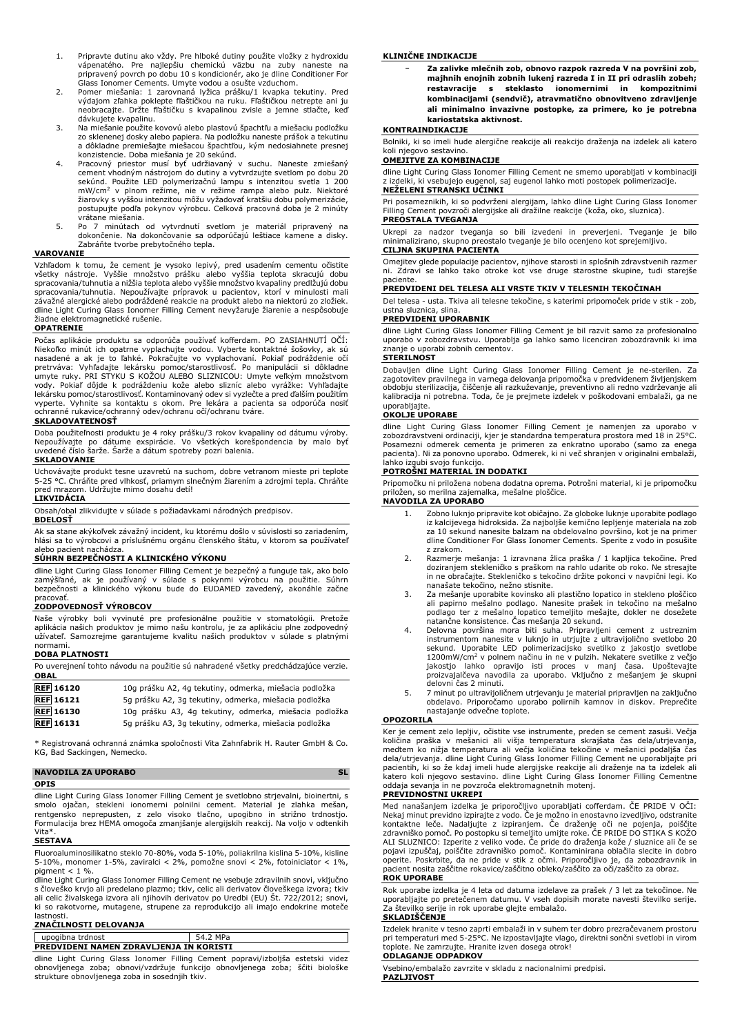1. Pripravte dutinu ako vždy. Pre hlboké dutiny použite vložky z hydroxidu vápenatého. Pre najlepšiu chemickú väzbu na zuby naneste na pripravený povrch po dobu 10 s kondicionér, ako je dline Conditioner For Glass Ionomer Cements. Umyte vodou a osušte vzduchom.
2. Pomer miešania: 1 zarovnaná lyžica prášku/1 kvapka tekutiny. Pred výdajom zľahka poklepte fľaštičkou na ruku. Fľaštičkou netrepte ani ju neobracajte. Držte fľaštičku s kvapalinou zvisle a jemne stlačte, keď dávkujete kvapalinu.
3. Na miešanie použite kovovú alebo plastovú špachtľu a miešaciu podložku zo sklenenej dosky alebo papiera. Na podložku naneste prášok a tekutinu a dôkladne premiešajte miešacou špachtľou, kým nedosiahnete presnej konzistencie. Doba miešania je 20 sekúnd.
4. Pracovný priestor musí byť udržiavaný v suchu. Naneste zmiešaný cement vhodným nástrojom do dutiny a vytvrdzujte svetlom po dobu 20 sekúnd. Použite LED polymerizačnú lampu s intenzitou svetla 1 200 mW/cm$^2$ v plnom režime, nie v režime rampa alebo pulz. Niektoré žiarovky s vyššou intenzitou môžu vyžadovať kratšiu dobu polymerizácie, postupujte podľa pokynov výrobcu. Celková pracovná doba je 2 minúty vrátane miešania.
5. Po 7 minútach od vytvrdnutí svetlom je materiál pripravený na dokončenie. Na dokončovanie sa odporúčajú leštiace kamene a disky. Zabráňte tvorbe prebytočného tepla.

**VAROVANIE**

Vzhľadom k tomu, že cement je vysoko lepivý, pred usadením cementu očistite všetky nástroje. Vyššie množstvo prášku alebo vyššia teplota skracujú dobu spracovania/tuhnutia a nižšia teplota alebo vyššie množstvo kvapaliny predlžujú dobu spracovania/tuhnutia. Nepoužívajte prípravok u pacientov, ktorí v minulosti mali závažné alergické alebo podráždené reakcie na produkt alebo na niektorú zo zložiek. dline Light Curing Glass Ionomer Filling Cement nevyžaruje žiarenie a nespôsobuje žiadne elektromagnetické rušenie.

**OPATRENIE**

Počas aplikácie produktu sa odporúča používať kofferdam. PO ZASIAHNUTÍ OČÍ: Niekoľko minút ich opatrne vyplachujte vodou. Vyberte kontaktné šošovky, ak sú nasadené a ak je to ľahké. Pokračujte vo vyplachovaní. Pokiaľ podráždenie očí pretrváva: Vyhľadajte lekársku pomoc/starostlivosť. Po manipulácii si dôkladne umyte ruky. PRI STYKU S KOŽOU ALEBO SLIZNICOU: Umyte veľkým množstvom vody. Pokiaľ dôjde k podráždeniu kože alebo slizníc alebo vyrážke: Vyhľadajte lekársku pomoc/starostlivosť. Kontaminovaný odev si vyzlečte a pred ďalším použitím vyperte. Vyhnite sa kontaktu s okom. Pre lekára a pacienta sa odporúča nosiť ochranné rukavice/ochranný odev/ochranu očí/ochranu tváre.

**SKLADOVATEĽNOSŤ**

Doba použiteľnosti produktu je 4 roky prášku/3 rokov kvapaliny od dátumu výroby. Nepoužívajte po dátume expirácie. Vo všetkých korešpondencia by malo byť uvedené číslo šarže. Šarže a dátum spotreby pozri balenia.

**SKLADOVANIE**

Uchovávajte produkt tesne uzavretú na suchom, dobre vetranom mieste pri teplote 5-25 °C. Chráňte pred vlhkosť, priamym slnečným žiarením a zdrojmi tepla. Chráňte pred mrazom. Udržujte mimo dosahu detí!

**LIKVIDÁCIA**

Obsah/obal zlikvidujte v súlade s požiadavkami národných predpisov.

**BDELOSŤ**

Ak sa stane akýkoľvek závažný incident, ku ktorému došlo v súvislosti so zariadením, hlási sa to výrobcovi a príslušnému orgánu členského štátu, v ktorom sa používateľ alebo pacient nachádza.

**SÚHRN BEZPEČNOSTI A KLINICKÉHO VÝKONU**

dline Light Curing Glass Ionomer Filling Cement je bezpečný a funguje tak, ako bolo zamýšľané, ak je používaný v súlade s pokynmi výrobcu na použitie. Súhrn bezpečnosti a klinického výkonu bude do EUDAMED zavedený, akonáhle začne pracovať.

**ZODPOVEDNOSŤ VÝROBCOV**

Naše výrobky boli vyvinuté pre profesionálne použitie v stomatológii. Pretože aplikácia našich produktov je mimo našu kontrolu, je za aplikáciu plne zodpovedný užívateľ. Samozrejme garantujeme kvalitu našich produktov v súlade s platnými normami.

**DOBA PLATNOSTI**

Po uverejnení tohto návodu na použitie sú nahradené všetky predchádzajúce verzie.

**OBAL**

| | |
|---|---|
| **REF 16120** | 10g prášku A2, 4g tekutiny, odmerka, miešacia podložka |
| **REF 16121** | 5g prášku A2, 3g tekutiny, odmerka, miešacia podložka |
| **REF 16130** | 10g prášku A3, 4g tekutiny, odmerka, miešacia podložka |
| **REF 16131** | 5g prášku A3, 3g tekutiny, odmerka, miešacia podložka |

\* Registrovaná ochranná známka spoločnosti Vita Zahnfabrik H. Rauter GmbH & Co. KG, Bad Sackingen, Nemecko.

## NAVODILA ZA UPORABO — SL

**OPIS**

dline Light Curing Glass Ionomer Filling Cement je svetlobno strjevalni, bioinertni, s smolo ojačan, stekleni ionomerni polnilni cement. Material je zlahka mešan, rentgensko neprepusten, z zelo visoko tlačno, upogibno in strižno trdnostjo. Formulacija brez HEMA omogoča zmanjšanje alergijskih reakcij. Na voljo v odtenkih Vita*.

**SESTAVA**

Fluoroaluminosilikatno steklo 70-80%, voda 5-10%, poliakrilna kislina 5-10%, kisline 5-10%, monomer 1-5%, zaviralci < 2%, pomožne snovi < 2%, fotoiniciator < 1%, pigment < 1 %.

dline Light Curing Glass Ionomer Filling Cement ne vsebuje zdravilnih snovi, vključno s človeško krvjo ali predelano plazmo; tkiv, celic ali derivatov človeškega izvora; tkiv ali celic živalskega izvora ali njihovih derivatov po Uredbi (EU) Št. 722/2012; snovi, ki so rakotvorne, mutagene, strupene za reprodukcijo ali imajo endokrine moteče lastnosti.

**ZNAČILNOSTI DELOVANJA**

| | |
|---|---|
| upogibna trdnost | 54.2 MPa |

**PREDVIDENI NAMEN ZDRAVLJENJA IN KORISTI**

dline Light Curing Glass Ionomer Filling Cement popravi/izboljša estetski videz obnovljenega zoba; obnovi/vzdržuje funkcijo obnovljenega zoba; ščiti biološke strukture obnovljenega zoba in sosednjih tkiv.

**KLINIČNE INDIKACIJE**

- **Za zalivke mlečnih zob, obnovo razpok razreda V na površini zob, majhnih enojnih zobnih lukenj razreda I in II pri odraslih zobeh; restavracije s steklasto ionomernimi in kompozitnimi kombinacijami (sendvič), atravmatično obnovitveno zdravljenje ali minimalno invazivne postopke, za primere, ko je potrebna kariostatska aktivnost.**

**KONTRAINDIKACIJE**

Bolniki, ki so imeli hude alergične reakcije ali reakcijo draženja na izdelek ali katero koli njegovo sestavino.

**OMEJITVE ZA KOMBINACIJE**

dline Light Curing Glass Ionomer Filling Cement ne smemo uporabljati v kombinaciji z izdelki, ki vsebujejo eugenol, saj eugenol lahko moti postopek polimerizacije.

**NEŽELENI STRANSKI UČINKI**

Pri posameznikih, ki so podvrženi alergijam, lahko dline Light Curing Glass Ionomer Filling Cement povzroči alergijske ali dražilne reakcije (koža, oko, sluznica).

**PREOSTALA TVEGANJA**

Ukrepi za nadzor tveganja so bili izvedeni in preverjeni. Tveganje je bilo minimalizirano, skupno preostalo tveganje je bilo ocenjeno kot sprejemljivo.

**CILJNA SKUPINA PACIENTA**

Omejitev glede populacije pacientov, njihove starosti in splošnih zdravstvenih razmer ni. Zdravi se lahko tako otroke kot vse druge starostne skupine, tudi starejše paciente.

**PREDVIDENI DEL TELESA ALI VRSTE TKIV V TELESNIH TEKOČINAH**

Del telesa - usta. Tkiva ali telesne tekočine, s katerimi pripomoček pride v stik - zob, ustna sluznica, slina.

**PREDVIDENI UPORABNIK**

dline Light Curing Glass Ionomer Filling Cement je bil razvit samo za profesionalno uporabo v zobozdravstvu. Uporablja ga lahko samo licenciran zobozdravnik ki ima znanje o uporabi zobnih cementov.

**STERILNOST**

Dobavljen dline Light Curing Glass Ionomer Filling Cement je ne-sterilen. Za zagotovitev pravilnega in varnega delovanja pripomočka v predvidenem življenjskem obdobju sterilizacija, čiščenje ali razkuževanje, preventivno ali redno vzdrževanje ali kalibracija ni potrebna. Toda, če je prejmete izdelek v poškodovani embalaži, ga ne uporabljajte.

**OKOLJE UPORABE**

dline Light Curing Glass Ionomer Filling Cement je namenjen za uporabo v zobozdravstveni ordinaciji, kjer je standardna temperatura prostora med 18 in 25°C. Posamezni odmerek cementa je primeren za enkratno uporabo (samo za enega pacienta). Ni za ponovno uporabo. Odmerek, ki ni več shranjen v originalni embalaži, lahko izgubi svojo funkcijo.

**POTROŠNI MATERIAL IN DODATKI**

Pripomočku ni priložena nobena dodatna oprema. Potrošni material, ki je pripomočku priložen, so merilna zajemalka, mešalne ploščice.

**NAVODILA ZA UPORABO**

1. Zobno luknjo pripravite kot običajno. Za globoke luknje uporabite podlago iz kalcijevega hidroksida. Za najboljše kemično lepljenje materiala na zob za 10 sekund nanesite balzam na obdelovalno površino, kot je na primer dline Conditioner For Glass Ionomer Cements. Sperite z vodo in posušite z zrakom.
2. Razmerje mešanja: 1 izravnana žlica praška / 1 kapljica tekočine. Pred doziranjem stekleničko s praškom na rahlo udarite ob roko. Ne stresajte in ne obračajte. Stekleničko s tekočino držite pokonci v navpični legi. Ko nanašate tekočino, nežno stisnite.
3. Za mešanje uporabite kovinsko ali plastično lopatico in stekleno ploščico ali papirno mešalno podlago. Nanesite prašek in tekočino na mešalno podlago ter z mešalno lopatico temeljito mešajte, dokler ne dosežete natančne konsistence. Čas mešanja 20 sekund.
4. Delovna površina mora biti suha. Pripravljeni cement z ustreznim instrumentom nanesite v luknjo in utrjujte z ultravijolično svetlobo 20 sekund. Uporabite LED polimerizacijsko svetilko z jakostjo svetlobe 1200mW/cm$^2$ v polnem načinu in ne v pulzih. Nekatere svetilke z večjo jakostjo lahko opravijo isti proces v manj časa. Upoštevajte proizvajalčeva navodila za uporabo. Vključno z mešanjem je skupni delovni čas 2 minuti.
5. 7 minut po ultravijoličnem utrjevanju je material pripravljen za zaključno obdelavo. Priporočamo uporabo polirnih kamnov in diskov. Preprečite nastajanje odvečne toplote.

**OPOZORILA**

Ker je cement zelo lepljiv, očistite vse instrumente, preden se cement zasuši. Večja količina praška v mešanici ali višja temperatura skrajšata čas dela/utrjevanja, medtem ko nižja temperatura ali večja količina tekočine v mešanici podaljša čas dela/utrjevanja. dline Light Curing Glass Ionomer Filling Cement ne uporabljajte pri pacientih, ki so že kdaj imeli hude alergijske reakcije ali draženje na ta izdelek ali katero koli njegovo sestavino. dline Light Curing Glass Ionomer Filling Cementne oddaja sevanja in ne povzroča elektromagnetnih motenj.

**PREVIDNOSTNI UKREPI**

Med nanašanjem izdelka je priporočljivo uporabljati cofferdam. ČE PRIDE V OČI: Nekaj minut previdno izpirajte z vodo. Če je možno in enostavno izvedljivo, odstranite kontaktne leče. Nadaljujte z izpiranjem. Če draženje oči ne pojenja, poiščite zdravniško pomoč. Po postopku si temeljito umijte roke. ČE PRIDE DO STIKA S KOŽO ALI SLUZNICO: Izperite z veliko vode. Če pride do draženja kože / sluznice ali če se pojavi izpuščaj, poiščite zdravniško pomoč. Kontaminirana oblačila slecite in dobro operite. Poskrbite, da ne pride v stik z očmi. Priporočljivo je, da zobozdravnik in pacient nosita zaščitne rokavice/zaščitno obleko/zaščito za oči/zaščito za obraz.

**ROK UPORABE**

Rok uporabe izdelka je 4 leta od datuma izdelave za prašek / 3 let za tekočinoe. Ne uporabljajte po pretečenem datumu. V vseh dopisih morate navesti številko serije. Za številko serije in rok uporabe glejte embalažo.

**SKLADIŠČENJE**

Izdelek hranite v tesno zaprti embalaži in v suhem ter dobro prezračevanem prostoru pri temperaturi med 5-25°C. Ne izpostavljajte vlagi, direktni sončni svetlobi in virom toplote. Ne zamrzujte. Hranite izven dosega otrok!

**ODLAGANJE ODPADKOV**

Vsebino/embalažo zavrzite v skladu z nacionalnimi predpisi.

**PAZLJIVOST**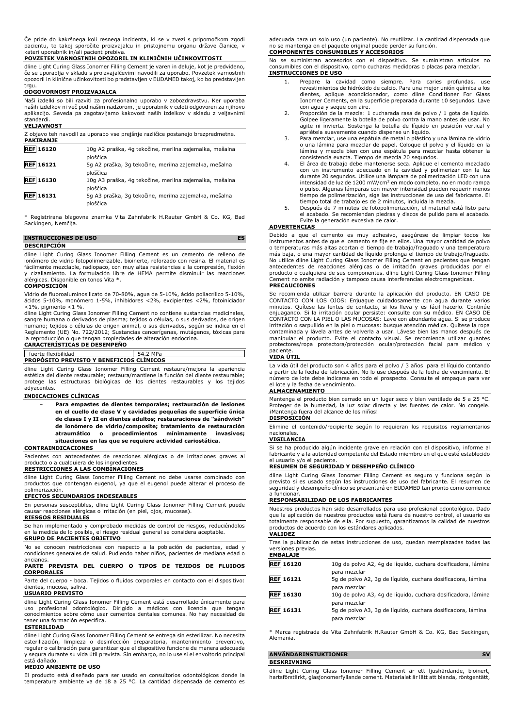Če pride do kakršnega koli resnega incidenta, ki se v zvezi s pripomočkom zgodi pacientu, to takoj sporočite proizvajalcu in pristojnemu organu države članice, v kateri uporabnik in/ali pacient prebiva.

**POVZETEK VARNOSTNIH OPOZORIL IN KLINIČNIH UČINKOVITOSTI**

dline Light Curing Glass Ionomer Filling Cement je varen in deluje, kot je predvideno, če se uporablja v skladu s proizvajalčevimi navodili za uporabo. Povzetek varnostnih opozoril in klinični učinkovitosti bo predstavljen v EUDAMED takoj, ko bo predstavljen trgu.

**ODGOVORNOST PROIZVAJALCA**

Naši izdelki so bili razviti za profesionalno uporabo v zobozdravstvu. Ker uporaba naših izdelkov ni več pod našim nadzorom, je uporabnik v celoti odgovoren za njihovo aplikacijo. Seveda pa zagotavljamo kakovost naših izdelkov v skladu z veljavnimi standardi.

**VELJAVNOST**

Z objavo teh navodil za uporabo vse prejšnje različice postanejo brezpredmetne.

**PAKIRANJE**

| | |
|---|---|
| REF 16120 | 10g A2 praška, 4g tekočine, merilna zajemalka, mešalna ploščica |
| REF 16121 | 5g A2 praška, 3g tekočine, merilna zajemalka, mešalna ploščica |
| REF 16130 | 10g A3 praška, 4g tekočine, merilna zajemalka, mešalna ploščica |
| REF 16131 | 5g A3 praška, 3g tekočine, merilna zajemalka, mešalna ploščica |

* Registrirana blagovna znamka Vita Zahnfabrik H.Rauter GmbH & Co. KG, Bad Sackingen, Nemčija.

## INSTRUCCIONES DE USO ES

**DESCRIPCIÓN**

dline Light Curing Glass Ionomer Filling Cement es un cemento de relleno de ionómero de vidrio fotopolimerizable, bioinerte, reforzado con resina. El material es fácilmente mezclable, radiopaco, con muy altas resistencias a la compresión, flexión y cizallamiento. La formulación libre de HEMA permite disminuir las reacciones alérgicas. Disponible en tonos Vita *.

**COMPOSICIÓN**

Vidrio de fluoroaluminosilicato de 70-80%, agua de 5-10%, ácido poliacrílico 5-10%, ácidos 5-10%, monómero 1-5%, inhibidores <2%, excipientes <2%, fotoiniciador <1%, pigmento <1 %.

dline Light Curing Glass Ionomer Filling Cement no contiene sustancias medicinales, sangre humana o derivados de plasma; tejidos o células, o sus derivados, de origen humano; tejidos o células de origen animal, o sus derivados, según se indica en el Reglamento (UE) No. 722/2012; Sustancias cancerígenas, mutágenos, tóxicas para la reproducción o que tengan propiedades de alteración endocrina.

**CARACTERÍSTICAS DE DESEMPEÑO**

| | |
|---|---|
| fuerte flexibilidad | 54.2 MPa |

**PROPÓSITO PREVISTO Y BENEFICIOS CLÍNICOS**

dline Light Curing Glass Ionomer Filling Cement restaura/mejora la apariencia estética del diente restaurable; restaura/mantiene la función del diente restaurable; protege las estructuras biológicas de los dientes restaurables y los tejidos adyacentes.

**INDICACIONES CLÍNICAS**

- **Para empastes de dientes temporales; restauración de lesiones en el cuello de clase V y cavidades pequeñas de superficie única de clases I y II en dientes adultos; restauraciones de "sándwich" de ionómero de vidrio/composite; tratamiento de restauración atraumático o procedimientos mínimamente invasivos; situaciones en las que se requiere actividad cariostática.**

**CONTRAINDICACIONES**

Pacientes con antecedentes de reacciones alérgicas o de irritaciones graves al producto o a cualquiera de los ingredientes.

**RESTRICCIONES A LAS COMBINACIONES**

dline Light Curing Glass Ionomer Filling Cement no debe usarse combinado con productos que contengan eugenol, ya que el eugenol puede alterar el proceso de polimerización.

**EFECTOS SECUNDARIOS INDESEABLES**

En personas susceptibles, dline Light Curing Glass Ionomer Filling Cement puede causar reacciones alérgicas o irritación (en piel, ojos, mucosas).

**RIESGOS RESIDUALES**

Se han implementado y comprobado medidas de control de riesgos, reduciéndolos en la medida de lo posible, el riesgo residual general se considera aceptable.

**GRUPO DE PACIENTES OBJETIVO**

No se conocen restricciones con respecto a la población de pacientes, edad y condiciones generales de salud. Pudiendo haber niños, pacientes de mediana edad o ancianos.

**PARTE PREVISTA DEL CUERPO O TIPOS DE TEJIDOS DE FLUIDOS CORPORALES**

Parte del cuerpo - boca. Tejidos o fluidos corporales en contacto con el dispositivo: dientes, mucosa, saliva.

**USUARIO PREVISTO**

dline Light Curing Glass Ionomer Filling Cement está desarrollado únicamente para uso profesional odontológico. Dirigido a médicos con licencia que tengan conocimientos sobre cómo usar cementos dentales comunes. No hay necesidad de tener una formación específica.

**ESTERILIDAD**

dline Light Curing Glass Ionomer Filling Cement se entrega sin esterilizar. No necesita esterilización, limpieza o desinfección preparatoria, mantenimiento preventivo, regular o calibración para garantizar que el dispositivo funcione de manera adecuada y segura durante su vida útil prevista. Sin embargo, no lo use si el envoltorio principal está dañado.

**MEDIO AMBIENTE DE USO**

El producto está diseñado para ser usado en consultorios odontológicos donde la temperatura ambiente va de 18 a 25 °C. La cantidad dispensada de cemento es adecuada para un solo uso (un paciente). No reutilizar. La cantidad dispensada que no se mantenga en el paquete original puede perder su función.

**COMPONENTES CONSUMIBLES Y ACCESORIOS**

No se suministran accesorios con el dispositivo. Se suministran artículos no consumibles con el dispositivo, como cucharas medidoras o placas para mezclar.

**INSTRUCCIONES DE USO**

1. Prepare la cavidad como siempre. Para caries profundas, use revestimientos de hidróxido de calcio. Para una mejor unión química a los dientes, aplique acondicionador, como dline Conditioner For Glass Ionomer Cements, en la superficie preparada durante 10 segundos. Lave con agua y seque con aire.
2. Proporción de la mezcla: 1 cucharada rasa de polvo / 1 gota de líquido. Golpee ligeramente la botella de polvo contra la mano antes de usar. No agite ni invierta. Sostenga la botella de líquido en posición vertical y apriétela suavemente cuando dispense un líquido.
3. Para mezclar, use una espátula de metal o plástico y una lámina de vidrio o una lámina para mezclar de papel. Coloque el polvo y el líquido en la lámina y mezcle bien con una espátula para mezclar hasta obtener la consistencia exacta. Tiempo de mezcla 20 segundos.
4. El área de trabajo debe mantenerse seca. Aplique el cemento mezclado con un instrumento adecuado en la cavidad y polimerizar con la luz durante 20 segundos. Utilice una lámpara de polimerización LED con una intensidad de luz de 1200 mW/cm$^2$ en modo completo, no en modo rampa o pulso. Algunas lámparas con mayor intensidad pueden requerir menos tiempo de polimerización, siga las instrucciones de uso del fabricante. El tiempo total de trabajo es de 2 minutos, incluida la mezcla.
5. Después de 7 minutos de fotopolimerización, el material está listo para el acabado. Se recomiendan piedras y discos de pulido para el acabado. Evite la generación excesiva de calor.

**ADVERTENCIAS**

Debido a que el cemento es muy adhesivo, asegúrese de limpiar todos los instrumentos antes de que el cemento se fije en ellos. Una mayor cantidad de polvo o temperaturas más altas acortan el tiempo de trabajo/fraguado y una temperatura más baja, o una mayor cantidad de líquido prolonga el tiempo de trabajo/fraguado. No utilice dline Light Curing Glass Ionomer Filling Cement en pacientes que tengan antecedentes de reacciones alérgicas o de irritación graves producidas por el producto o cualquiera de sus componentes. dline Light Curing Glass Ionomer Filling Cement no emite radiación y tampoco causa interferencias electromagnéticas.

**PRECAUCIONES**

Se recomienda utilizar barrera durante la aplicación del producto. EN CASO DE CONTACTO CON LOS OJOS: Enjuague cuidadosamente con agua durante varios minutos. Quítese las lentes de contacto, si los lleva y es fácil hacerlo. Continúe enjuagando. Si la irritación ocular persiste: consulte con su médico. EN CASO DE CONTACTO CON LA PIEL O LAS MUCOSAS: Lave con abundante agua. Si se produce irritación o sarpullido en la piel o mucosas: busque atención médica. Quítese la ropa contaminada y lávela antes de volverla a usar. Lávese bien las manos después de manipular el producto. Evite el contacto visual. Se recomienda utilizar guantes protectores/ropa protectora/protección ocular/protección facial para médico y paciente.

**VIDA ÚTIL**

La vida útil del producto son 4 años para el polvo / 3 años para el líquido contando a partir de la fecha de fabricación. No lo use después de la fecha de vencimiento. El número de lote debe indicarse en todo el prospecto. Consulte el empaque para ver el lote y la fecha de vencimiento.

**ALMACENAMIENTO**

Mantenga el producto bien cerrado en un lugar seco y bien ventilado de 5 a 25 °C. Proteger de la humedad, la luz solar directa y las fuentes de calor. No congele. ¡Mantenga fuera del alcance de los niños!

**DISPOSICIÓN**

Elimine el contenido/recipiente según lo requieran los requisitos reglamentarios nacionales.

**VIGILANCIA**

Si se ha producido algún incidente grave en relación con el dispositivo, informe al fabricante y a la autoridad competente del Estado miembro en el que esté establecido el usuario y/o el paciente.

**RESUMEN DE SEGURIDAD Y DESEMPEÑO CLÍNICO**

dline Light Curing Glass Ionomer Filling Cement es seguro y funciona según lo previsto si es usado según las instrucciones de uso del fabricante. El resumen de seguridad y desempeño clínico se presentará en EUDAMED tan pronto como comience a funcionar.

**RESPONSABILIDAD DE LOS FABRICANTES**

Nuestros productos han sido desarrollados para uso profesional odontológico. Dado que la aplicación de nuestros productos está fuera de nuestro control, el usuario es totalmente responsable de ella. Por supuesto, garantizamos la calidad de nuestros productos de acuerdo con los estándares aplicados.

**VALIDEZ**

Tras la publicación de estas instrucciones de uso, quedan reemplazadas todas las versiones previas.

**EMBALAJE**

| | |
|---|---|
| REF 16120 | 10g de polvo A2, 4g de líquido, cuchara dosificadora, lámina para mezclar |
| REF 16121 | 5g de polvo A2, 3g de líquido, cuchara dosificadora, lámina para mezclar |
| REF 16130 | 10g de polvo A3, 4g de líquido, cuchara dosificadora, lámina para mezclar |
| REF 16131 | 5g de polvo A3, 3g de líquido, cuchara dosificadora, lámina para mezclar |

* Marca registrada de Vita Zahnfabrik H.Rauter GmbH & Co. KG, Bad Sackingen, Alemania.

## ANVÄNDARINSTUKTIONER SV

**BESKRIVNING**

dline Light Curing Glass Ionomer Filling Cement är ett ljushärdande, bioinert, hartsförstärkt, glasjonomerfyllande cement. Materialet är lätt att blanda, röntgentätt,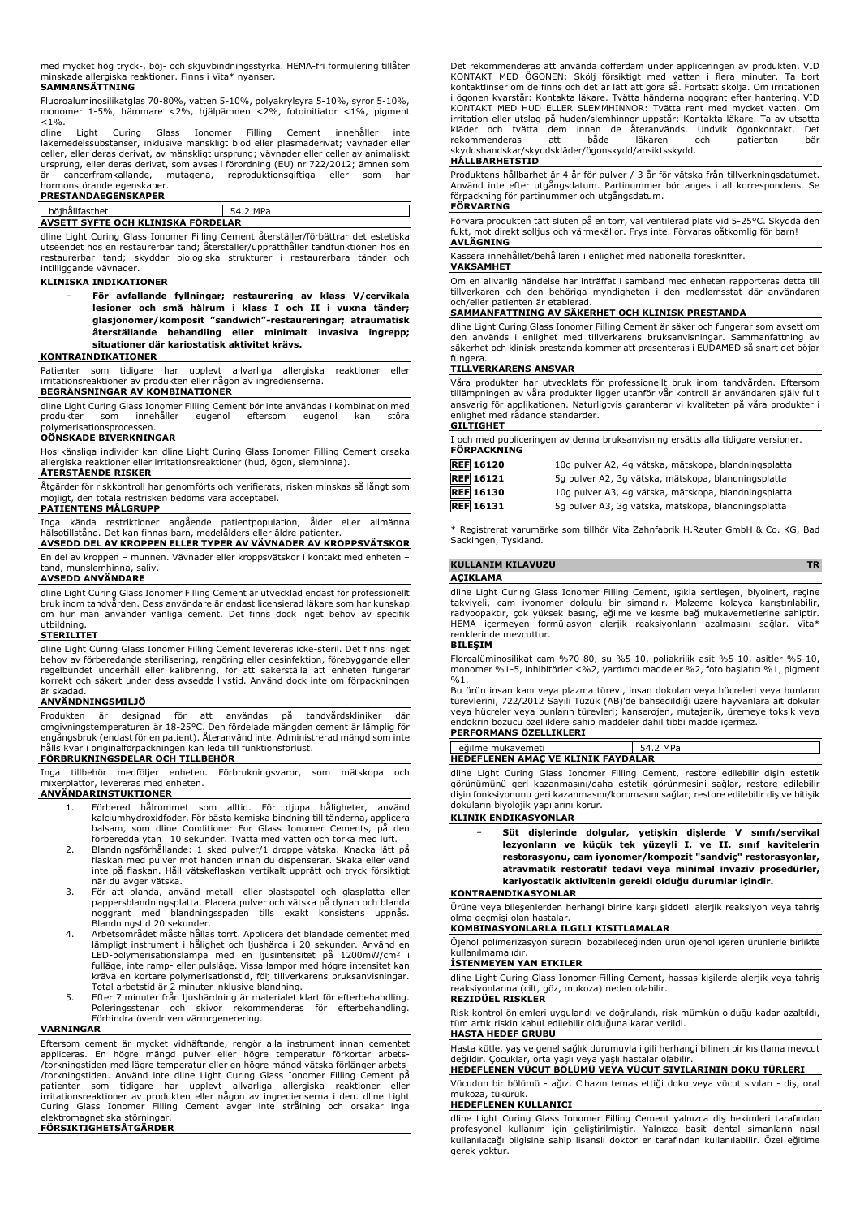med mycket hög tryck-, böj- och skjuvbindningsstyrka. HEMA-fri formulering tillåter minskade allergiska reaktioner. Finns i Vita* nyanser.

**SAMMANSÄTTNING**

Fluoroaluminosilikatglas 70-80%, vatten 5-10%, polyakrylsyra 5-10%, syror 5-10%, monomer 1-5%, hämmare <2%, hjälpämnen <2%, fotoinitiator <1%, pigment <1%.

dline Light Curing Glass Ionomer Filling Cement innehåller inte läkemedelssubstanser, inklusive mänskligt blod eller plasmaderivat; vävnader eller celler, eller deras derivat, av mänskligt ursprung; vävnader eller celler av animaliskt ursprung, eller deras derivat, som avses i förordning (EU) nr 722/2012; ämnen som är cancerframkallande, mutagena, reproduktionsgiftiga eller som har hormonstörande egenskaper.

**PRESTANDAEGENSKAPER**

| böjhållfasthet | 54.2 MPa |
|---|---|

**AVSETT SYFTE OCH KLINISKA FÖRDELAR**

dline Light Curing Glass Ionomer Filling Cement återställer/förbättrar det estetiska utseendet hos en restaurerbar tand; återställer/upprätthåller tandfunktionen hos en restaurerbar tand; skyddar biologiska strukturer i restaurerbara tänder och intilliggande vävnader.

**KLINISKA INDIKATIONER**

- **För avfallande fyllningar; restaurering av klass V/cervikala lesioner och små hålrum i klass I och II i vuxna tänder; glasjonomer/komposit "sandwich"-restaureringar; atraumatisk återställande behandling eller minimalt invasiva ingrepp; situationer där kariostatisk aktivitet krävs.**

**KONTRAINDIKATIONER**

Patienter som tidigare har upplevt allvarliga allergiska reaktioner eller irritationsreaktioner av produkten eller någon av ingredienserna.

**BEGRÄNSNINGAR AV KOMBINATIONER**

dline Light Curing Glass Ionomer Filling Cement bör inte användas i kombination med produkter som innehåller eugenol eftersom eugenol kan störa polymerisationsprocessen.

**OÖNSKADE BIVERKNINGAR**

Hos känsliga individer kan dline Light Curing Glass Ionomer Filling Cement orsaka allergiska reaktioner eller irritationsreaktioner (hud, ögon, slemhinna).

**ÅTERSTÅENDE RISKER**

Åtgärder för riskkontroll har genomförts och verifierats, risken minskas så långt som möjligt, den totala restrisken bedöms vara acceptabel.

**PATIENTENS MÅLGRUPP**

Inga kända restriktioner angående patientpopulation, ålder eller allmänna hälsotillstånd. Det kan finnas barn, medelålders eller äldre patienter.

**AVSEDD DEL AV KROPPEN ELLER TYPER AV VÄVNADER AV KROPPSVÄTSKOR**

En del av kroppen – munnen. Vävnader eller kroppsvätskor i kontakt med enheten – tand, munslemhinna, saliv.

**AVSEDD ANVÄNDARE**

dline Light Curing Glass Ionomer Filling Cement är utvecklad endast för professionellt bruk inom tandvården. Dess användare är endast licensierad läkare som har kunskap om hur man använder vanliga cement. Det finns dock inget behov av specifik utbildning.

**STERILITET**

dline Light Curing Glass Ionomer Filling Cement levereras icke-steril. Det finns inget behov av förberedande sterilisering, rengöring eller desinfektion, förebyggande eller regelbundet underhåll eller kalibrering, för att säkerställa att enheten fungerar korrekt och säkert under dess avsedda livstid. Använd dock inte om förpackningen är skadad.

**ANVÄNDNINGSMILJÖ**

Produkten är designad för att användas på tandvårdskliniker där omgivningstemperaturen är 18-25°C. Den fördelade mängden cement är lämplig för engångsbruk (endast för en patient). Återanvänd inte. Administrerad mängd som inte hålls kvar i originalförpackningen kan leda till funktionsförlust.

**FÖRBRUKNINGSDELAR OCH TILLBEHÖR**

Inga tillbehör medföljer enheten. Förbrukningsvaror, som mätskopa och mixerplattor, levereras med enheten.

**ANVÄNDARINSTUKTIONER**

1. Förbered hålrummet som alltid. För djupa håligheter, använd kalciumhydroxidfoder. För bästa kemiska bindning till tänderna, applicera balsam, som dline Conditioner For Glass Ionomer Cements, på den förberedda ytan i 10 sekunder. Tvätta med vatten och torka med luft.
2. Blandningsförhållande: 1 sked pulver/1 droppe vätska. Knacka lätt på flaskan med pulver mot handen innan du dispenserar. Skaka eller vänd inte på flaskan. Håll vätskeflaskan vertikalt upprätt och tryck försiktigt när du avger vätska.
3. För att blanda, använd metall- eller plastspatel och glasplatta eller pappersblandningsplatta. Placera pulver och vätska på dynan och blanda noggrant med blandningsspaden tills exakt konsistens uppnås. Blandningstid 20 sekunder.
4. Arbetsområdet måste hållas torrt. Applicera det blandade cementet med lämpligt instrument i hålighet och ljushärda i 20 sekunder. Använd en LED-polymerisationslampa med en ljusintensitet på 1200mW/cm² i fulläge, inte ramp- eller pulsläge. Vissa lampor med högre intensitet kan kräva en kortare polymerisationstid, följ tillverkarens bruksanvisningar. Total arbetstid är 2 minuter inklusive blandning.
5. Efter 7 minuter från ljushärdning är materialet klart för efterbehandling. Poleringsstenar och skivor rekommenderas för efterbehandling. Förhindra överdriven värmregenerering.

**VARNINGAR**

Eftersom cement är mycket vidhäftande, rengör alla instrument innan cementet appliceras. En högre mängd pulver eller högre temperatur förkortar arbets-/torkningstiden med lägre temperatur eller en högre mängd vätska förlänger arbets-/torkningstiden. Använd inte dline Light Curing Glass Ionomer Filling Cement på patienter som tidigare har upplevt allvarliga allergiska reaktioner eller irritationsreaktioner av produkten eller någon av ingredienserna i den. dline Light Curing Glass Ionomer Filling Cement avger inte strålning och orsakar inga elektromagnetiska störningar.

**FÖRSIKTIGHETSÅTGÄRDER**

Det rekommenderas att använda cofferdam under appliceringen av produkten. VID KONTAKT MED ÖGONEN: Skölj försiktigt med vatten i flera minuter. Ta bort kontaktlinser om de finns och det är lätt att göra så. Fortsätt skölja. Om irritationen i ögonen kvarstår: Kontakta läkare. Tvätta händerna noggrant efter hantering. VID KONTAKT MED HUD ELLER SLEMHINNOR: Tvätta rent med mycket vatten. Om irritation eller utslag på huden/slemhinnor uppstår: Kontakta läkare. Ta av utsatta kläder och tvätta dem innan de återanvänds. Undvik ögonkontakt. Det rekommenderas att både läkaren och patienten bär skyddshandskar/skyddskläder/ögonskydd/ansiktsskydd.

**HÅLLBARHETSTID**

Produktens hållbarhet är 4 år för pulver / 3 år för vätska från tillverkningsdatumet. Använd inte efter utgångsdatum. Partinummer bör anges i all korrespondens. Se förpackning för partinummer och utgångsdatum.

**FÖRVARING**

Förvara produkten tätt sluten på en torr, väl ventilerad plats vid 5-25°C. Skydda den fukt, mot direkt solljus och värmekällor. Frys inte. Förvaras oåtkomlig för barn!

**AVLÄGNING**

Kassera innehållet/behållaren i enlighet med nationella föreskrifter.

**VAKSAMHET**

Om en allvarlig händelse har inträffat i samband med enheten rapporteras detta till tillverkaren och den behöriga myndigheten i den medlemsstat där användaren och/eller patienten är etablerad.

**SAMMANFATTNING AV SÄKERHET OCH KLINISK PRESTANDA**

dline Light Curing Glass Ionomer Filling Cement är säker och fungerar som avsett om den används i enlighet med tillverkarens bruksanvisningar. Sammanfattning av säkerhet och klinisk prestanda kommer att presenteras i EUDAMED så snart det börjar fungera.

**TILLVERKARENS ANSVAR**

Våra produkter har utvecklats för professionellt bruk inom tandvården. Eftersom tillämpningen av våra produkter ligger utanför vår kontroll är användaren själv fullt ansvarig för applikationen. Naturligtvis garanterar vi kvaliteten på våra produkter i enlighet med rådande standarder.

**GILTIGHET**

I och med publiceringen av denna bruksanvisning ersätts alla tidigare versioner.

**FÖRPACKNING**

| | |
|---|---|
| REF 16120 | 10g pulver A2, 4g vätska, mätskopa, blandningsplatta |
| REF 16121 | 5g pulver A2, 3g vätska, mätskopa, blandningsplatta |
| REF 16130 | 10g pulver A3, 4g vätska, mätskopa, blandningsplatta |
| REF 16131 | 5g pulver A3, 3g vätska, mätskopa, blandningsplatta |

\* Registrerat varumärke som tillhör Vita Zahnfabrik H.Rauter GmbH & Co. KG, Bad Sackingen, Tyskland.

## KULLANIM KILAVUZU — TR

**AÇIKLAMA**

dline Light Curing Glass Ionomer Filling Cement, ışıkla sertleşen, biyoinert, reçine takviyeli, cam iyonomer dolgulu bir simandır. Malzeme kolayca karıştırılabilir, radyoopaktır, çok yüksek basınç, eğilme ve kesme bağ mukavemetlerine sahiptir. HEMA içermeyen formülasyon alerjik reaksiyonların azalmasını sağlar. Vita* renklerinde mevcuttur.

**BILEŞIM**

Floroalüminosilikat cam %70-80, su %5-10, poliakrilik asit %5-10, asitler %5-10, monomer %1-5, inhibitörler <%2, yardımcı maddeler %2, foto başlatıcı %1, pigment %1.

Bu ürün insan kanı veya plazma türevi, insan dokuları veya hücreleri veya bunların türevlerini, 722/2012 Sayılı Tüzük (AB)'de bahsedildiği üzere hayvanlara ait dokular veya hücreler veya bunların türevleri; kanserojen, mutajenik, üremeye toksik veya endokrin bozucu özelliklere sahip maddeler dahil tıbbi madde içermez.

**PERFORMANS ÖZELLIKLERI**

| eğilme mukavemeti | 54.2 MPa |
|---|---|

**HEDEFLENEN AMAÇ VE KLINIK FAYDALAR**

dline Light Curing Glass Ionomer Filling Cement, restore edilebilir dişin estetik görünümünü geri kazanmasını/daha estetik görünmesini sağlar, restore edilebilir dişin fonksiyonunu geri kazanmasını/korumasını sağlar; restore edilebilir diş ve bitişik dokuların biyolojik yapılarını korur.

**KLINIK ENDIKASYONLAR**

- **Süt dişlerinde dolgular, yetişkin dişlerde V sınıfı/servikal lezyonların ve küçük tek yüzeyli I. ve II. sınıf kavitelerin restorasyonu, cam iyonomer/kompozit "sandviç" restorasyonlar, atravmatik restoratif tedavi veya minimal invaziv prosedürler, kariyostatik aktivitenin gerekli olduğu durumlar içindir.**

**KONTRAENDIKASYONLAR**

Ürüne veya bileşenlerden herhangi birine karşı şiddetli alerjik reaksiyon veya tahriş olma geçmişi olan hastalar.

**KOMBINASYONLARLA ILGILI KISITLAMALAR**

Öjenol polimerizasyon sürecini bozabileceğinden ürün öjenol içeren ürünlerle birlikte kullanılmamalıdır.

**İSTENMEYEN YAN ETKILER**

dline Light Curing Glass Ionomer Filling Cement, hassas kişilerde alerjik veya tahriş reaksiyonlarına (cilt, göz, mukoza) neden olabilir.

**REZIDÜEL RISKLER**

Risk kontrol önlemleri uygulandı ve doğrulandı, risk mümkün olduğu kadar azaltıldı, tüm artık riskin kabul edilebilir olduğuna karar verildi.

**HASTA HEDEF GRUBU**

Hasta kütle, yaş ve genel sağlık durumuyla ilgili herhangi bilinen bir kısıtlama mevcut değildir. Çocuklar, orta yaşlı veya yaşlı hastalar olabilir.

**HEDEFLENEN VÜCUT BÖLÜMÜ VEYA VÜCUT SIVILARININ DOKU TÜRLERI**

Vücudun bir bölümü - ağız. Cihazın temas ettiği doku veya vücut sıvıları - diş, oral mukoza, tükürük.

**HEDEFLENEN KULLANICI**

dline Light Curing Glass Ionomer Filling Cement yalnızca diş hekimleri tarafından profesyonel kullanım için geliştirilmiştir. Yalnızca basit dental simanların nasıl kullanılacağı bilgisine sahip lisanslı doktor er tarafından kullanılabilir. Özel eğitime gerek yoktur.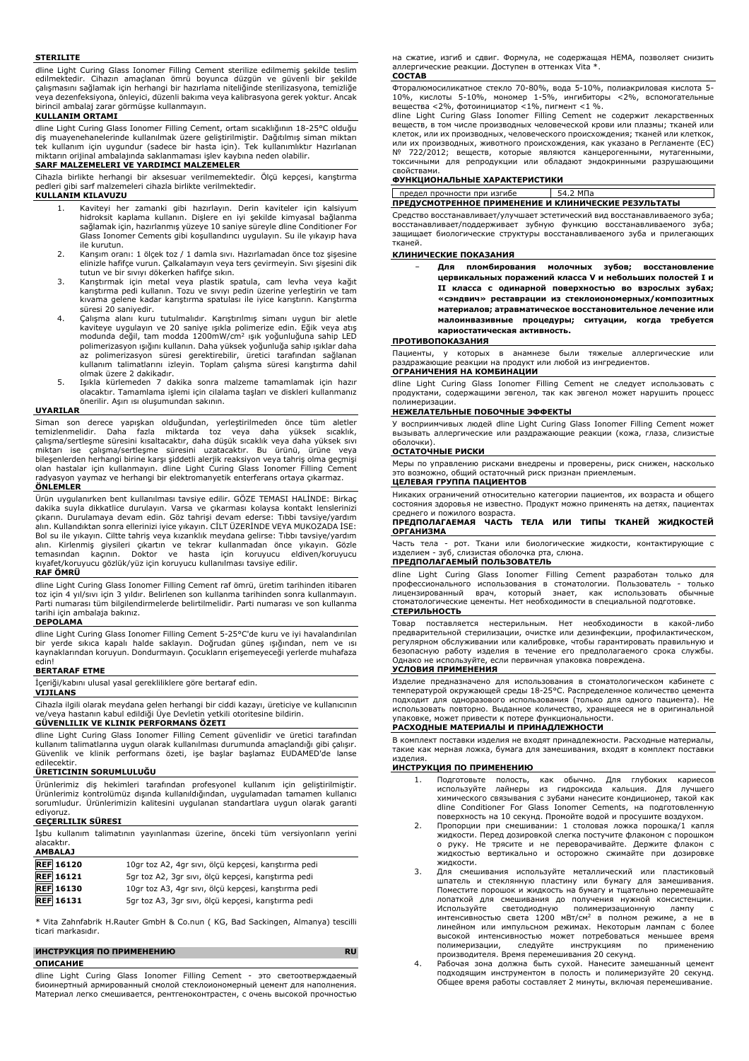**STERILITE**

dline Light Curing Glass Ionomer Filling Cement sterilize edilmemiş şekilde teslim edilmektedir. Cihazın amaçlanan ömrü boyunca düzgün ve güvenli bir şekilde çalışmasını sağlamak için herhangi bir hazırlama niteliğinde sterilizasyona, temizliğe veya dezenfeksiyona, önleyici, düzenli bakıma veya kalibrasyona gerek yoktur. Ancak birincil ambalaj zarar görmüşse kullanmayın.

**KULLANIM ORTAMI**

dline Light Curing Glass Ionomer Filling Cement, ortam sıcaklığının 18-25°C olduğu diş muayenehanelerinde kullanılmak üzere geliştirilmiştir. Dağıtılmış siman miktarı tek kullanım için uygundur (sadece bir hasta için). Tek kullanımlıktır Hazırlanan miktarın orijinal ambalajında saklanmaması işlev kaybına neden olabilir.

**SARF MALZEMELERI VE YARDIMCI MALZEMELER**

Cihazla birlikte herhangi bir aksesuar verilmemektedir. Ölçü kepçesi, karıştırma pedleri gibi sarf malzemeleri cihazla birlikte verilmektedir.

**KULLANIM KILAVUZU**

1. Kaviteyi her zamanki gibi hazırlayın. Derin kaviteler için kalsiyum hidroksit kaplama kullanın. Dişlere en iyi şekilde kimyasal bağlanma sağlamak için, hazırlanmış yüzeye 10 saniye süreyle dline Conditioner For Glass Ionomer Cements gibi koşullandırıcı uygulayın. Su ile yıkayıp hava ile kurutun.
2. Karışım oranı: 1 ölçek toz / 1 damla sıvı. Hazırlamadan önce toz şişesine elinizle hafifçe vurun. Çalkalamayın veya ters çevirmeyin. Sıvı şişesini dik tutun ve bir sıvıyı dökerken hafifçe sıkın.
3. Karıştırmak için metal veya plastik spatula, cam levha veya kağıt karıştırma pedi kullanın. Tozu ve sıvıyı pedin üzerine yerleştirin ve tam kıvama gelene kadar karıştırma spatulası ile iyice karıştırın. Karıştırma süresi 20 saniyedir.
4. Çalışma alanı kuru tutulmalıdır. Karıştırılmış simanı uygun bir aletle kaviteye uygulayın ve 20 saniye ışıkla polimerize edin. Eğik veya atış modunda değil, tam modda 1200mW/cm² ışık yoğunluğuna sahip LED polimerizasyon ışığını kullanın. Daha yüksek yoğunluğa sahip ışıklar daha az polimerizasyon süresi gerektirebilir, üretici tarafından sağlanan kullanım talimatlarını izleyin. Toplam çalışma süresi karıştırma dahil olmak üzere 2 dakikadır.
5. Işıkla kürlemeden 7 dakika sonra malzeme tamamlamak için hazır olacaktır. Tamamlama işlemi için cilalama taşları ve diskleri kullanmanız önerilir. Aşırı ısı oluşumundan sakının.

**UYARILAR**

Siman son derece yapışkan olduğundan, yerleştirilmeden önce tüm aletler temizlenmelidir. Daha fazla miktarda toz veya daha yüksek sıcaklık, çalışma/sertleşme süresini kısaltacaktır, daha düşük sıcaklık veya daha yüksek sıvı miktarı ise çalışma/sertleşme süresini uzatacaktır. Bu ürünü, ürüne veya bileşenlerden herhangi birine karşı şiddetli alerjik reaksiyon veya tahriş olma geçmişi olan hastalar için kullanmayın. dline Light Curing Glass Ionomer Filling Cement radyasyon yaymaz ve herhangi bir elektromanyetik enterferans ortaya çıkarmaz.

**ÖNLEMLER**

Ürün uygulanırken bent kullanılması tavsiye edilir. GÖZE TEMASI HALİNDE: Birkaç dakika suyla dikkatlice durulayın. Varsa ve çıkarması kolaysa kontakt lenslerinizi çıkarın. Durulamaya devam edin. Göz tahrişi devam ederse: Tıbbi tavsiye/yardım alın. Kullandıktan sonra ellerinizi iyice yıkayın. CİLT ÜZERİNDE VEYA MUKOZADA İSE: Bol su ile yıkayın. Ciltte tahriş veya kızarıklık meydana gelirse: Tıbbi tavsiye/yardım alın. Kirlenmiş giysileri çıkartın ve tekrar kullanmadan önce yıkayın. Gözle temasından kaçının. Doktor ve hasta için koruyucu eldiven/koruyucu kıyafet/koruyucu gözlük/yüz için koruyucu kullanılması tavsiye edilir.

**RAF ÖMRÜ**

dline Light Curing Glass Ionomer Filling Cement raf ömrü, üretim tarihinden itibaren toz için 4 yıl/sıvı için 3 yıldır. Belirlenen son kullanma tarihinden sonra kullanmayın. Parti numarası tüm bilgilendirmelerde belirtilmelidir. Parti numarası ve son kullanma tarihi için ambalaja bakınız.

**DEPOLAMA**

dline Light Curing Glass Ionomer Filling Cement 5-25°C'de kuru ve iyi havalandırılan bir yerde sıkıca kapalı halde saklayın. Doğrudan güneş ışığından, nem ve ısı kaynaklarından koruyun. Dondurmayın. Çocukların erişemeyeceği yerlerde muhafaza edin!

**BERTARAF ETME**

İçeriği/kabını ulusal yasal gerekliliklere göre bertaraf edin.

**VIJILANS**

Cihazla ilgili olarak meydana gelen herhangi bir ciddi kazayı, üreticiye ve kullanıcının ve/veya hastanın kabul edildiği Üye Devletin yetkili otoritesine bildirin.

**GÜVENLILIK VE KLINIK PERFORMANS ÖZETI**

dline Light Curing Glass Ionomer Filling Cement güvenlidir ve üretici tarafından kullanım talimatlarına uygun olarak kullanılması durumunda amaçlandığı gibi çalışır. Güvenlik ve klinik performans özeti, işe başlar başlamaz EUDAMED'de lanse edilecektir.

**ÜRETICININ SORUMLULUĞU**

Ürünlerimiz diş hekimleri tarafından profesyonel kullanım için geliştirilmiştir. Ürünlerimiz kontrolümüz dışında kullanıldığından, uygulamadan tamamen kullanıcı sorumludur. Ürünlerimizin kalitesini uygulanan standartlara uygun olarak garanti ediyoruz.

**GEÇERLILIK SÜRESI**

İşbu kullanım talimatının yayınlanması üzerine, önceki tüm versiyonların yerini alacaktır.

**AMBALAJ**

| | |
|---|---|
| **REF** **16120** | 10gr toz A2, 4gr sıvı, ölçü kepçesi, karıştırma pedi |
| **REF** **16121** | 5gr toz A2, 3gr sıvı, ölçü kepçesi, karıştırma pedi |
| **REF** **16130** | 10gr toz A3, 4gr sıvı, ölçü kepçesi, karıştırma pedi |
| **REF** **16131** | 5gr toz A3, 3gr sıvı, ölçü kepçesi, karıştırma pedi |

* Vita Zahnfabrik H.Rauter GmbH & Co.nun ( KG, Bad Sackingen, Almanya) tescilli ticari markasıdır.

## ИНСТРУКЦИЯ ПО ПРИМЕНЕНИЮ RU

**ОПИСАНИЕ**

dline Light Curing Glass Ionomer Filling Cement - это светоотверждаемый биоинертный армированный смолой стеклоиономерный цемент для наполнения. Материал легко смешивается, рентгеноконтрастен, с очень высокой прочностью на сжатие, изгиб и сдвиг. Формула, не содержащая HEMA, позволяет снизить аллергические реакции. Доступен в оттенках Vita *.

**СОСТАВ**

Фторалюмосиликатное стекло 70-80%, вода 5-10%, полиакриловая кислота 5-10%, кислоты 5-10%, мономер 1-5%, ингибиторы <2%, вспомогательные вещества <2%, фотоинициатор <1%, пигмент <1 %.

dline Light Curing Glass Ionomer Filling Cement не содержит лекарственных веществ, в том числе производных человеческой крови или плазмы; тканей или клеток, или их производных, человеческого происхождения; тканей или клеток, или их производных, животного происхождения, как указано в Регламенте (ЕС) № 722/2012; веществ, которые являются канцерогенными, мутагенными, токсичными для репродукции или обладают эндокринными разрушающими свойствами.

**ФУНКЦИОНАЛЬНЫЕ ХАРАКТЕРИСТИКИ**

| | |
|---|---|
| предел прочности при изгибе | 54.2 МПа |

**ПРЕДУСМОТРЕННОЕ ПРИМЕНЕНИЕ И КЛИНИЧЕСКИЕ РЕЗУЛЬТАТЫ**

Средство восстанавливает/улучшает эстетический вид восстанавливаемого зуба; восстанавливает/поддерживает зубную функцию восстанавливаемого зуба; защищает биологические структуры восстанавливаемого зуба и прилегающих тканей.

**КЛИНИЧЕСКИЕ ПОКАЗАНИЯ**

- **Для пломбирования молочных зубов; восстановление цервикальных поражений класса V и небольших полостей I и II класса с одинарной поверхностью во взрослых зубах; «сэндвич» реставрации из стеклоиономерных/композитных материалов; атравматическое восстановительное лечение или малоинвазивные процедуры; ситуации, когда требуется кариостатическая активность.**

**ПРОТИВОПОКАЗАНИЯ**

Пациенты, у которых в анамнезе были тяжелые аллергические или раздражающие реакции на продукт или любой из ингредиентов.

**ОГРАНИЧЕНИЯ НА КОМБИНАЦИИ**

dline Light Curing Glass Ionomer Filling Cement не следует использовать с продуктами, содержащими эвгенол, так как эвгенол может нарушить процесс полимеризации.

**НЕЖЕЛАТЕЛЬНЫЕ ПОБОЧНЫЕ ЭФФЕКТЫ**

У восприимчивых людей dline Light Curing Glass Ionomer Filling Cement может вызывать аллергические или раздражающие реакции (кожа, глаза, слизистые оболочки).

**ОСТАТОЧНЫЕ РИСКИ**

Меры по управлению рисками внедрены и проверены, риск снижен, насколько это возможно, общий остаточный риск признан приемлемым.

**ЦЕЛЕВАЯ ГРУППА ПАЦИЕНТОВ**

Никаких ограничений относительно категории пациентов, их возраста и общего состояния здоровья не известно. Продукт можно применять на детях, пациентах среднего и пожилого возраста.

**ПРЕДПОЛАГАЕМАЯ ЧАСТЬ ТЕЛА ИЛИ ТИПЫ ТКАНЕЙ ЖИДКОСТЕЙ ОРГАНИЗМА**

Часть тела - рот. Ткани или биологические жидкости, контактирующие с изделием - зуб, слизистая оболочка рта, слюна.

**ПРЕДПОЛАГАЕМЫЙ ПОЛЬЗОВАТЕЛЬ**

dline Light Curing Glass Ionomer Filling Cement разработан только для профессионального использования в стоматологии. Пользователь - только лицензированный врач, который знает, как использовать обычные стоматологические цементы. Нет необходимости в специальной подготовке.

**СТЕРИЛЬНОСТЬ**

Товар поставляется нестерильным. Нет необходимости в какой-либо предварительной стерилизации, очистке или дезинфекции, профилактическом, регулярном обслуживании или калибровке, чтобы гарантировать правильную и безопасную работу изделия в течение его предполагаемого срока службы. Однако не используйте, если первичная упаковка повреждена.

**УСЛОВИЯ ПРИМЕНЕНИЯ**

Изделие предназначено для использования в стоматологическом кабинете с температурой окружающей среды 18-25°C. Распределенное количество цемента подходит для одноразового использования (только для одного пациента). Не использовать повторно. Выданное количество, хранящееся не в оригинальной упаковке, может привести к потере функциональности.

**РАСХОДНЫЕ МАТЕРИАЛЫ И ПРИНАДЛЕЖНОСТИ**

В комплект поставки изделия не входят принадлежности. Расходные материалы, такие как мерная ложка, бумага для замешивания, входят в комплект поставки изделия.

**ИНСТРУКЦИЯ ПО ПРИМЕНЕНИЮ**

1. Подготовьте полость, как обычно. Для глубоких кариесов используйте лайнеры из гидроксида кальция. Для лучшего химического связывания с зубами нанесите кондиционер, такой как dline Conditioner For Glass Ionomer Cements, на подготовленную поверхность на 10 секунд. Промойте водой и просушите воздухом.
2. Пропорции при смешивании: 1 столовая ложка порошка/1 капля жидкости. Перед дозировкой слегка постучите флаконом с порошком о руку. Не трясите и не переворачивайте. Держите флакон с жидкостью вертикально и осторожно сжимайте при дозировке жидкости.
3. Для смешивания используйте металлический или пластиковый шпатель и стеклянную пластину или бумагу для замешивания. Поместите порошок и жидкость на бумагу и тщательно перемешайте лопаткой для смешивания до получения нужной консистенции. Используйте светодиодную полимеризационную лампу с интенсивностью света 1200 мВт/см² в полном режиме, а не в линейном или импульсном режимах. Некоторым лампам с более высокой интенсивностью может потребоваться меньшее время полимеризации, следуйте инструкциям по применению производителя. Время перемешивания 20 секунд.
4. Рабочая зона должна быть сухой. Нанесите замешанный цемент подходящим инструментом в полость и полимеризуйте 20 секунд. Общее время работы составляет 2 минуты, включая перемешивание.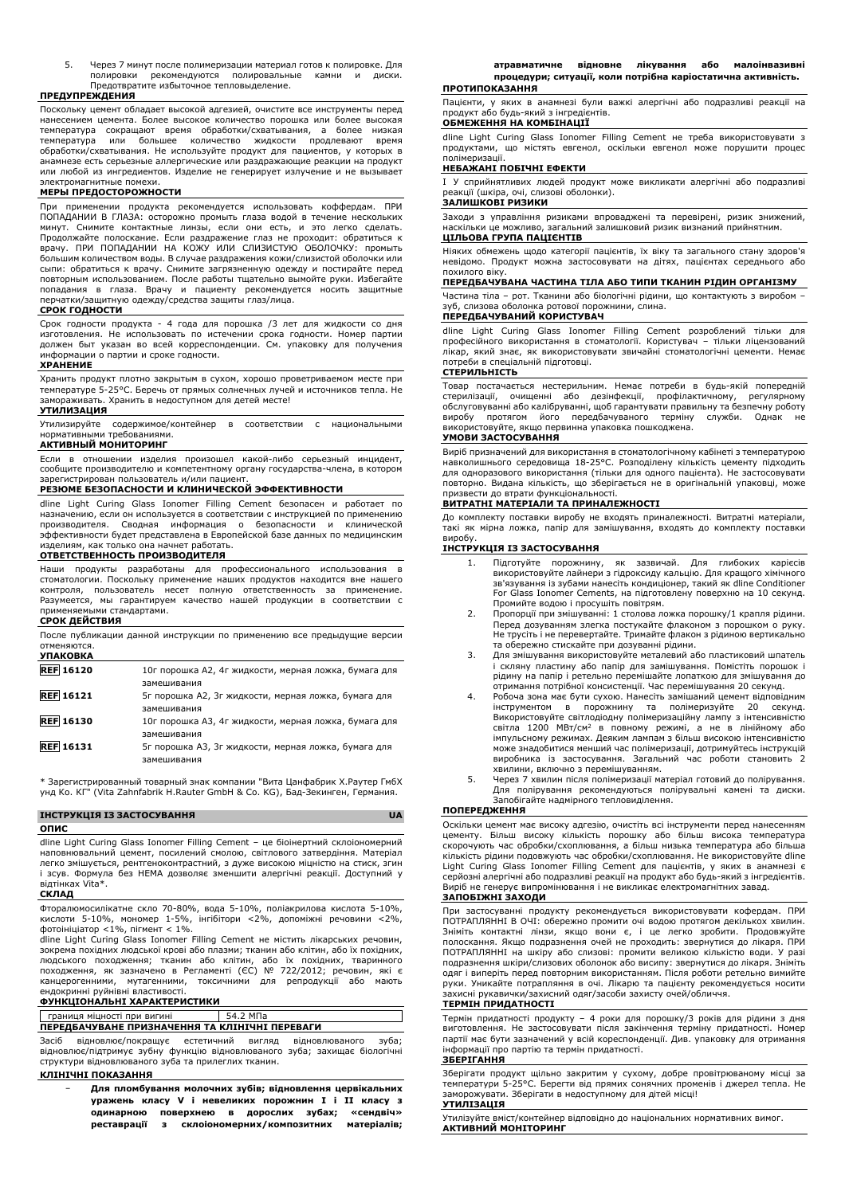5. Через 7 минут после полимеризации материал готов к полировке. Для полировки рекомендуются полировальные камни и диски. Предотвратите избыточное тепловыделение.

**ПРЕДУПРЕЖДЕНИЯ**

Поскольку цемент обладает высокой адгезией, очистите все инструменты перед нанесением цемента. Более высокое количество порошка или более высокая температура сокращают время обработки/схватывания, а более низкая температура или большее количество жидкости продлевают время обработки/схватывания. Не используйте продукт для пациентов, у которых в анамнезе есть серьезные аллергические или раздражающие реакции на продукт или любой из ингредиентов. Изделие не генерирует излучение и не вызывает электромагнитные помехи.

**МЕРЫ ПРЕДОСТОРОЖНОСТИ**

При применении продукта рекомендуется использовать коффердам. ПРИ ПОПАДАНИИ В ГЛАЗА: осторожно промыть глаза водой в течение нескольких минут. Снимите контактные линзы, если они есть, и это легко сделать. Продолжайте полоскание. Если раздражение глаз не проходит: обратиться к врачу. ПРИ ПОПАДАНИИ НА КОЖУ ИЛИ СЛИЗИСТУЮ ОБОЛОЧКУ: промыть большим количеством воды. В случае раздражения кожи/слизистой оболочки или сыпи: обратиться к врачу. Снимите загрязненную одежду и постирайте перед повторным использованием. После работы тщательно вымойте руки. Избегайте попадания в глаза. Врачу и пациенту рекомендуется носить защитные перчатки/защитную одежду/средства защиты глаз/лица.

**СРОК ГОДНОСТИ**

Срок годности продукта - 4 года для порошка /3 лет для жидкости со дня изготовления. Не использовать по истечении срока годности. Номер партии должен быть указан во всей корреспонденции. См. упаковку для получения информации о партии и сроке годности.

**ХРАНЕНИЕ**

Хранить продукт плотно закрытым в сухом, хорошо проветриваемом месте при температуре 5-25°C. Беречь от прямых солнечных лучей и источников тепла. Не замораживать. Хранить в недоступном для детей месте!

**УТИЛИЗАЦИЯ**

Утилизируйте содержимое/контейнер в соответствии с национальными нормативными требованиями.

**АКТИВНЫЙ МОНИТОРИНГ**

Если в отношении изделия произошел какой-либо серьезный инцидент, сообщите производителю и компетентному органу государства-члена, в котором зарегистрирован пользователь и/или пациент.

**РЕЗЮМЕ БЕЗОПАСНОСТИ И КЛИНИЧЕСКОЙ ЭФФЕКТИВНОСТИ**

dline Light Curing Glass Ionomer Filling Cement безопасен и работает по назначению, если он используется в соответствии с инструкцией по применению производителя. Сводная информация о безопасности и клинической эффективности будет представлена в Европейской базе данных по медицинским изделиям, как только она начнет работать.

**ОТВЕТСТВЕННОСТЬ ПРОИЗВОДИТЕЛЯ**

Наши продукты разработаны для профессионального использования в стоматологии. Поскольку применение наших продуктов находится вне нашего контроля, пользователь несет полную ответственность за применение. Разумеется, мы гарантируем качество нашей продукции в соответствии с применяемыми стандартами.

**СРОК ДЕЙСТВИЯ**

После публикации данной инструкции по применению все предыдущие версии отменяются.

**УПАКОВКА**

| | |
|---|---|
| REF 16120 | 10г порошка A2, 4г жидкости, мерная ложка, бумага для замешивания |
| REF 16121 | 5г порошка A2, 3г жидкости, мерная ложка, бумага для замешивания |
| REF 16130 | 10г порошка A3, 4г жидкости, мерная ложка, бумага для замешивания |
| REF 16131 | 5г порошка A3, 3г жидкости, мерная ложка, бумага для замешивания |

* Зарегистрированный товарный знак компании "Вита Цанфабрик Х.Раутер ГмбХ унд Ко. КГ" (Vita Zahnfabrik H.Rauter GmbH & Co. KG), Бад-Зекинген, Германия.

## ІНСТРУКЦІЯ ІЗ ЗАСТОСУВАННЯ UA

**ОПИС**

dline Light Curing Glass Ionomer Filling Cement – це біоінертний склоіономерний наповнювальний цемент, посилений смолою, світлового затвердіння. Матеріал легко змішується, рентгеноконтрастний, з дуже високою міцністю на стиск, згин і зсув. Формула без HEMA дозволяє зменшити алергічні реакції. Доступний у відтінках Vita*.

**СКЛАД**

Фторалюмосилікатне скло 70-80%, вода 5-10%, поліакрилова кислота 5-10%, кислоти 5-10%, мономер 1-5%, інгібітори <2%, допоміжні речовини <2%, фотоініціатор <1%, пігмент < 1%.

dline Light Curing Glass Ionomer Filling Cement не містить лікарських речовин, зокрема похідних людської крові або плазми; тканин або клітин, або їх похідних, людського походження; тканин або клітин, або їх похідних, тваринного походження, як зазначено в Регламенті (ЄС) № 722/2012; речовин, які є канцерогенними, мутагенними, токсичними для репродукції або мають ендокринні руйнівні властивості.

**ФУНКЦІОНАЛЬНІ ХАРАКТЕРИСТИКИ**

| | |
|---|---|
| границя міцності при вигині | 54.2 MПa |

**ПЕРЕДБАЧУВАНЕ ПРИЗНАЧЕННЯ ТА КЛІНІЧНІ ПЕРЕВАГИ**

Засіб відновлює/покращує естетичний вигляд відновлюваного зуба; відновлює/підтримує зубну функцію відновлюваного зуба; захищає біологічні структури відновлюваного зуба та прилеглих тканин.

**КЛІНІЧНІ ПОКАЗАННЯ**

- **Для пломбування молочних зубів; відновлення цервікальних уражень класу V і невеликих порожнин I і II класу з одинарною поверхнею в дорослих зубах; «сендвіч» реставрації з склоіономерних/композитних матеріалів; атравматичне відновне лікування або малоінвазивні процедури; ситуації, коли потрібна каріостатична активність.**

**ПРОТИПОКАЗАННЯ**

Пацієнти, у яких в анамнезі були важкі алергічні або подразливі реакції на продукт або будь-який з інгредієнтів.

**ОБМЕЖЕННЯ НА КОМБІНАЦІЇ**

dline Light Curing Glass Ionomer Filling Cement не треба використовувати з продуктами, що містять евгенол, оскільки евгенол може порушити процес полімеризації.

**НЕБАЖАНІ ПОБІЧНІ ЕФЕКТИ**

І У сприйнятливих людей продукт може викликати алергічні або подразливі реакції (шкіра, очі, слизові оболонки).

**ЗАЛИШКОВІ РИЗИКИ**

Заходи з управління ризиками впроваджені та перевірені, ризик знижений, наскільки це можливо, загальний залишковий ризик визнаний прийнятним.

**ЦІЛЬОВА ГРУПА ПАЦІЄНТІВ**

Ніяких обмежень щодо категорії пацієнтів, їх віку та загального стану здоров'я невідомо. Продукт можна застосовувати на дітях, пацієнтах середнього або похилого віку.

**ПЕРЕДБАЧУВАНА ЧАСТИНА ТІЛА АБО ТИПИ ТКАНИН РІДИН ОРГАНІЗМУ**

Частина тіла – рот. Тканини або біологічні рідини, що контактують з виробом – зуб, слизова оболонка ротової порожнини, слина.

**ПЕРЕДБАЧУВАНИЙ КОРИСТУВАЧ**

dline Light Curing Glass Ionomer Filling Cement розроблений тільки для професійного використання в стоматології. Користувач – тільки ліцензований лікар, який знає, як використовувати звичайні стоматологічні цементи. Немає потреби в спеціальній підготовці.

**СТЕРИЛЬНІСТЬ**

Товар постачається нестерильним. Немає потреби в будь-якій попередній стерилізації, очищенні або дезінфекції, профілактичному, регулярному обслуговуванні або калібруванні, щоб гарантувати правильну та безпечну роботу виробу протягом його передбачуваного терміну служби. Однак не використовуйте, якщо первинна упаковка пошкоджена.

**УМОВИ ЗАСТОСУВАННЯ**

Виріб призначений для використання в стоматологічному кабінеті з температурою навколишнього середовища 18-25°C. Розподілену кількість цементу підходить для одноразового використання (тільки для одного пацієнта). Не застосовувати повторно. Видана кількість, що зберігається не в оригінальній упаковці, може призвести до втрати функціональності.

**ВИТРАТНІ МАТЕРІАЛИ ТА ПРИНАЛЕЖНОСТІ**

До комплекту поставки виробу не входять приналежності. Витратні матеріали, такі як мірна ложка, папір для замішування, входять до комплекту поставки виробу.

**ІНСТРУКЦІЯ ІЗ ЗАСТОСУВАННЯ**

1. Підготуйте порожнину, як зазвичай. Для глибоких карієсів використовуйте лайнери з гідроксиду кальцію. Для кращого хімічного зв'язування з зубами нанесіть кондиціонер, такий як dline Conditioner For Glass Ionomer Cements, на підготовлену поверхню на 10 секунд. Промийте водою і просушіть повітрям.
2. Пропорції при змішуванні: 1 столова ложка порошку/1 крапля рідини. Перед дозуванням злегка постукайте флаконом з порошком о руку. Не трусіть і не перевертайте. Тримайте флакон з рідиною вертикально та обережно стискайте при дозуванні рідини.
3. Для змішування використовуйте металевий або пластиковий шпатель і скляну пластину або папір для замішування. Помістіть порошок і рідину на папір і ретельно перемішайте лопаткою для змішування до отримання потрібної консистенції. Час перемішування 20 секунд.
4. Робоча зона має бути сухою. Нанесіть замішаний цемент відповідним інструментом в порожнину та полімеризуйте 20 секунд. Використовуйте світлодіодну полімеризаційну лампу з інтенсивністю світла 1200 МВт/см² в повному режимі, а не в лінійному або імпульсному режимах. Деяким лампам з більш високою інтенсивністю може знадобитися менший час полімеризації, дотримуйтесь інструкцій виробника із застосування. Загальний час роботи становить 2 хвилини, включно з перемішуванням.
5. Через 7 хвилин після полімеризації матеріал готовий до полірування. Для полірування рекомендуються полірувальні камені та диски. Запобігайте надмірного тепловиділення.

**ПОПЕРЕДЖЕННЯ**

Оскільки цемент має високу адгезію, очистіть всі інструменти перед нанесенням цементу. Більш високу кількість порошку або більш висока температура скорочують час обробки/схоплювання, а більш низька температура або більша кількість рідини подовжують час обробки/схоплювання. Не використовуйте dline Light Curing Glass Ionomer Filling Cement для пацієнтів, у яких в анамнезі є серйозні алергічні або подразливі реакції на продукт або будь-який з інгредієнтів. Виріб не генерує випромінювання і не викликає електромагнітних завад.

**ЗАПОБІЖНІ ЗАХОДИ**

При застосуванні продукту рекомендується використовувати кофердам. ПРИ ПОТРАПЛЯННІ В ОЧІ: обережно промити очі водою протягом декількох хвилин. Зніміть контактні лінзи, якщо вони є, і це легко зробити. Продовжуйте полоскання. Якщо подразнення очей не проходить: звернутися до лікаря. ПРИ ПОТРАПЛЯННІ на шкіру або слизові: промити великою кількістю води. У разі подразнення шкіри/слизових оболонок або висипу: звернутися до лікаря. Зніміть одяг і виперіть перед повторним використанням. Після роботи ретельно вимийте руки. Уникайте потрапляння в очі. Лікарю та пацієнту рекомендується носити захисні рукавички/захисний одяг/засоби захисту очей/обличчя.

**ТЕРМІН ПРИДАТНОСТІ**

Термін придатності продукту – 4 роки для порошку/3 років для рідини з дня виготовлення. Не застосовувати після закінчення терміну придатності. Номер партії має бути зазначений у всій кореспонденції. Див. упаковку для отримання інформації про партію та термін придатності.

**ЗБЕРІГАННЯ**

Зберігати продукт щільно закритим у сухому, добре провітрюваному місці за температури 5-25°C. Берегти від прямих сонячних променів і джерел тепла. Не заморожувати. Зберігати в недоступному для дітей місці!

**УТИЛІЗАЦІЯ**

Утилізуйте вміст/контейнер відповідно до національних нормативних вимог.

**АКТИВНИЙ МОНІТОРИНГ**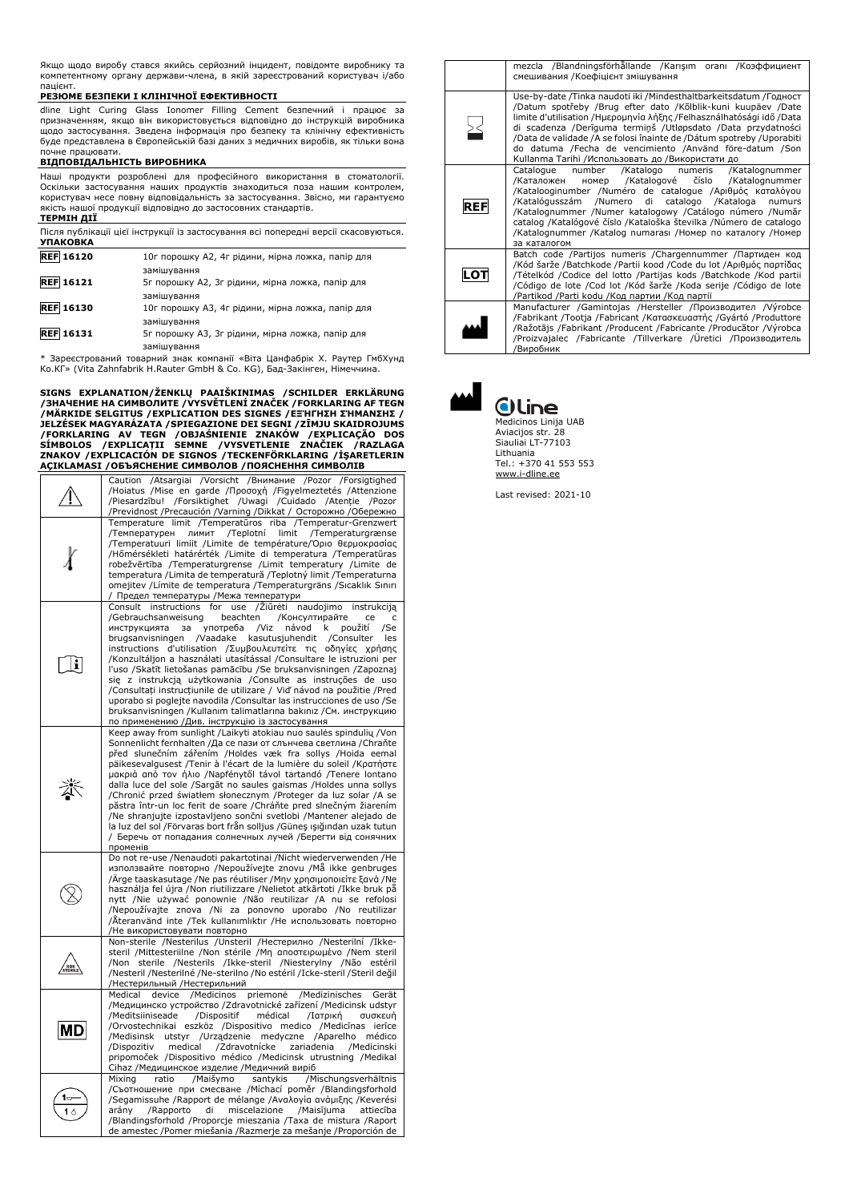Якщо щодо виробу стався якийсь серйозний інцидент, повідомте виробнику та компетентному органу держави-члена, в якій зареєстрований користувач і/або пацієнт.

**РЕЗЮМЕ БЕЗПЕКИ І КЛІНІЧНОЇ ЕФЕКТИВНОСТІ**

dline Light Curing Glass Ionomer Filling Cement безпечний і працює за призначенням, якщо він використовується відповідно до інструкцій виробника щодо застосування. Зведена інформація про безпеку та клінічну ефективність буде представлена в Європейській базі даних з медичних виробів, як тільки вона почне працювати.

**ВІДПОВІДАЛЬНІСТЬ ВИРОБНИКА**

Наші продукти розроблені для професійного використання в стоматології. Оскільки застосування наших продуктів знаходиться поза нашим контролем, користувач несе повну відповідальність за застосування. Звісно, ми гарантуємо якість нашої продукції відповідно до застосовних стандартів.

**ТЕРМІН ДІЇ**

Після публікації цієї інструкції із застосування всі попередні версії скасовуються.

**УПАКОВКА**

| | |
|---|---|
| REF 16120 | 10г порошку A2, 4г рідини, мірна ложка, папір для замішування |
| REF 16121 | 5г порошку A2, 3г рідини, мірна ложка, папір для замішування |
| REF 16130 | 10г порошку A3, 4г рідини, мірна ложка, папір для замішування |
| REF 16131 | 5г порошку A3, 3г рідини, мірна ложка, папір для замішування |

* Зареєстрований товарний знак компанії «Віта Цанфабрік Х. Раутер ГмбХунд Ко.КГ» (Vita Zahnfabrik H.Rauter GmbH & Co. KG), Бад-Закінген, Німеччина.

**SIGNS EXPLANATION/ŽENKLŲ PAAIŠKINIMAS /SCHILDER ERKLÄRUNG /ЗНАЧЕНИЕ НА СИМВОЛИТЕ /VYSVĚTLENÍ ZNAČEK /FORKLARING AF TEGN /MÄRKIDE SELGITUS /EXPLICATION DES SIGNES /ΕΞΉΓΗΣΗ ΣΉΜΑΝΣΗΣ / JELZÉSEK MAGYARÁZATA /SPIEGAZIONE DEI SEGNI /ZĪMJU SKAIDROJUMS /FORKLARING AV TEGN /OBJAŚNIENIE ZNAKÓW /EXPLICAÇÃO DOS SÍMBOLOS /EXPLICAȚII SEMNE /VYSVETLENIE ZNAČIEK /RAZLAGA ZNAKOV /EXPLICACIÓN DE SIGNOS /TECKENFÖRKLARING /İŞARETLERIN AÇIKLAMASI /ОБЪЯСНЕНИЕ СИМВОЛОВ /ПОЯСНЕННЯ СИМВОЛІВ**

| | |
|---|---|
| ⚠ | Caution /Atsargiai /Vorsicht /Внимание /Pozor /Forsigtighed /Hoiatus /Mise en garde /Προσοχή /Figyelmeztetés /Attenzione /Piesardzību! /Forsiktighet /Uwagi /Cuidado /Atenție /Pozor /Previdnost /Precaución /Varning /Dikkat / Осторожно /Обережно |
| | Temperature limit /Temperatūros riba /Temperatur-Grenzwert /Температурен лимит /Teplotní limit /Temperaturgrænse /Temperatuuri limiit /Limite de température/Όριο θερμοκρασίας /Hőmérsékleti határérték /Limite di temperatura /Temperatūras robežvērtība /Temperaturgrense /Limit temperatury /Limite de temperatura /Limita de temperatură /Teplotný limit /Temperaturna omejitev /Límite de temperatura /Temperaturgräns /Sıcaklık Sınırı / Предел температуры /Межа температури |
| i | Consult instructions for use /Žiūrėti naudojimo instrukciją /Gebrauchsanweisung beachten /Консултирайте се с инструкцията за употреба /Viz návod k použití /Se brugsanvisningen /Vaadake kasutusjuhendit /Consulter les instructions d'utilisation /Συμβουλευτείτε τις οδηγίες χρήσης /Konzultáljon a használati utasítással /Consultare le istruzioni per l'uso /Skatīt lietošanas pamācību /Se bruksanvisningen /Zapoznaj się z instrukcją użytkowania /Consulte as instruções de uso /Consultați instrucțiunile de utilizare / Viď návod na použitie /Pred uporabo si poglejte navodila /Consultar las instrucciones de uso /Se bruksanvisningen /Kullanım talimatlarına bakınız /См. инструкцию по применению /Див. інструкцію із застосування |
| | Keep away from sunlight /Laikyti atokiau nuo saulės spindulių /Von Sonnenlicht fernhalten /Да се пази от слънчева светлина /Chraňte před slunečním zářením /Holdes væk fra sollys /Hoida eemal päikesevalgusest /Tenir à l'écart de la lumière du soleil /Κρατήστε μακριά από τον ήλιο /Napfénytől távol tartandó /Tenere lontano dalla luce del sole /Sargāt no saules gaismas /Holdes unna sollys /Chronić przed światłem słonecznym /Proteger da luz solar /A se păstra într-un loc ferit de soare /Chráňte pred slnečným žiarením /Ne shranjujte izpostavljeno sončni svetlobi /Mantener alejado de la luz del sol /Förvaras bort från solljus /Güneş ışığından uzak tutun / Беречь от попадания солнечных лучей /Берегти від сонячних променів |
| | Do not re-use /Nenaudoti pakartotinai /Nicht wiederverwenden /Не използвайте повторно /Nepoužívejte znovu /Må ikke genbruges /Ärge taaskasutage /Ne pas réutiliser /Μην χρησιμοποιείτε ξανά /Ne használja fel újra /Non riutilizzare /Nelietot atkārtoti /Ikke bruk på nytt /Nie używać ponownie /Não reutilizar /A nu se refolosi /Nepoužívajte znova /Ni za ponovno uporabo /No reutilizar /Återanvänd inte /Tek kullanımlıktır /Не использовать повторно /Не використовувати повторно |
| NON STERILE | Non-sterile /Nesterilus /Unsteril /Нестерилно /Nesterilní /Ikke-steril /Mittesteriilne /Non stérile /Μη αποστειρωμένο /Nem steril /Non sterile /Nesterils /Ikke-steril /Niesterylny /Não estéril /Nesteril /Nesterilné /Ne-sterilno /No estéril /Icke-steril /Steril değil /Нестерильный /Нестерильний |
| MD | Medical device /Medicinos priemonė /Medizinisches Gerät /Медицинско устройство /Zdravotnické zařízení /Medicinsk udstyr /Meditsiiniseade /Dispositif médical /Ιατρική συσκευή /Orvostechnikai eszköz /Dispositivo medico /Medicīnas ierīce /Medisinsk utstyr /Urządzenie medyczne /Aparelho médico /Dispozitiv medical /Zdravotnícke zariadenia /Medicinski pripomoček /Dispositivo médico /Medicinsk utrustning /Medikal Cihaz /Медицинское изделие /Медичний виріб |
| | Mixing ratio /Maišymo santykis /Mischungsverhältnis /Съотношение при смесване /Míchací poměr /Blandingsforhold /Segamissuhe /Rapport de mélange /Αναλογία ανάμιξης /Keverési arány /Rapporto di miscelazione /Maisījuma attiecība /Blandingsforhold /Proporcje mieszania /Taxa de mistura /Raport de amestec /Pomer miešania /Razmerje za mešanje /Proporción de mezcla /Blandningsförhållande /Karışım oranı /Коэффициент смешивания /Коефіцієнт змішування |
| | Use-by-date /Tinka naudoti iki /Mindesthaltbarkeitsdatum /Годност /Datum spotřeby /Brug efter dato /Kõlblik-kuni kuupäev /Date limite d'utilisation /Ημερομηνία λήξης /Felhasználhatósági idő /Data di scadenza /Derīguma termiņš /Utløpsdato /Data przydatności /Data de validade /A se folosi înainte de /Dátum spotreby /Uporabiti do datuma /Fecha de vencimiento /Använd före-datum /Son Kullanma Tarihi /Использовать до /Використати до |
| REF | Catalogue number /Katalogo numeris /Katalognummer /Каталожен номер /Katalogové číslo /Katalognummer /Katalooginumber /Numéro de catalogue /Αριθμός καταλόγου /Katalógusszám /Numero di catalogo /Kataloga numurs /Katalognummer /Numer katalogowy /Catálogo número /Număr catalog /Katalógové číslo /Kataloška številka /Número de catalogo /Katalognummer /Katalog numarası /Номер по каталогу /Номер за каталогом |
| LOT | Batch code /Partijos numeris /Chargennummer /Партиден код /Kód šarže /Batchkode /Partii kood /Code du lot /Αριθμός παρτίδας /Tételkód /Codice del lotto /Partijas kods /Batchkode /Kod partii /Código de lote /Cod lot /Kód šarže /Koda serije /Código de lote /Partikod /Parti kodu /Код партии /Код партії |
| | Manufacturer /Gamintojas /Hersteller /Производител /Výrobce /Fabrikant /Tootja /Fabricant /Κατασκευαστής /Gyártó /Produttore /Ražotājs /Fabrikant /Producent /Fabricante /Producător /Výrobca /Proizvajalec /Fabricante /Tillverkare /Üretici /Производитель /Виробник |

dline

Medicinos Linija UAB
Aviacijos str. 28
Siauliai LT-77103
Lithuania
Tel.: +370 41 553 553
www.i-dline.ee

Last revised: 2021-10